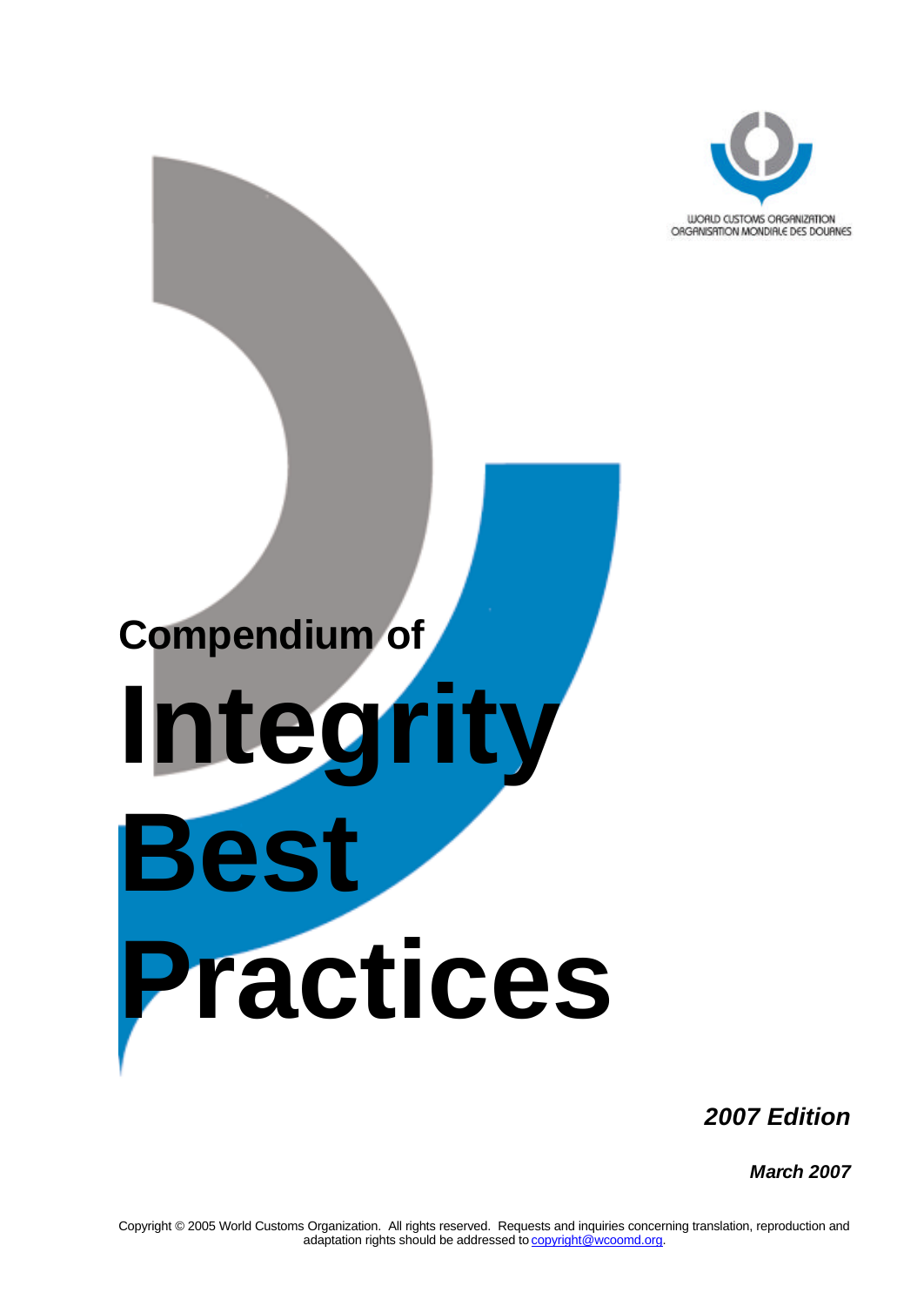WORLD CUSTOMS ORGANIZATION
ORGANISATION MONDIALE DES DOUANES

# Compendium of Integrity Best Practices

***2007 Edition***

***March 2007***

Copyright © 2005 World Customs Organization. All rights reserved. Requests and inquiries concerning translation, reproduction and adaptation rights should be addressed to copyright@wcoomd.org.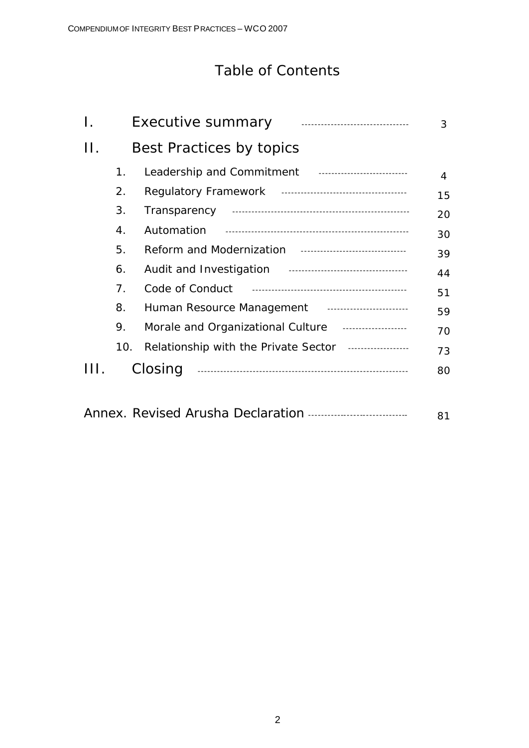# Table of Contents

| | | |
|---|---|---|
| I. | Executive summary | 3 |
| II. | Best Practices by topics | |
| | 1. Leadership and Commitment | 4 |
| | 2. Regulatory Framework | 15 |
| | 3. Transparency | 20 |
| | 4. Automation | 30 |
| | 5. Reform and Modernization | 39 |
| | 6. Audit and Investigation | 44 |
| | 7. Code of Conduct | 51 |
| | 8. Human Resource Management | 59 |
| | 9. Morale and Organizational Culture | 70 |
| | 10. Relationship with the Private Sector | 73 |
| III. | Closing | 80 |
| | Annex. Revised Arusha Declaration | 81 |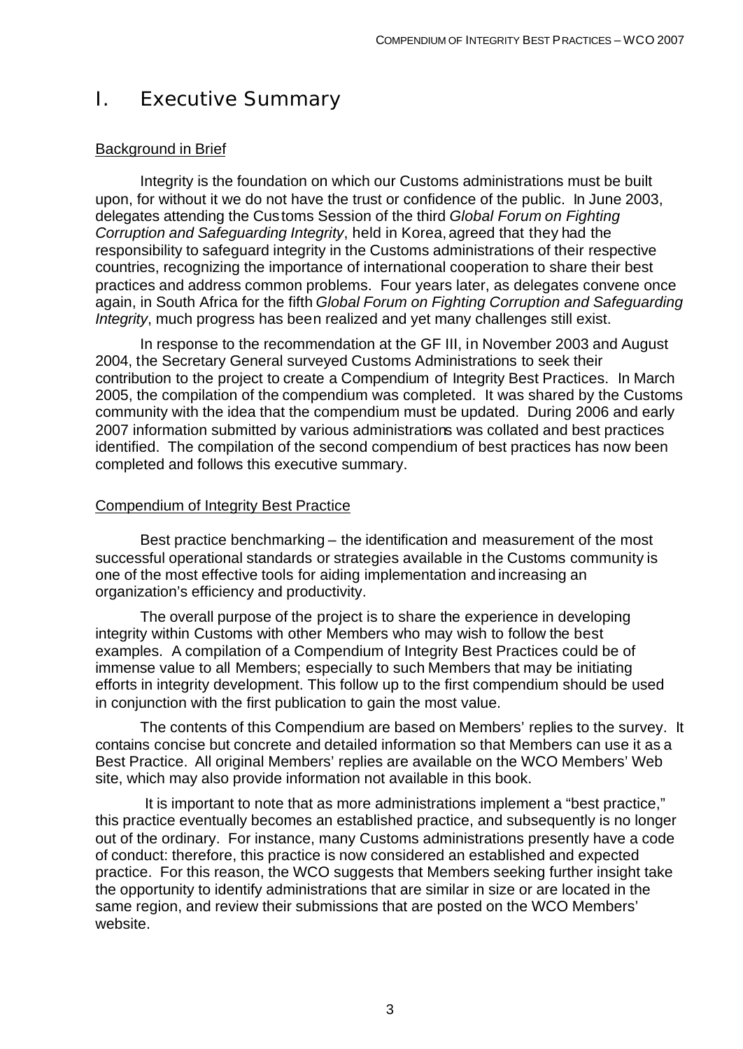# I. Executive Summary

## Background in Brief

Integrity is the foundation on which our Customs administrations must be built upon, for without it we do not have the trust or confidence of the public. In June 2003, delegates attending the Customs Session of the third *Global Forum on Fighting Corruption and Safeguarding Integrity*, held in Korea, agreed that they had the responsibility to safeguard integrity in the Customs administrations of their respective countries, recognizing the importance of international cooperation to share their best practices and address common problems. Four years later, as delegates convene once again, in South Africa for the fifth *Global Forum on Fighting Corruption and Safeguarding Integrity*, much progress has been realized and yet many challenges still exist.

In response to the recommendation at the GF III, in November 2003 and August 2004, the Secretary General surveyed Customs Administrations to seek their contribution to the project to create a Compendium of Integrity Best Practices. In March 2005, the compilation of the compendium was completed. It was shared by the Customs community with the idea that the compendium must be updated. During 2006 and early 2007 information submitted by various administrations was collated and best practices identified. The compilation of the second compendium of best practices has now been completed and follows this executive summary.

## Compendium of Integrity Best Practice

Best practice benchmarking – the identification and measurement of the most successful operational standards or strategies available in the Customs community is one of the most effective tools for aiding implementation and increasing an organization's efficiency and productivity.

The overall purpose of the project is to share the experience in developing integrity within Customs with other Members who may wish to follow the best examples. A compilation of a Compendium of Integrity Best Practices could be of immense value to all Members; especially to such Members that may be initiating efforts in integrity development. This follow up to the first compendium should be used in conjunction with the first publication to gain the most value.

The contents of this Compendium are based on Members' replies to the survey. It contains concise but concrete and detailed information so that Members can use it as a Best Practice. All original Members' replies are available on the WCO Members' Web site, which may also provide information not available in this book.

It is important to note that as more administrations implement a "best practice," this practice eventually becomes an established practice, and subsequently is no longer out of the ordinary. For instance, many Customs administrations presently have a code of conduct: therefore, this practice is now considered an established and expected practice. For this reason, the WCO suggests that Members seeking further insight take the opportunity to identify administrations that are similar in size or are located in the same region, and review their submissions that are posted on the WCO Members' website.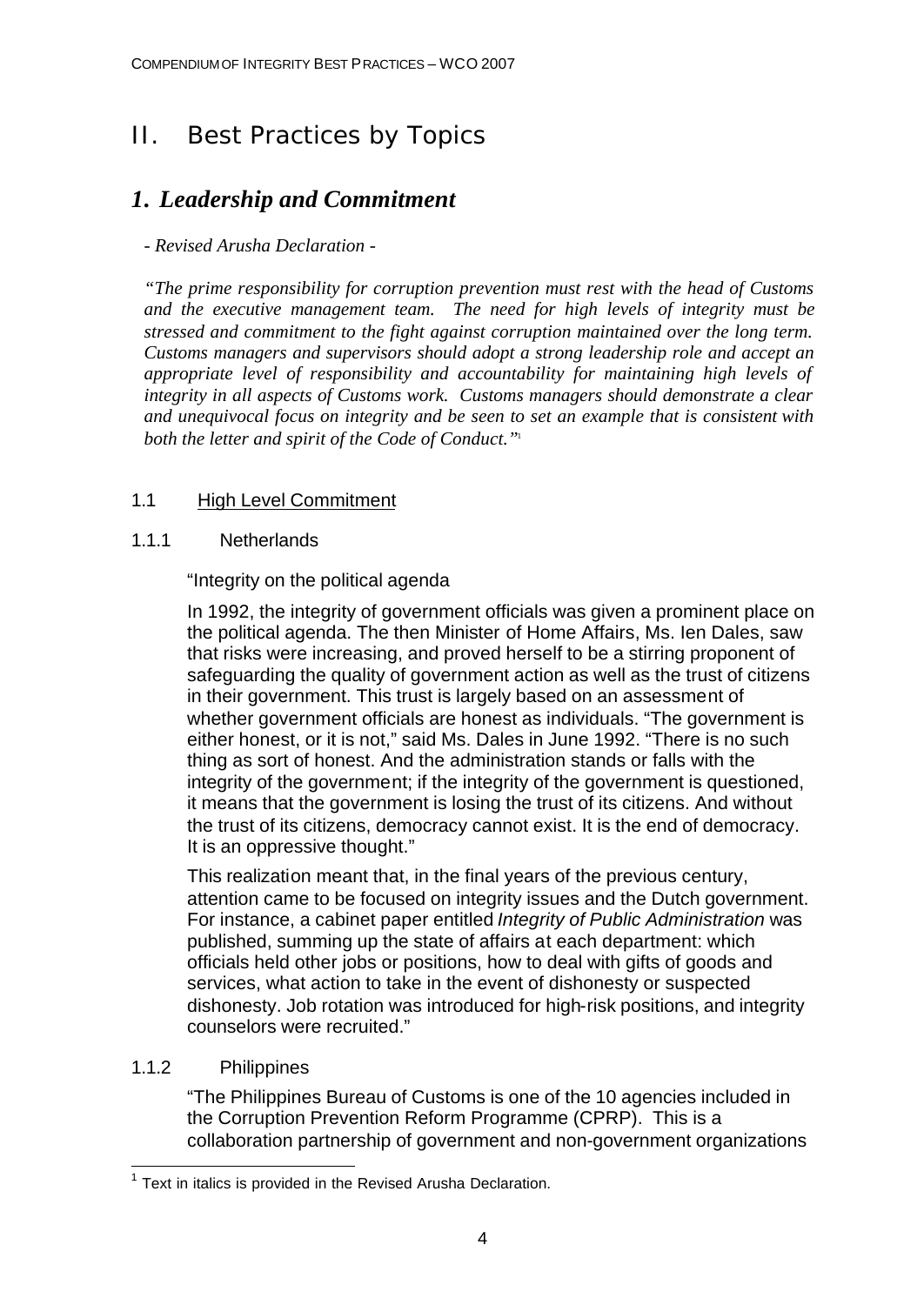# II. Best Practices by Topics

## *1. Leadership and Commitment*

*- Revised Arusha Declaration -*

*"The prime responsibility for corruption prevention must rest with the head of Customs and the executive management team. The need for high levels of integrity must be stressed and commitment to the fight against corruption maintained over the long term. Customs managers and supervisors should adopt a strong leadership role and accept an appropriate level of responsibility and accountability for maintaining high levels of integrity in all aspects of Customs work. Customs managers should demonstrate a clear and unequivocal focus on integrity and be seen to set an example that is consistent with both the letter and spirit of the Code of Conduct."*[1]

### 1.1 High Level Commitment

#### 1.1.1 Netherlands

"Integrity on the political agenda

In 1992, the integrity of government officials was given a prominent place on the political agenda. The then Minister of Home Affairs, Ms. Ien Dales, saw that risks were increasing, and proved herself to be a stirring proponent of safeguarding the quality of government action as well as the trust of citizens in their government. This trust is largely based on an assessment of whether government officials are honest as individuals. "The government is either honest, or it is not," said Ms. Dales in June 1992. "There is no such thing as sort of honest. And the administration stands or falls with the integrity of the government; if the integrity of the government is questioned, it means that the government is losing the trust of its citizens. And without the trust of its citizens, democracy cannot exist. It is the end of democracy. It is an oppressive thought."

This realization meant that, in the final years of the previous century, attention came to be focused on integrity issues and the Dutch government. For instance, a cabinet paper entitled *Integrity of Public Administration* was published, summing up the state of affairs at each department: which officials held other jobs or positions, how to deal with gifts of goods and services, what action to take in the event of dishonesty or suspected dishonesty. Job rotation was introduced for high-risk positions, and integrity counselors were recruited."

#### 1.1.2 Philippines

"The Philippines Bureau of Customs is one of the 10 agencies included in the Corruption Prevention Reform Programme (CPRP). This is a collaboration partnership of government and non-government organizations

---

[1] Text in italics is provided in the Revised Arusha Declaration.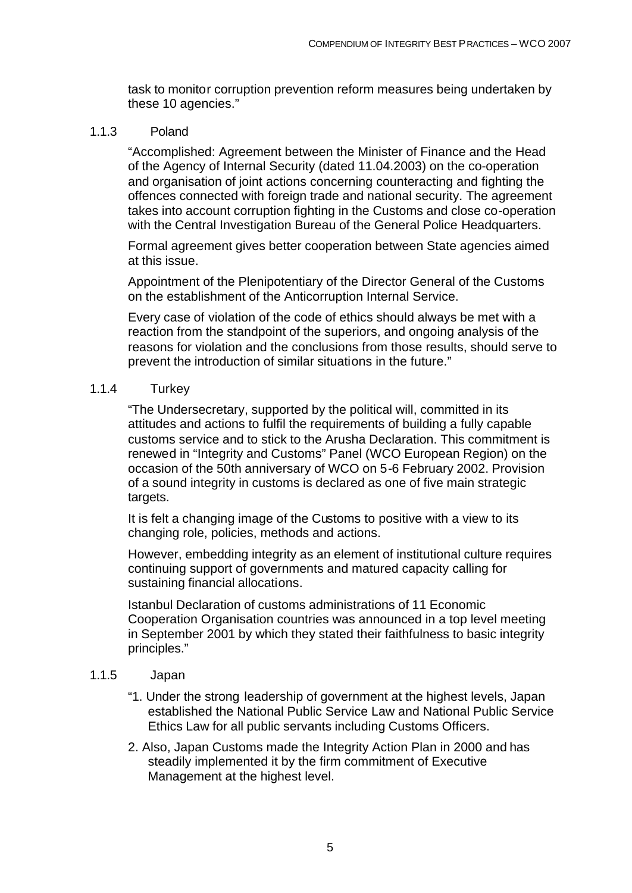task to monitor corruption prevention reform measures being undertaken by these 10 agencies."

#### 1.1.3 Poland

"Accomplished: Agreement between the Minister of Finance and the Head of the Agency of Internal Security (dated 11.04.2003) on the co-operation and organisation of joint actions concerning counteracting and fighting the offences connected with foreign trade and national security. The agreement takes into account corruption fighting in the Customs and close co-operation with the Central Investigation Bureau of the General Police Headquarters.

Formal agreement gives better cooperation between State agencies aimed at this issue.

Appointment of the Plenipotentiary of the Director General of the Customs on the establishment of the Anticorruption Internal Service.

Every case of violation of the code of ethics should always be met with a reaction from the standpoint of the superiors, and ongoing analysis of the reasons for violation and the conclusions from those results, should serve to prevent the introduction of similar situations in the future."

#### 1.1.4 Turkey

"The Undersecretary, supported by the political will, committed in its attitudes and actions to fulfil the requirements of building a fully capable customs service and to stick to the Arusha Declaration. This commitment is renewed in "Integrity and Customs" Panel (WCO European Region) on the occasion of the 50th anniversary of WCO on 5-6 February 2002. Provision of a sound integrity in customs is declared as one of five main strategic targets.

It is felt a changing image of the Customs to positive with a view to its changing role, policies, methods and actions.

However, embedding integrity as an element of institutional culture requires continuing support of governments and matured capacity calling for sustaining financial allocations.

Istanbul Declaration of customs administrations of 11 Economic Cooperation Organisation countries was announced in a top level meeting in September 2001 by which they stated their faithfulness to basic integrity principles."

#### 1.1.5 Japan

"1. Under the strong leadership of government at the highest levels, Japan established the National Public Service Law and National Public Service Ethics Law for all public servants including Customs Officers.

2. Also, Japan Customs made the Integrity Action Plan in 2000 and has steadily implemented it by the firm commitment of Executive Management at the highest level.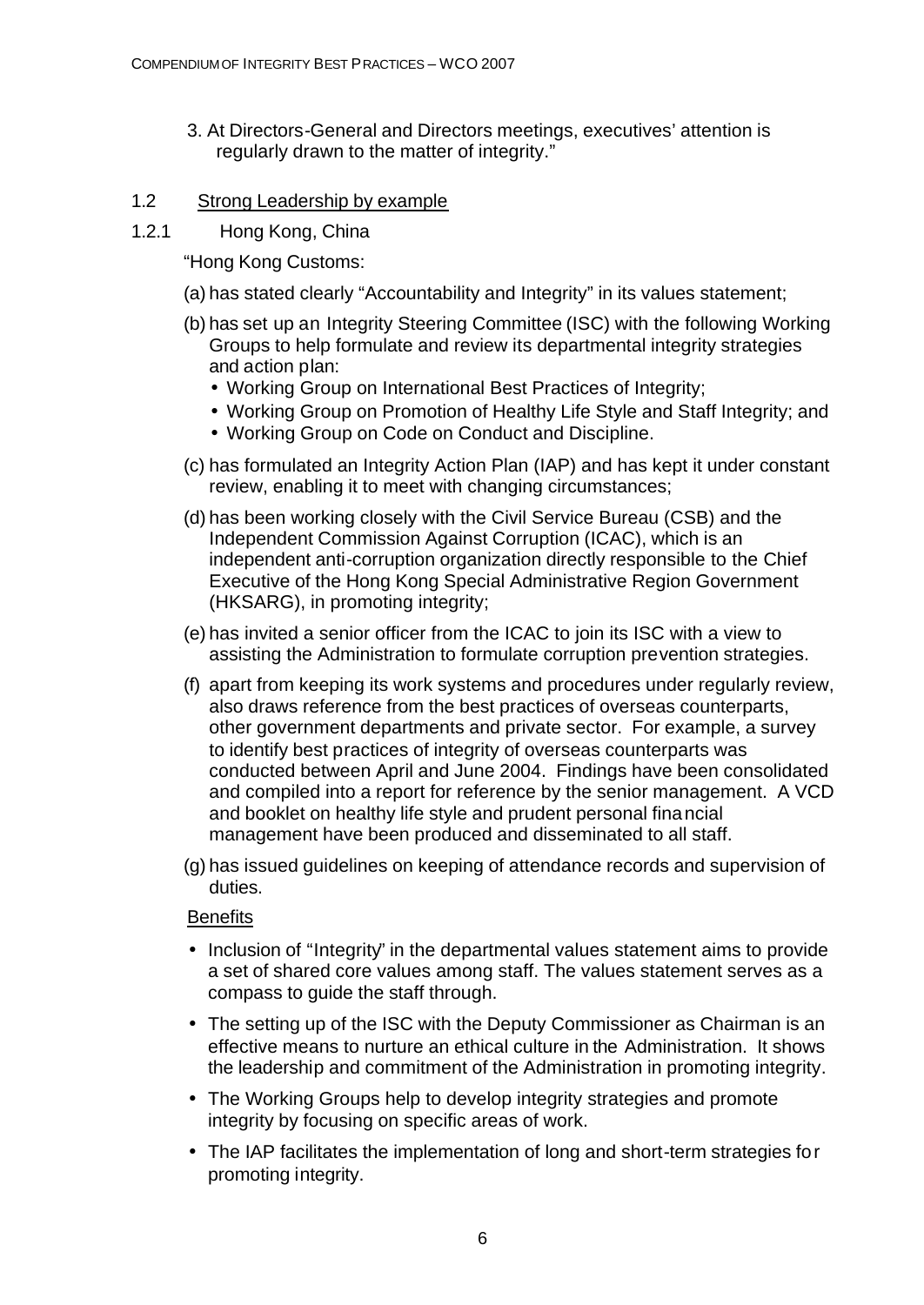3. At Directors-General and Directors meetings, executives' attention is regularly drawn to the matter of integrity."

## 1.2 Strong Leadership by example

### 1.2.1 Hong Kong, China

"Hong Kong Customs:

(a) has stated clearly "Accountability and Integrity" in its values statement;

(b) has set up an Integrity Steering Committee (ISC) with the following Working Groups to help formulate and review its departmental integrity strategies and action plan:
- Working Group on International Best Practices of Integrity;
- Working Group on Promotion of Healthy Life Style and Staff Integrity; and
- Working Group on Code on Conduct and Discipline.

(c) has formulated an Integrity Action Plan (IAP) and has kept it under constant review, enabling it to meet with changing circumstances;

(d) has been working closely with the Civil Service Bureau (CSB) and the Independent Commission Against Corruption (ICAC), which is an independent anti-corruption organization directly responsible to the Chief Executive of the Hong Kong Special Administrative Region Government (HKSARG), in promoting integrity;

(e) has invited a senior officer from the ICAC to join its ISC with a view to assisting the Administration to formulate corruption prevention strategies.

(f) apart from keeping its work systems and procedures under regularly review, also draws reference from the best practices of overseas counterparts, other government departments and private sector. For example, a survey to identify best practices of integrity of overseas counterparts was conducted between April and June 2004. Findings have been consolidated and compiled into a report for reference by the senior management. A VCD and booklet on healthy life style and prudent personal financial management have been produced and disseminated to all staff.

(g) has issued guidelines on keeping of attendance records and supervision of duties.

Benefits

- Inclusion of "Integrity" in the departmental values statement aims to provide a set of shared core values among staff. The values statement serves as a compass to guide the staff through.
- The setting up of the ISC with the Deputy Commissioner as Chairman is an effective means to nurture an ethical culture in the Administration. It shows the leadership and commitment of the Administration in promoting integrity.
- The Working Groups help to develop integrity strategies and promote integrity by focusing on specific areas of work.
- The IAP facilitates the implementation of long and short-term strategies for promoting integrity.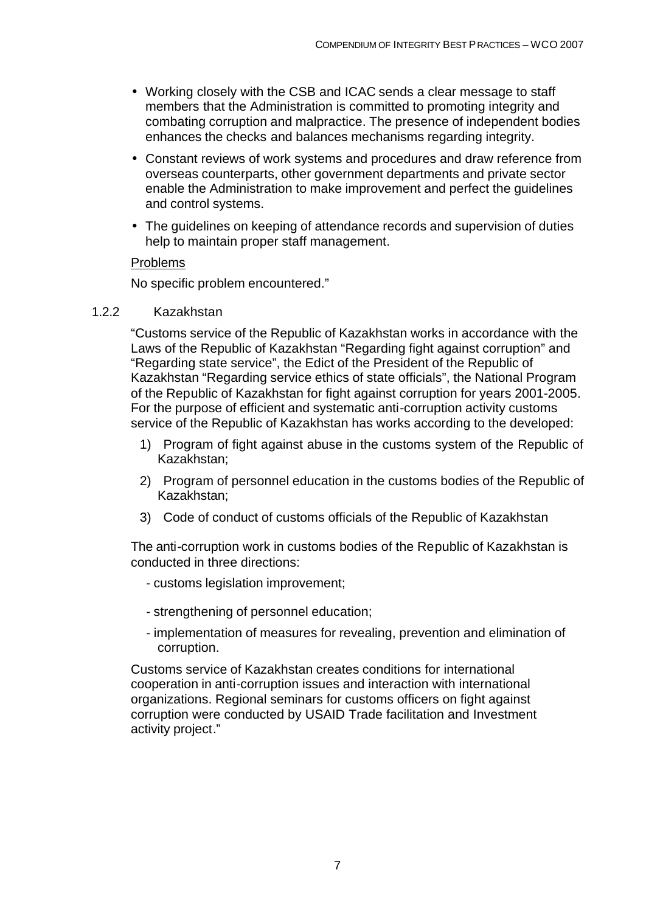- Working closely with the CSB and ICAC sends a clear message to staff members that the Administration is committed to promoting integrity and combating corruption and malpractice. The presence of independent bodies enhances the checks and balances mechanisms regarding integrity.
- Constant reviews of work systems and procedures and draw reference from overseas counterparts, other government departments and private sector enable the Administration to make improvement and perfect the guidelines and control systems.
- The guidelines on keeping of attendance records and supervision of duties help to maintain proper staff management.

<u>Problems</u>

No specific problem encountered."

### 1.2.2 Kazakhstan

"Customs service of the Republic of Kazakhstan works in accordance with the Laws of the Republic of Kazakhstan "Regarding fight against corruption" and "Regarding state service", the Edict of the President of the Republic of Kazakhstan "Regarding service ethics of state officials", the National Program of the Republic of Kazakhstan for fight against corruption for years 2001-2005. For the purpose of efficient and systematic anti-corruption activity customs service of the Republic of Kazakhstan has works according to the developed:

1) Program of fight against abuse in the customs system of the Republic of Kazakhstan;
2) Program of personnel education in the customs bodies of the Republic of Kazakhstan;
3) Code of conduct of customs officials of the Republic of Kazakhstan

The anti-corruption work in customs bodies of the Republic of Kazakhstan is conducted in three directions:

- customs legislation improvement;
- strengthening of personnel education;
- implementation of measures for revealing, prevention and elimination of corruption.

Customs service of Kazakhstan creates conditions for international cooperation in anti-corruption issues and interaction with international organizations. Regional seminars for customs officers on fight against corruption were conducted by USAID Trade facilitation and Investment activity project."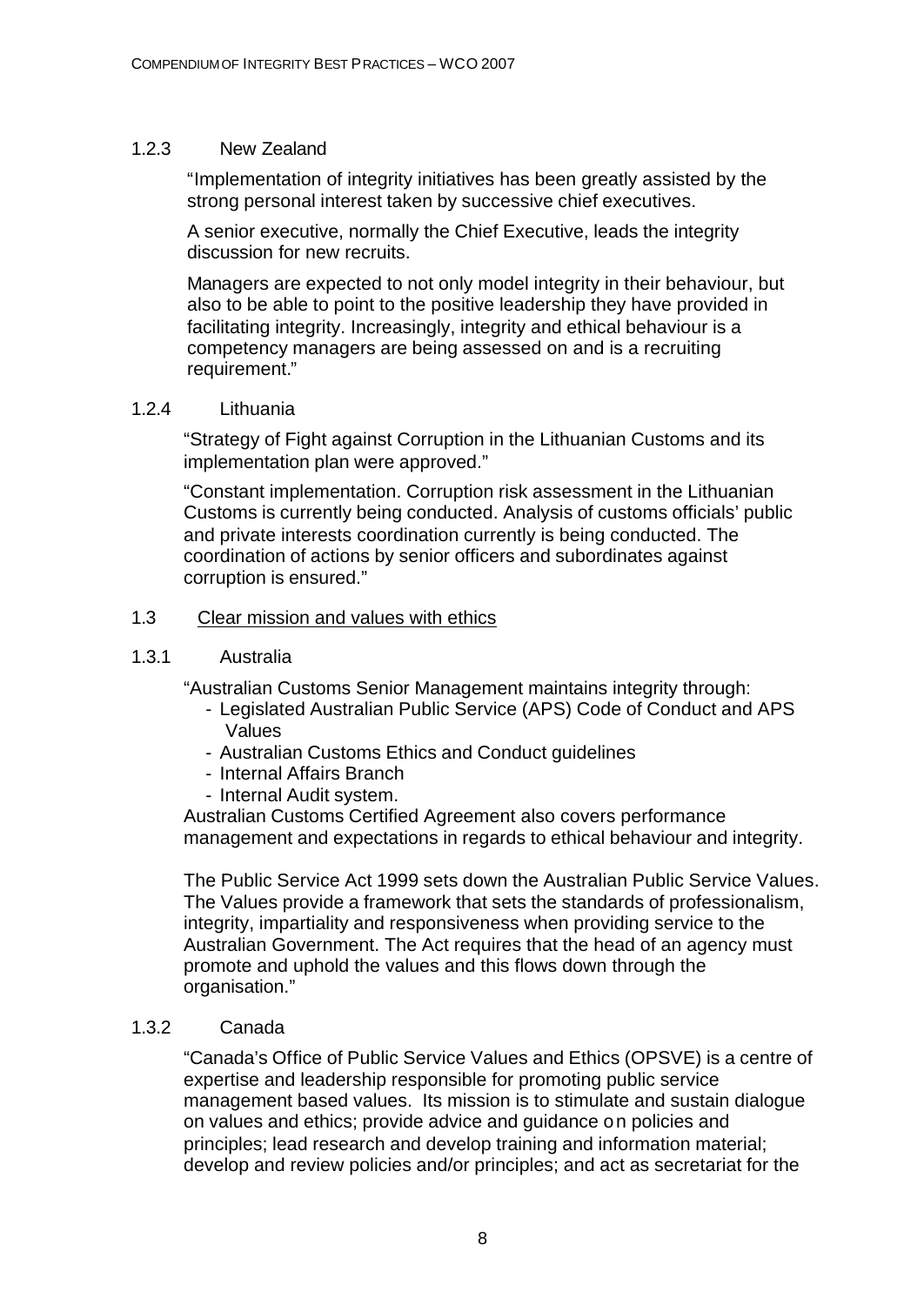### 1.2.3 New Zealand

"Implementation of integrity initiatives has been greatly assisted by the strong personal interest taken by successive chief executives.

A senior executive, normally the Chief Executive, leads the integrity discussion for new recruits.

Managers are expected to not only model integrity in their behaviour, but also to be able to point to the positive leadership they have provided in facilitating integrity. Increasingly, integrity and ethical behaviour is a competency managers are being assessed on and is a recruiting requirement."

### 1.2.4 Lithuania

"Strategy of Fight against Corruption in the Lithuanian Customs and its implementation plan were approved."

"Constant implementation. Corruption risk assessment in the Lithuanian Customs is currently being conducted. Analysis of customs officials' public and private interests coordination currently is being conducted. The coordination of actions by senior officers and subordinates against corruption is ensured."

## 1.3 Clear mission and values with ethics

### 1.3.1 Australia

"Australian Customs Senior Management maintains integrity through:

- Legislated Australian Public Service (APS) Code of Conduct and APS Values
- Australian Customs Ethics and Conduct guidelines
- Internal Affairs Branch
- Internal Audit system.

Australian Customs Certified Agreement also covers performance management and expectations in regards to ethical behaviour and integrity.

The Public Service Act 1999 sets down the Australian Public Service Values. The Values provide a framework that sets the standards of professionalism, integrity, impartiality and responsiveness when providing service to the Australian Government. The Act requires that the head of an agency must promote and uphold the values and this flows down through the organisation."

### 1.3.2 Canada

"Canada's Office of Public Service Values and Ethics (OPSVE) is a centre of expertise and leadership responsible for promoting public service management based values. Its mission is to stimulate and sustain dialogue on values and ethics; provide advice and guidance on policies and principles; lead research and develop training and information material; develop and review policies and/or principles; and act as secretariat for the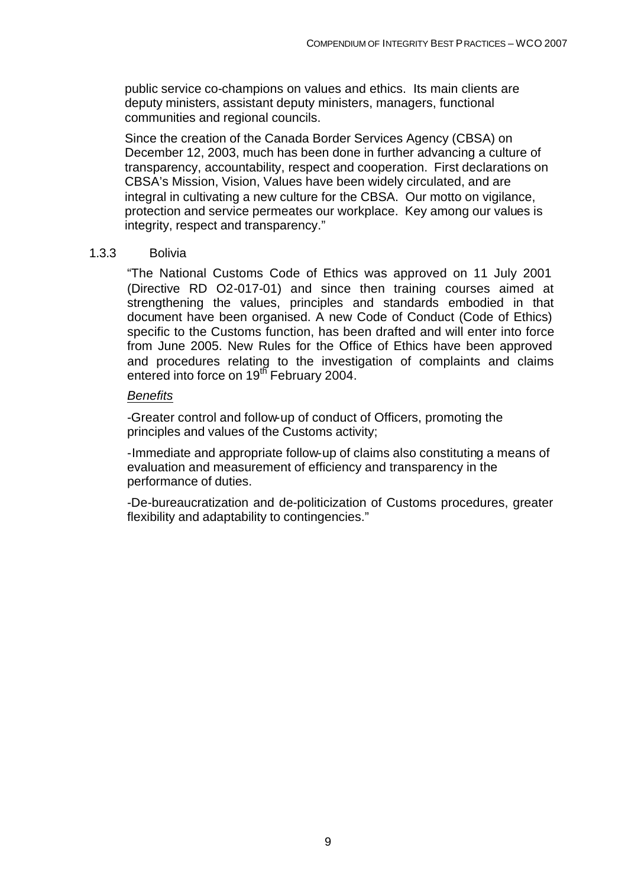public service co-champions on values and ethics. Its main clients are deputy ministers, assistant deputy ministers, managers, functional communities and regional councils.

Since the creation of the Canada Border Services Agency (CBSA) on December 12, 2003, much has been done in further advancing a culture of transparency, accountability, respect and cooperation. First declarations on CBSA's Mission, Vision, Values have been widely circulated, and are integral in cultivating a new culture for the CBSA. Our motto on vigilance, protection and service permeates our workplace. Key among our values is integrity, respect and transparency."

### 1.3.3 Bolivia

"The National Customs Code of Ethics was approved on 11 July 2001 (Directive RD O2-017-01) and since then training courses aimed at strengthening the values, principles and standards embodied in that document have been organised. A new Code of Conduct (Code of Ethics) specific to the Customs function, has been drafted and will enter into force from June 2005. New Rules for the Office of Ethics have been approved and procedures relating to the investigation of complaints and claims entered into force on 19th February 2004.

*Benefits*

-Greater control and follow-up of conduct of Officers, promoting the principles and values of the Customs activity;

-Immediate and appropriate follow-up of claims also constituting a means of evaluation and measurement of efficiency and transparency in the performance of duties.

-De-bureaucratization and de-politicization of Customs procedures, greater flexibility and adaptability to contingencies."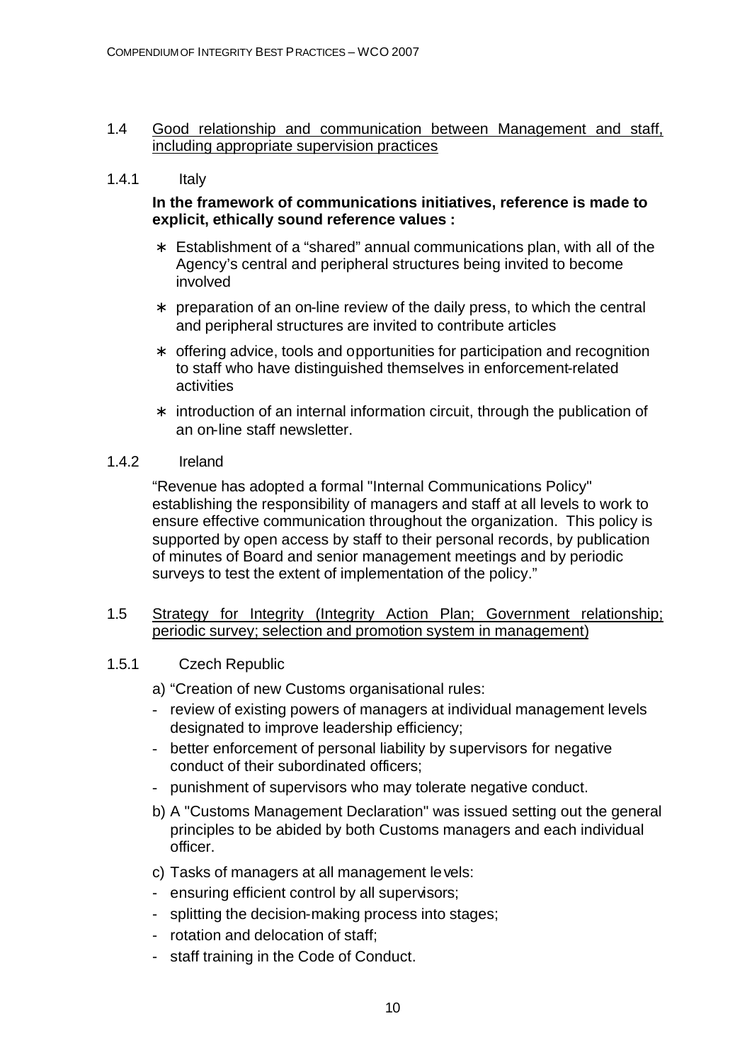### 1.4 Good relationship and communication between Management and staff, including appropriate supervision practices

#### 1.4.1 Italy

**In the framework of communications initiatives, reference is made to explicit, ethically sound reference values :**

* Establishment of a "shared" annual communications plan, with all of the Agency's central and peripheral structures being invited to become involved
* preparation of an on-line review of the daily press, to which the central and peripheral structures are invited to contribute articles
* offering advice, tools and opportunities for participation and recognition to staff who have distinguished themselves in enforcement-related activities
* introduction of an internal information circuit, through the publication of an on-line staff newsletter.

#### 1.4.2 Ireland

"Revenue has adopted a formal "Internal Communications Policy" establishing the responsibility of managers and staff at all levels to work to ensure effective communication throughout the organization. This policy is supported by open access by staff to their personal records, by publication of minutes of Board and senior management meetings and by periodic surveys to test the extent of implementation of the policy."

### 1.5 Strategy for Integrity (Integrity Action Plan; Government relationship; periodic survey; selection and promotion system in management)

#### 1.5.1 Czech Republic

a) "Creation of new Customs organisational rules:

- review of existing powers of managers at individual management levels designated to improve leadership efficiency;
- better enforcement of personal liability by supervisors for negative conduct of their subordinated officers;
- punishment of supervisors who may tolerate negative conduct.

b) A "Customs Management Declaration" was issued setting out the general principles to be abided by both Customs managers and each individual officer.

c) Tasks of managers at all management levels:

- ensuring efficient control by all supervisors;
- splitting the decision-making process into stages;
- rotation and delocation of staff;
- staff training in the Code of Conduct.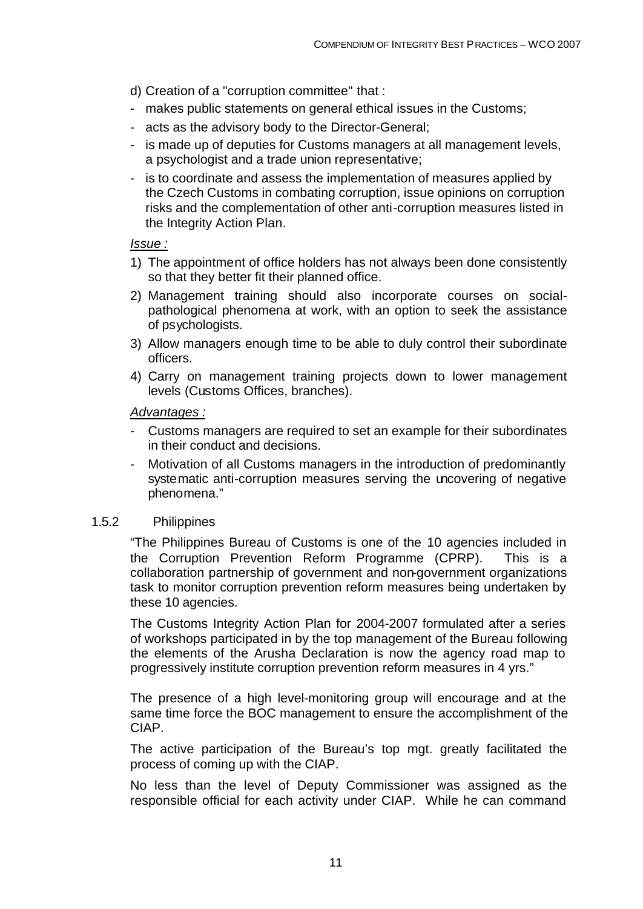d) Creation of a "corruption committee" that :

- makes public statements on general ethical issues in the Customs;
- acts as the advisory body to the Director-General;
- is made up of deputies for Customs managers at all management levels, a psychologist and a trade union representative;
- is to coordinate and assess the implementation of measures applied by the Czech Customs in combating corruption, issue opinions on corruption risks and the complementation of other anti-corruption measures listed in the Integrity Action Plan.

*Issue :*

1) The appointment of office holders has not always been done consistently so that they better fit their planned office.
2) Management training should also incorporate courses on social-pathological phenomena at work, with an option to seek the assistance of psychologists.
3) Allow managers enough time to be able to duly control their subordinate officers.
4) Carry on management training projects down to lower management levels (Customs Offices, branches).

*Advantages :*

- Customs managers are required to set an example for their subordinates in their conduct and decisions.
- Motivation of all Customs managers in the introduction of predominantly systematic anti-corruption measures serving the uncovering of negative phenomena."

### 1.5.2 Philippines

"The Philippines Bureau of Customs is one of the 10 agencies included in the Corruption Prevention Reform Programme (CPRP). This is a collaboration partnership of government and non-government organizations task to monitor corruption prevention reform measures being undertaken by these 10 agencies.

The Customs Integrity Action Plan for 2004-2007 formulated after a series of workshops participated in by the top management of the Bureau following the elements of the Arusha Declaration is now the agency road map to progressively institute corruption prevention reform measures in 4 yrs."

The presence of a high level-monitoring group will encourage and at the same time force the BOC management to ensure the accomplishment of the CIAP.

The active participation of the Bureau's top mgt. greatly facilitated the process of coming up with the CIAP.

No less than the level of Deputy Commissioner was assigned as the responsible official for each activity under CIAP. While he can command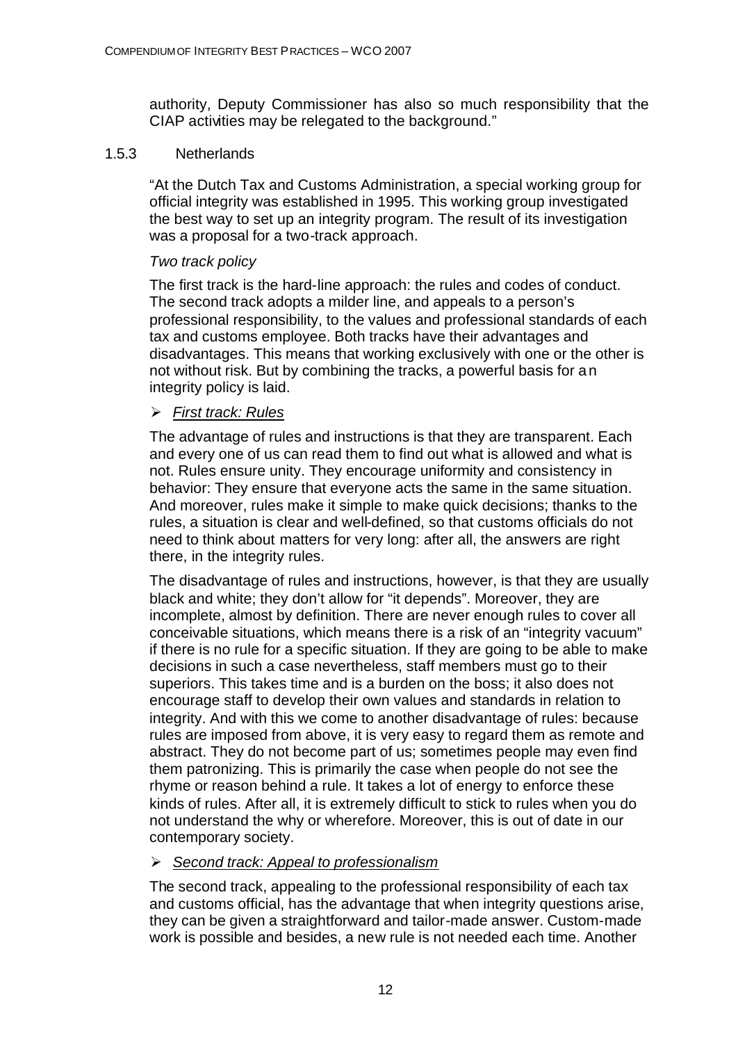authority, Deputy Commissioner has also so much responsibility that the CIAP activities may be relegated to the background."

### 1.5.3 Netherlands

"At the Dutch Tax and Customs Administration, a special working group for official integrity was established in 1995. This working group investigated the best way to set up an integrity program. The result of its investigation was a proposal for a two-track approach.

*Two track policy*

The first track is the hard-line approach: the rules and codes of conduct. The second track adopts a milder line, and appeals to a person's professional responsibility, to the values and professional standards of each tax and customs employee. Both tracks have their advantages and disadvantages. This means that working exclusively with one or the other is not without risk. But by combining the tracks, a powerful basis for an integrity policy is laid.

- *First track: Rules*

The advantage of rules and instructions is that they are transparent. Each and every one of us can read them to find out what is allowed and what is not. Rules ensure unity. They encourage uniformity and consistency in behavior: They ensure that everyone acts the same in the same situation. And moreover, rules make it simple to make quick decisions; thanks to the rules, a situation is clear and well-defined, so that customs officials do not need to think about matters for very long: after all, the answers are right there, in the integrity rules.

The disadvantage of rules and instructions, however, is that they are usually black and white; they don't allow for "it depends". Moreover, they are incomplete, almost by definition. There are never enough rules to cover all conceivable situations, which means there is a risk of an "integrity vacuum" if there is no rule for a specific situation. If they are going to be able to make decisions in such a case nevertheless, staff members must go to their superiors. This takes time and is a burden on the boss; it also does not encourage staff to develop their own values and standards in relation to integrity. And with this we come to another disadvantage of rules: because rules are imposed from above, it is very easy to regard them as remote and abstract. They do not become part of us; sometimes people may even find them patronizing. This is primarily the case when people do not see the rhyme or reason behind a rule. It takes a lot of energy to enforce these kinds of rules. After all, it is extremely difficult to stick to rules when you do not understand the why or wherefore. Moreover, this is out of date in our contemporary society.

- *Second track: Appeal to professionalism*

The second track, appealing to the professional responsibility of each tax and customs official, has the advantage that when integrity questions arise, they can be given a straightforward and tailor-made answer. Custom-made work is possible and besides, a new rule is not needed each time. Another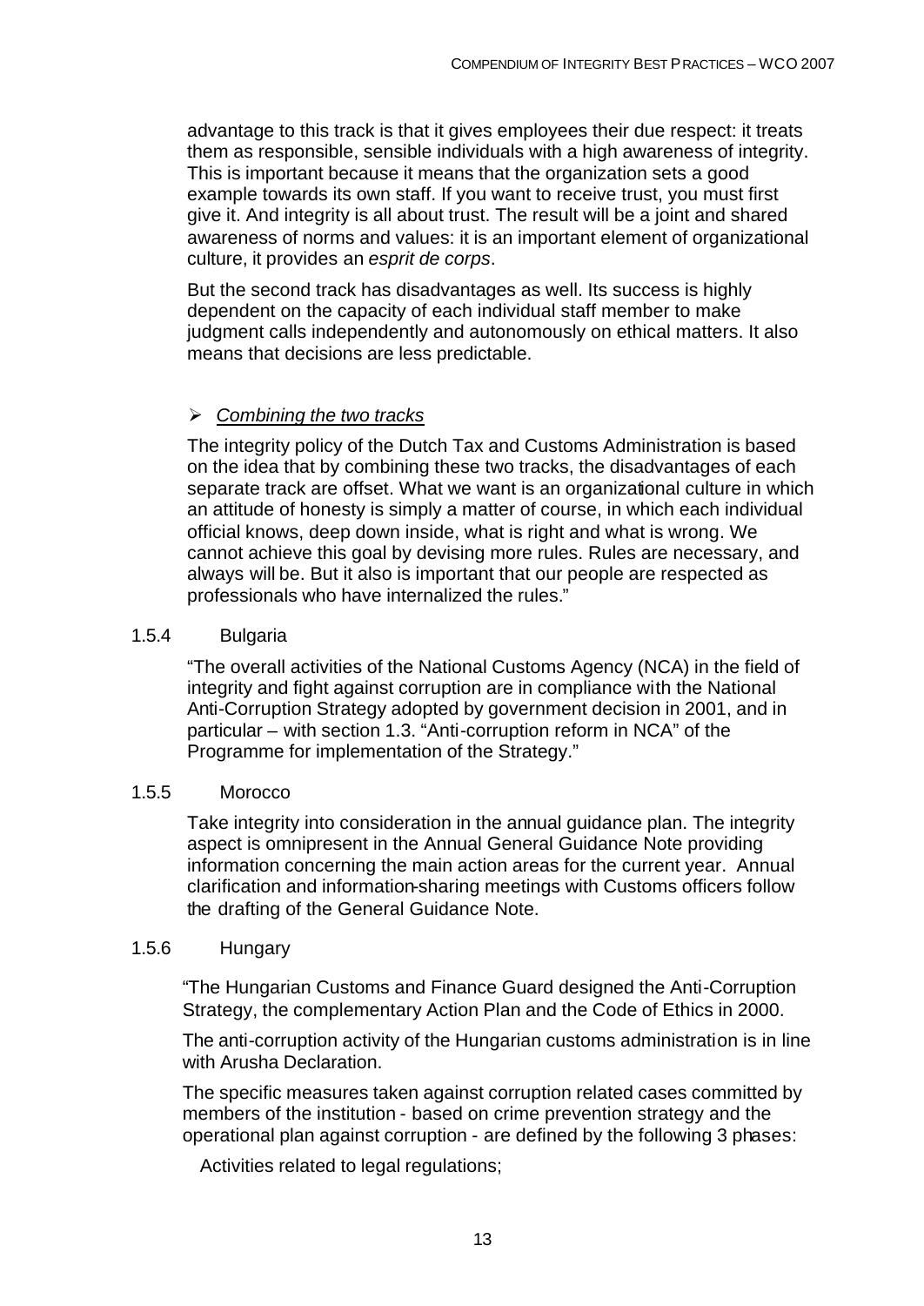advantage to this track is that it gives employees their due respect: it treats them as responsible, sensible individuals with a high awareness of integrity. This is important because it means that the organization sets a good example towards its own staff. If you want to receive trust, you must first give it. And integrity is all about trust. The result will be a joint and shared awareness of norms and values: it is an important element of organizational culture, it provides an *esprit de corps*.

But the second track has disadvantages as well. Its success is highly dependent on the capacity of each individual staff member to make judgment calls independently and autonomously on ethical matters. It also means that decisions are less predictable.

➢ *Combining the two tracks*

The integrity policy of the Dutch Tax and Customs Administration is based on the idea that by combining these two tracks, the disadvantages of each separate track are offset. What we want is an organizational culture in which an attitude of honesty is simply a matter of course, in which each individual official knows, deep down inside, what is right and what is wrong. We cannot achieve this goal by devising more rules. Rules are necessary, and always will be. But it also is important that our people are respected as professionals who have internalized the rules."

### 1.5.4 Bulgaria

"The overall activities of the National Customs Agency (NCA) in the field of integrity and fight against corruption are in compliance with the National Anti-Corruption Strategy adopted by government decision in 2001, and in particular – with section 1.3. "Anti-corruption reform in NCA" of the Programme for implementation of the Strategy."

### 1.5.5 Morocco

Take integrity into consideration in the annual guidance plan. The integrity aspect is omnipresent in the Annual General Guidance Note providing information concerning the main action areas for the current year. Annual clarification and information-sharing meetings with Customs officers follow the drafting of the General Guidance Note.

### 1.5.6 Hungary

"The Hungarian Customs and Finance Guard designed the Anti-Corruption Strategy, the complementary Action Plan and the Code of Ethics in 2000.

The anti-corruption activity of the Hungarian customs administration is in line with Arusha Declaration.

The specific measures taken against corruption related cases committed by members of the institution - based on crime prevention strategy and the operational plan against corruption - are defined by the following 3 phases:

Activities related to legal regulations;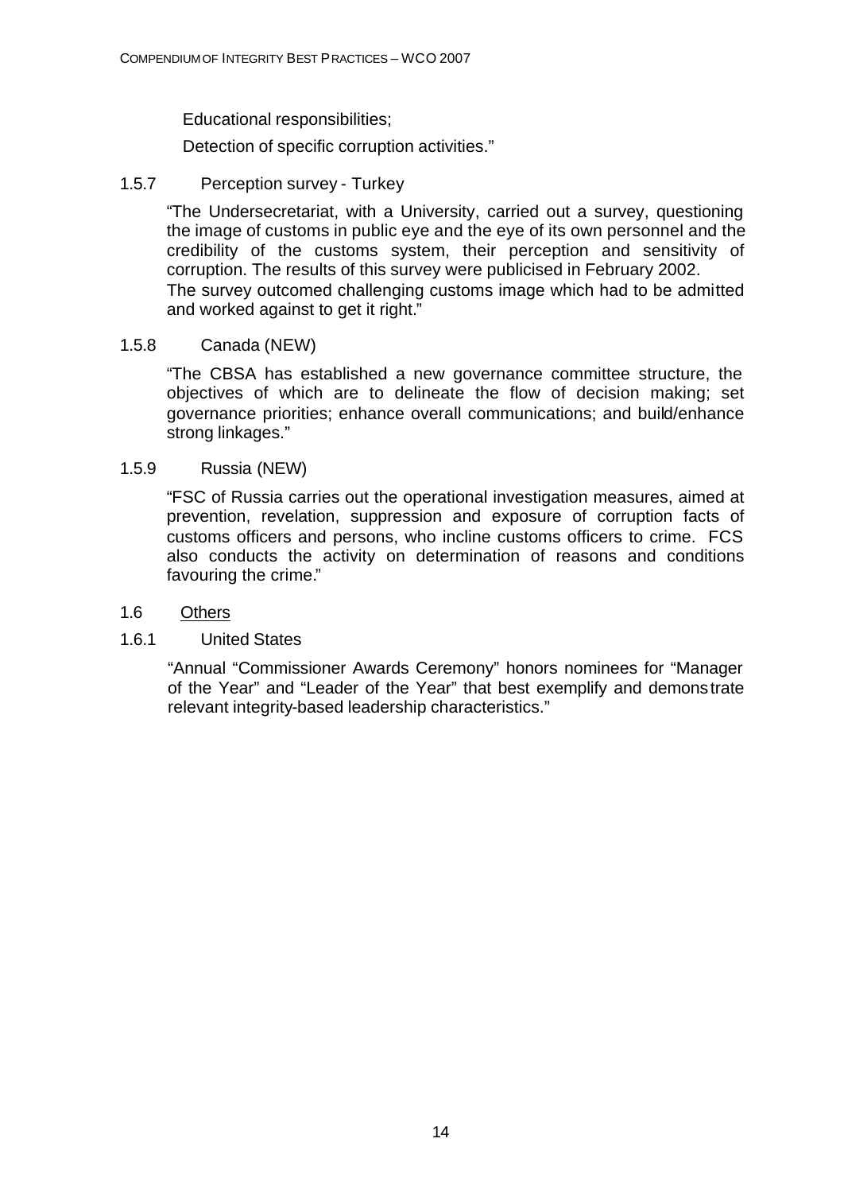Educational responsibilities;

Detection of specific corruption activities."

### 1.5.7 Perception survey - Turkey

"The Undersecretariat, with a University, carried out a survey, questioning the image of customs in public eye and the eye of its own personnel and the credibility of the customs system, their perception and sensitivity of corruption. The results of this survey were publicised in February 2002.
The survey outcomed challenging customs image which had to be admitted and worked against to get it right."

### 1.5.8 Canada (NEW)

"The CBSA has established a new governance committee structure, the objectives of which are to delineate the flow of decision making; set governance priorities; enhance overall communications; and build/enhance strong linkages."

### 1.5.9 Russia (NEW)

"FSC of Russia carries out the operational investigation measures, aimed at prevention, revelation, suppression and exposure of corruption facts of customs officers and persons, who incline customs officers to crime. FCS also conducts the activity on determination of reasons and conditions favouring the crime."

## 1.6 Others

### 1.6.1 United States

"Annual "Commissioner Awards Ceremony" honors nominees for "Manager of the Year" and "Leader of the Year" that best exemplify and demonstrate relevant integrity-based leadership characteristics."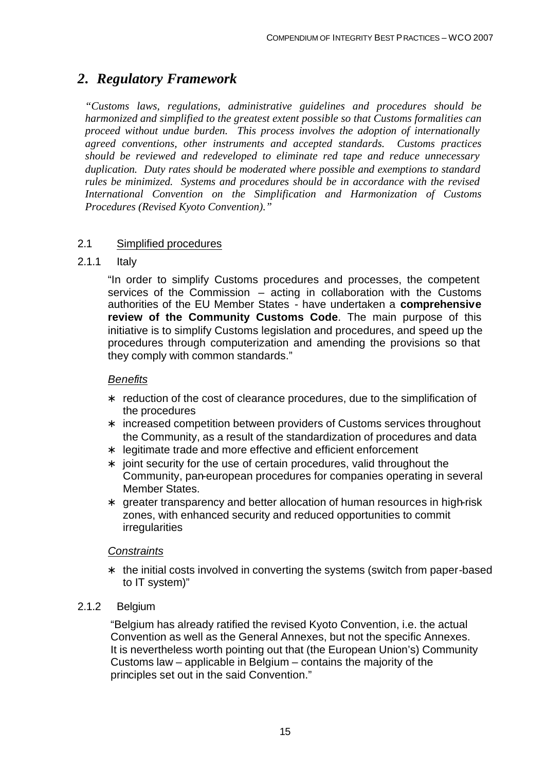## *2. Regulatory Framework*

*"Customs laws, regulations, administrative guidelines and procedures should be harmonized and simplified to the greatest extent possible so that Customs formalities can proceed without undue burden. This process involves the adoption of internationally agreed conventions, other instruments and accepted standards. Customs practices should be reviewed and redeveloped to eliminate red tape and reduce unnecessary duplication. Duty rates should be moderated where possible and exemptions to standard rules be minimized. Systems and procedures should be in accordance with the revised International Convention on the Simplification and Harmonization of Customs Procedures (Revised Kyoto Convention)."*

### 2.1 Simplified procedures

#### 2.1.1 Italy

"In order to simplify Customs procedures and processes, the competent services of the Commission – acting in collaboration with the Customs authorities of the EU Member States - have undertaken a **comprehensive review of the Community Customs Code**. The main purpose of this initiative is to simplify Customs legislation and procedures, and speed up the procedures through computerization and amending the provisions so that they comply with common standards."

*Benefits*

* reduction of the cost of clearance procedures, due to the simplification of the procedures
* increased competition between providers of Customs services throughout the Community, as a result of the standardization of procedures and data
* legitimate trade and more effective and efficient enforcement
* joint security for the use of certain procedures, valid throughout the Community, pan-european procedures for companies operating in several Member States.
* greater transparency and better allocation of human resources in high-risk zones, with enhanced security and reduced opportunities to commit irregularities

*Constraints*

* the initial costs involved in converting the systems (switch from paper-based to IT system)"

#### 2.1.2 Belgium

"Belgium has already ratified the revised Kyoto Convention, i.e. the actual Convention as well as the General Annexes, but not the specific Annexes. It is nevertheless worth pointing out that (the European Union's) Community Customs law – applicable in Belgium – contains the majority of the principles set out in the said Convention."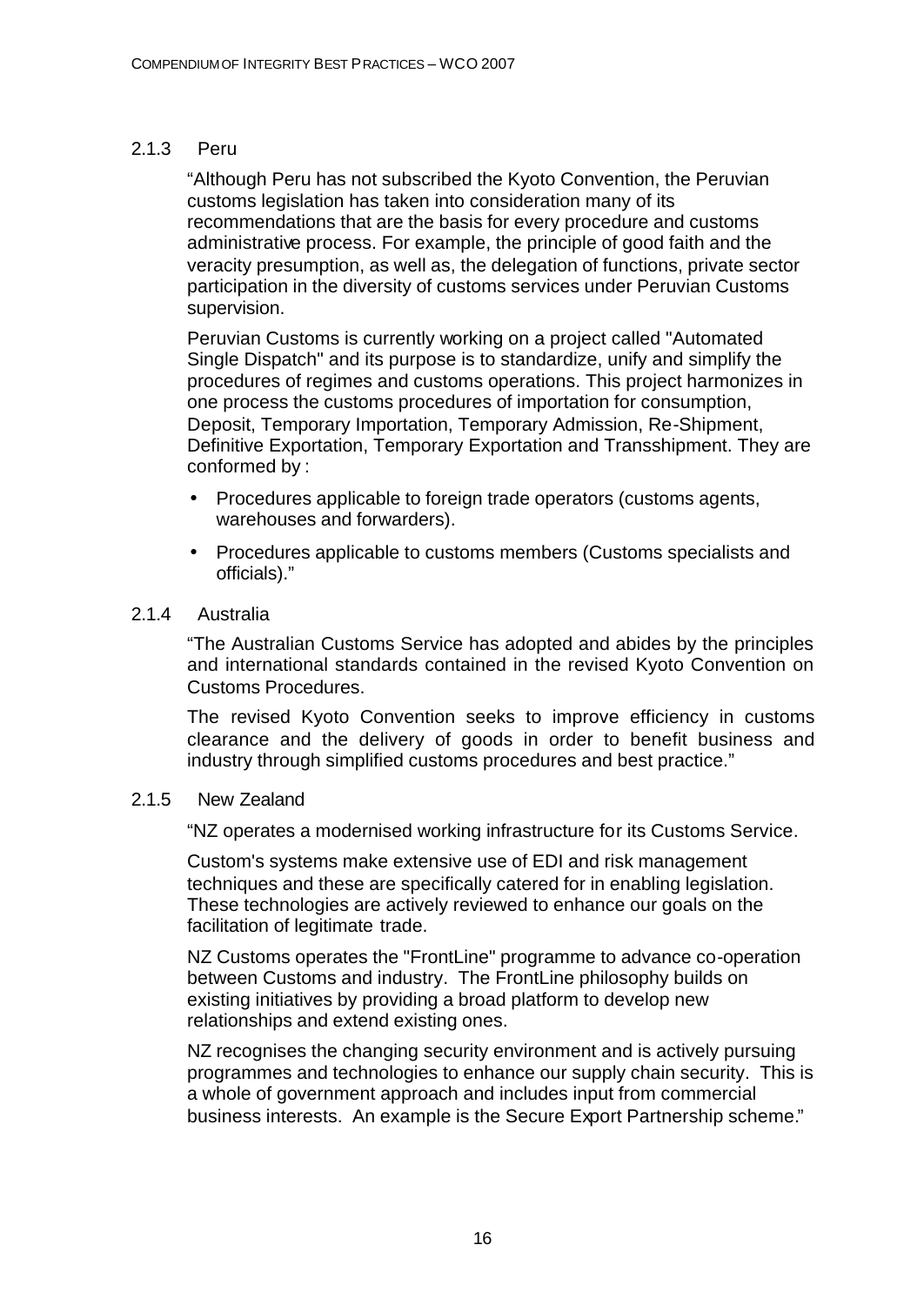### 2.1.3 Peru

"Although Peru has not subscribed the Kyoto Convention, the Peruvian customs legislation has taken into consideration many of its recommendations that are the basis for every procedure and customs administrative process. For example, the principle of good faith and the veracity presumption, as well as, the delegation of functions, private sector participation in the diversity of customs services under Peruvian Customs supervision.

Peruvian Customs is currently working on a project called "Automated Single Dispatch" and its purpose is to standardize, unify and simplify the procedures of regimes and customs operations. This project harmonizes in one process the customs procedures of importation for consumption, Deposit, Temporary Importation, Temporary Admission, Re-Shipment, Definitive Exportation, Temporary Exportation and Transshipment. They are conformed by :

- Procedures applicable to foreign trade operators (customs agents, warehouses and forwarders).
- Procedures applicable to customs members (Customs specialists and officials)."

### 2.1.4 Australia

"The Australian Customs Service has adopted and abides by the principles and international standards contained in the revised Kyoto Convention on Customs Procedures.

The revised Kyoto Convention seeks to improve efficiency in customs clearance and the delivery of goods in order to benefit business and industry through simplified customs procedures and best practice."

### 2.1.5 New Zealand

"NZ operates a modernised working infrastructure for its Customs Service.

Custom's systems make extensive use of EDI and risk management techniques and these are specifically catered for in enabling legislation. These technologies are actively reviewed to enhance our goals on the facilitation of legitimate trade.

NZ Customs operates the "FrontLine" programme to advance co-operation between Customs and industry. The FrontLine philosophy builds on existing initiatives by providing a broad platform to develop new relationships and extend existing ones.

NZ recognises the changing security environment and is actively pursuing programmes and technologies to enhance our supply chain security. This is a whole of government approach and includes input from commercial business interests. An example is the Secure Export Partnership scheme."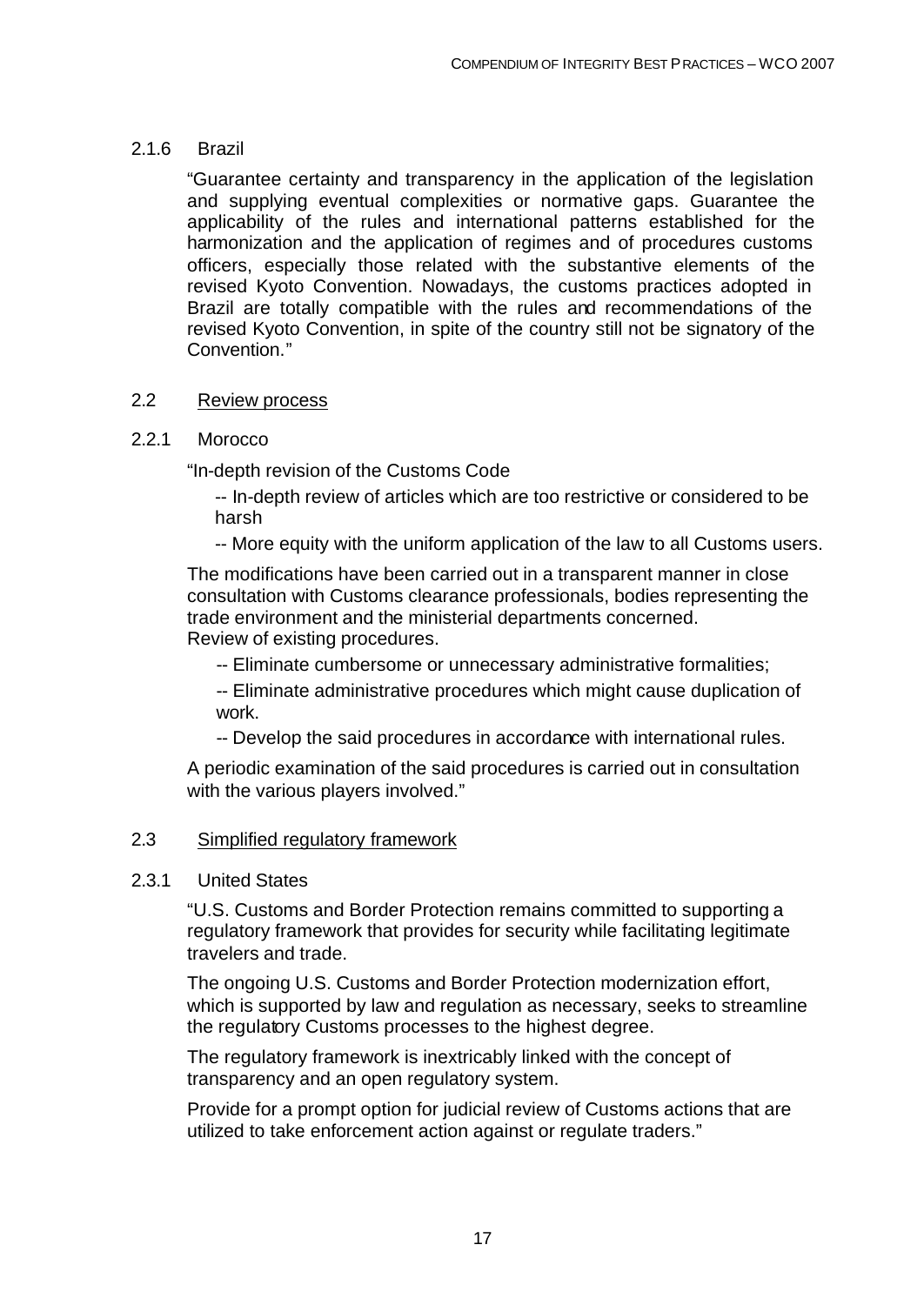#### 2.1.6 Brazil

"Guarantee certainty and transparency in the application of the legislation and supplying eventual complexities or normative gaps. Guarantee the applicability of the rules and international patterns established for the harmonization and the application of regimes and of procedures customs officers, especially those related with the substantive elements of the revised Kyoto Convention. Nowadays, the customs practices adopted in Brazil are totally compatible with the rules and recommendations of the revised Kyoto Convention, in spite of the country still not be signatory of the Convention."

### 2.2 Review process

#### 2.2.1 Morocco

"In-depth revision of the Customs Code

-- In-depth review of articles which are too restrictive or considered to be harsh

-- More equity with the uniform application of the law to all Customs users.

The modifications have been carried out in a transparent manner in close consultation with Customs clearance professionals, bodies representing the trade environment and the ministerial departments concerned.
Review of existing procedures.

-- Eliminate cumbersome or unnecessary administrative formalities;

-- Eliminate administrative procedures which might cause duplication of work.

-- Develop the said procedures in accordance with international rules.

A periodic examination of the said procedures is carried out in consultation with the various players involved."

### 2.3 Simplified regulatory framework

#### 2.3.1 United States

"U.S. Customs and Border Protection remains committed to supporting a regulatory framework that provides for security while facilitating legitimate travelers and trade.

The ongoing U.S. Customs and Border Protection modernization effort, which is supported by law and regulation as necessary, seeks to streamline the regulatory Customs processes to the highest degree.

The regulatory framework is inextricably linked with the concept of transparency and an open regulatory system.

Provide for a prompt option for judicial review of Customs actions that are utilized to take enforcement action against or regulate traders."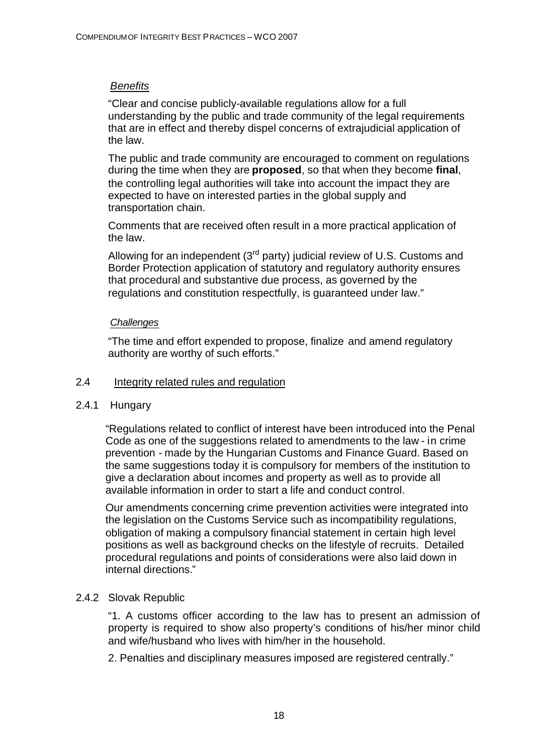*Benefits*

"Clear and concise publicly-available regulations allow for a full understanding by the public and trade community of the legal requirements that are in effect and thereby dispel concerns of extrajudicial application of the law.

The public and trade community are encouraged to comment on regulations during the time when they are **proposed**, so that when they become **final**, the controlling legal authorities will take into account the impact they are expected to have on interested parties in the global supply and transportation chain.

Comments that are received often result in a more practical application of the law.

Allowing for an independent (3rd party) judicial review of U.S. Customs and Border Protection application of statutory and regulatory authority ensures that procedural and substantive due process, as governed by the regulations and constitution respectfully, is guaranteed under law."

*Challenges*

"The time and effort expended to propose, finalize and amend regulatory authority are worthy of such efforts."

## 2.4 Integrity related rules and regulation

### 2.4.1 Hungary

"Regulations related to conflict of interest have been introduced into the Penal Code as one of the suggestions related to amendments to the law - in crime prevention - made by the Hungarian Customs and Finance Guard. Based on the same suggestions today it is compulsory for members of the institution to give a declaration about incomes and property as well as to provide all available information in order to start a life and conduct control.

Our amendments concerning crime prevention activities were integrated into the legislation on the Customs Service such as incompatibility regulations, obligation of making a compulsory financial statement in certain high level positions as well as background checks on the lifestyle of recruits. Detailed procedural regulations and points of considerations were also laid down in internal directions."

### 2.4.2 Slovak Republic

"1. A customs officer according to the law has to present an admission of property is required to show also property's conditions of his/her minor child and wife/husband who lives with him/her in the household.

2. Penalties and disciplinary measures imposed are registered centrally."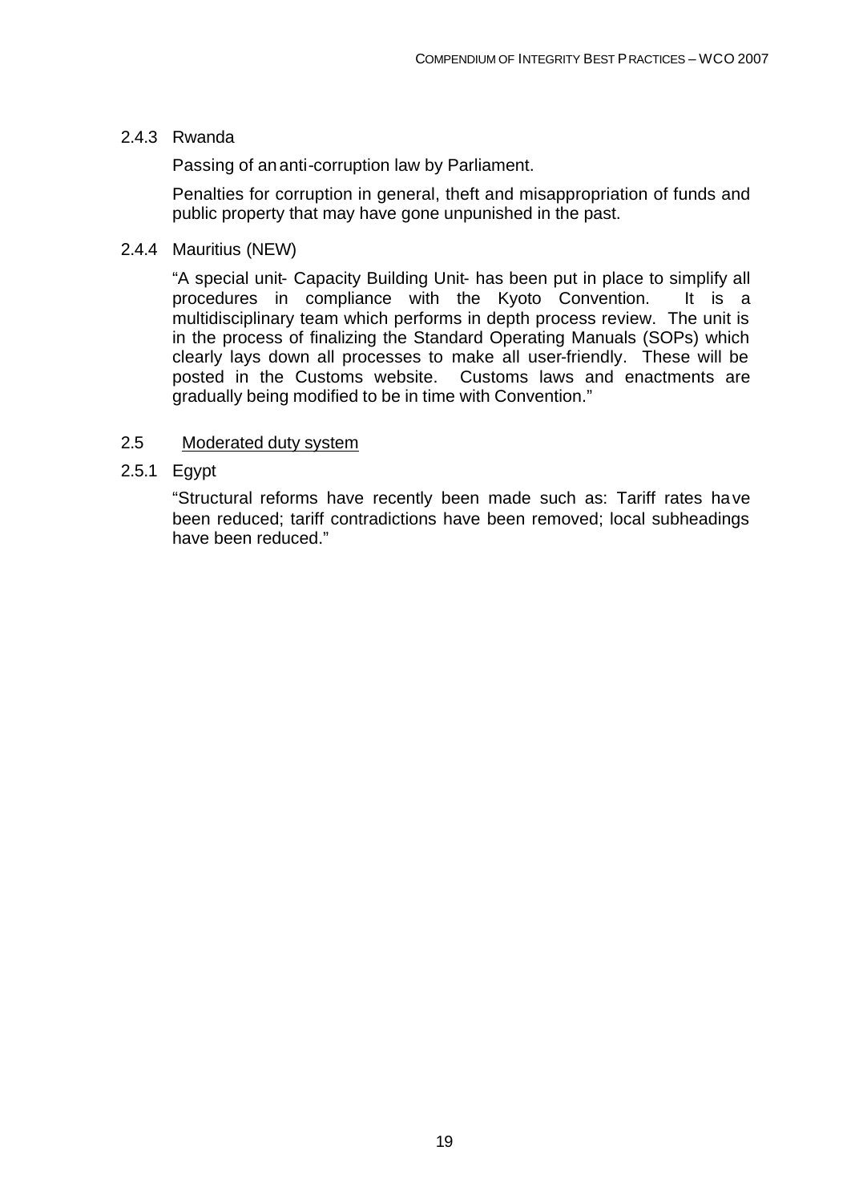#### 2.4.3 Rwanda

Passing of an anti-corruption law by Parliament.

Penalties for corruption in general, theft and misappropriation of funds and public property that may have gone unpunished in the past.

#### 2.4.4 Mauritius (NEW)

"A special unit- Capacity Building Unit- has been put in place to simplify all procedures in compliance with the Kyoto Convention. It is a multidisciplinary team which performs in depth process review. The unit is in the process of finalizing the Standard Operating Manuals (SOPs) which clearly lays down all processes to make all user-friendly. These will be posted in the Customs website. Customs laws and enactments are gradually being modified to be in time with Convention."

### 2.5 Moderated duty system

#### 2.5.1 Egypt

"Structural reforms have recently been made such as: Tariff rates have been reduced; tariff contradictions have been removed; local subheadings have been reduced."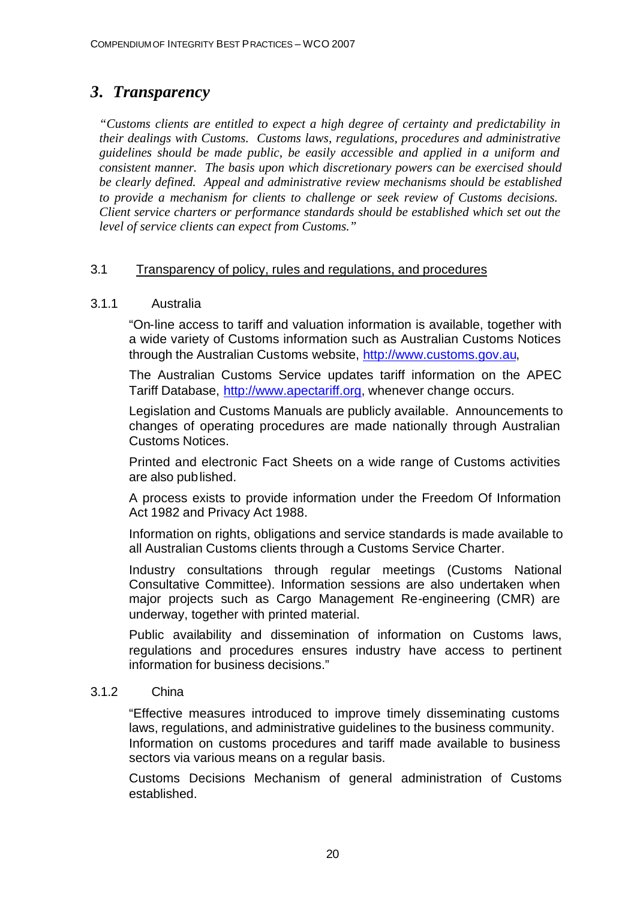# *3. Transparency*

*"Customs clients are entitled to expect a high degree of certainty and predictability in their dealings with Customs. Customs laws, regulations, procedures and administrative guidelines should be made public, be easily accessible and applied in a uniform and consistent manner. The basis upon which discretionary powers can be exercised should be clearly defined. Appeal and administrative review mechanisms should be established to provide a mechanism for clients to challenge or seek review of Customs decisions. Client service charters or performance standards should be established which set out the level of service clients can expect from Customs."*

## 3.1 Transparency of policy, rules and regulations, and procedures

### 3.1.1 Australia

"On-line access to tariff and valuation information is available, together with a wide variety of Customs information such as Australian Customs Notices through the Australian Customs website, http://www.customs.gov.au,

The Australian Customs Service updates tariff information on the APEC Tariff Database, http://www.apectariff.org, whenever change occurs.

Legislation and Customs Manuals are publicly available. Announcements to changes of operating procedures are made nationally through Australian Customs Notices.

Printed and electronic Fact Sheets on a wide range of Customs activities are also published.

A process exists to provide information under the Freedom Of Information Act 1982 and Privacy Act 1988.

Information on rights, obligations and service standards is made available to all Australian Customs clients through a Customs Service Charter.

Industry consultations through regular meetings (Customs National Consultative Committee). Information sessions are also undertaken when major projects such as Cargo Management Re-engineering (CMR) are underway, together with printed material.

Public availability and dissemination of information on Customs laws, regulations and procedures ensures industry have access to pertinent information for business decisions."

### 3.1.2 China

"Effective measures introduced to improve timely disseminating customs laws, regulations, and administrative guidelines to the business community. Information on customs procedures and tariff made available to business sectors via various means on a regular basis.

Customs Decisions Mechanism of general administration of Customs established.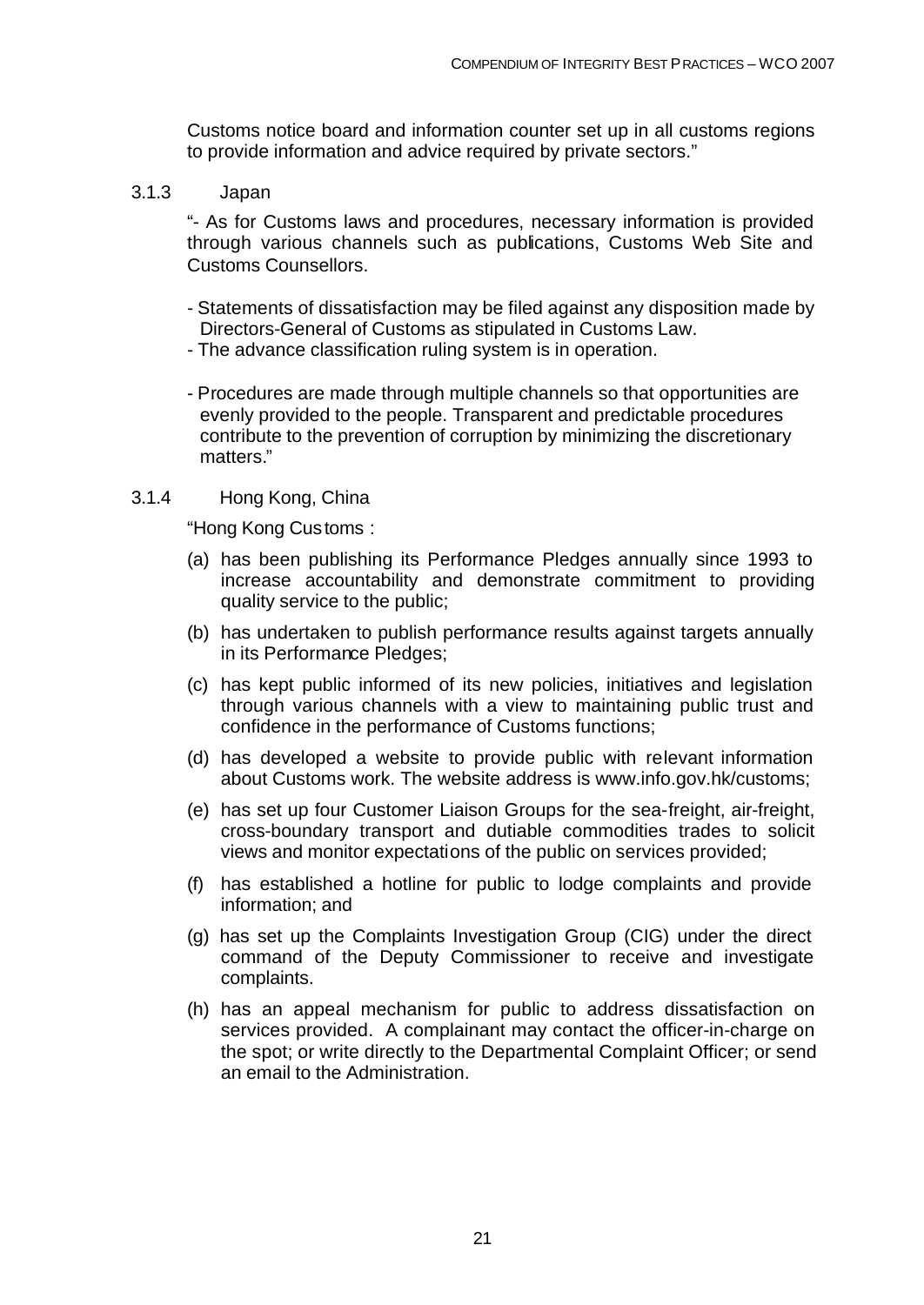Customs notice board and information counter set up in all customs regions to provide information and advice required by private sectors."

### 3.1.3 Japan

"- As for Customs laws and procedures, necessary information is provided through various channels such as publications, Customs Web Site and Customs Counsellors.

- Statements of dissatisfaction may be filed against any disposition made by Directors-General of Customs as stipulated in Customs Law.
- The advance classification ruling system is in operation.

- Procedures are made through multiple channels so that opportunities are evenly provided to the people. Transparent and predictable procedures contribute to the prevention of corruption by minimizing the discretionary matters."

### 3.1.4 Hong Kong, China

"Hong Kong Customs :

(a) has been publishing its Performance Pledges annually since 1993 to increase accountability and demonstrate commitment to providing quality service to the public;

(b) has undertaken to publish performance results against targets annually in its Performance Pledges;

(c) has kept public informed of its new policies, initiatives and legislation through various channels with a view to maintaining public trust and confidence in the performance of Customs functions;

(d) has developed a website to provide public with relevant information about Customs work. The website address is www.info.gov.hk/customs;

(e) has set up four Customer Liaison Groups for the sea-freight, air-freight, cross-boundary transport and dutiable commodities trades to solicit views and monitor expectations of the public on services provided;

(f) has established a hotline for public to lodge complaints and provide information; and

(g) has set up the Complaints Investigation Group (CIG) under the direct command of the Deputy Commissioner to receive and investigate complaints.

(h) has an appeal mechanism for public to address dissatisfaction on services provided. A complainant may contact the officer-in-charge on the spot; or write directly to the Departmental Complaint Officer; or send an email to the Administration.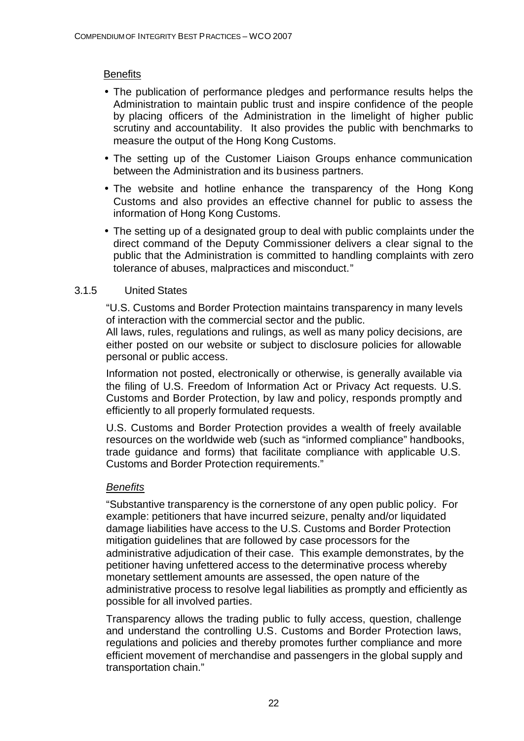Benefits

- The publication of performance pledges and performance results helps the Administration to maintain public trust and inspire confidence of the people by placing officers of the Administration in the limelight of higher public scrutiny and accountability. It also provides the public with benchmarks to measure the output of the Hong Kong Customs.
- The setting up of the Customer Liaison Groups enhance communication between the Administration and its business partners.
- The website and hotline enhance the transparency of the Hong Kong Customs and also provides an effective channel for public to assess the information of Hong Kong Customs.
- The setting up of a designated group to deal with public complaints under the direct command of the Deputy Commissioner delivers a clear signal to the public that the Administration is committed to handling complaints with zero tolerance of abuses, malpractices and misconduct."

### 3.1.5 United States

"U.S. Customs and Border Protection maintains transparency in many levels of interaction with the commercial sector and the public.
All laws, rules, regulations and rulings, as well as many policy decisions, are either posted on our website or subject to disclosure policies for allowable personal or public access.

Information not posted, electronically or otherwise, is generally available via the filing of U.S. Freedom of Information Act or Privacy Act requests. U.S. Customs and Border Protection, by law and policy, responds promptly and efficiently to all properly formulated requests.

U.S. Customs and Border Protection provides a wealth of freely available resources on the worldwide web (such as "informed compliance" handbooks, trade guidance and forms) that facilitate compliance with applicable U.S. Customs and Border Protection requirements."

*Benefits*

"Substantive transparency is the cornerstone of any open public policy. For example: petitioners that have incurred seizure, penalty and/or liquidated damage liabilities have access to the U.S. Customs and Border Protection mitigation guidelines that are followed by case processors for the administrative adjudication of their case. This example demonstrates, by the petitioner having unfettered access to the determinative process whereby monetary settlement amounts are assessed, the open nature of the administrative process to resolve legal liabilities as promptly and efficiently as possible for all involved parties.

Transparency allows the trading public to fully access, question, challenge and understand the controlling U.S. Customs and Border Protection laws, regulations and policies and thereby promotes further compliance and more efficient movement of merchandise and passengers in the global supply and transportation chain."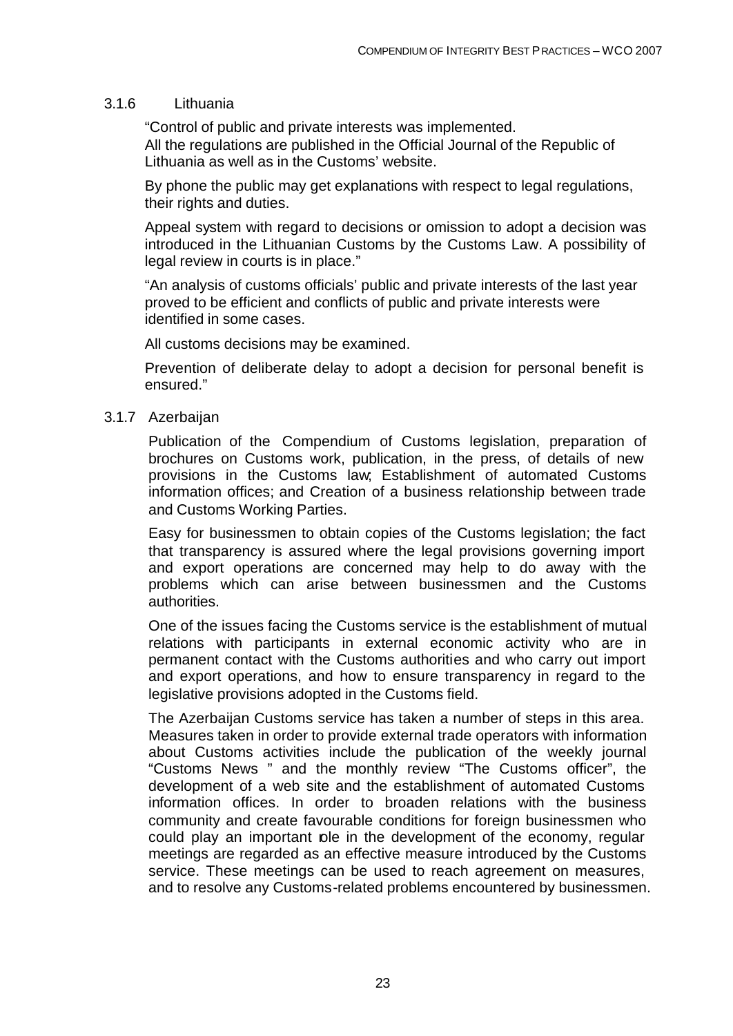### 3.1.6 Lithuania

"Control of public and private interests was implemented.
All the regulations are published in the Official Journal of the Republic of Lithuania as well as in the Customs' website.

By phone the public may get explanations with respect to legal regulations, their rights and duties.

Appeal system with regard to decisions or omission to adopt a decision was introduced in the Lithuanian Customs by the Customs Law. A possibility of legal review in courts is in place."

"An analysis of customs officials' public and private interests of the last year proved to be efficient and conflicts of public and private interests were identified in some cases.

All customs decisions may be examined.

Prevention of deliberate delay to adopt a decision for personal benefit is ensured."

### 3.1.7 Azerbaijan

Publication of the Compendium of Customs legislation, preparation of brochures on Customs work, publication, in the press, of details of new provisions in the Customs law; Establishment of automated Customs information offices; and Creation of a business relationship between trade and Customs Working Parties.

Easy for businessmen to obtain copies of the Customs legislation; the fact that transparency is assured where the legal provisions governing import and export operations are concerned may help to do away with the problems which can arise between businessmen and the Customs authorities.

One of the issues facing the Customs service is the establishment of mutual relations with participants in external economic activity who are in permanent contact with the Customs authorities and who carry out import and export operations, and how to ensure transparency in regard to the legislative provisions adopted in the Customs field.

The Azerbaijan Customs service has taken a number of steps in this area. Measures taken in order to provide external trade operators with information about Customs activities include the publication of the weekly journal "Customs News " and the monthly review "The Customs officer", the development of a web site and the establishment of automated Customs information offices. In order to broaden relations with the business community and create favourable conditions for foreign businessmen who could play an important role in the development of the economy, regular meetings are regarded as an effective measure introduced by the Customs service. These meetings can be used to reach agreement on measures, and to resolve any Customs-related problems encountered by businessmen.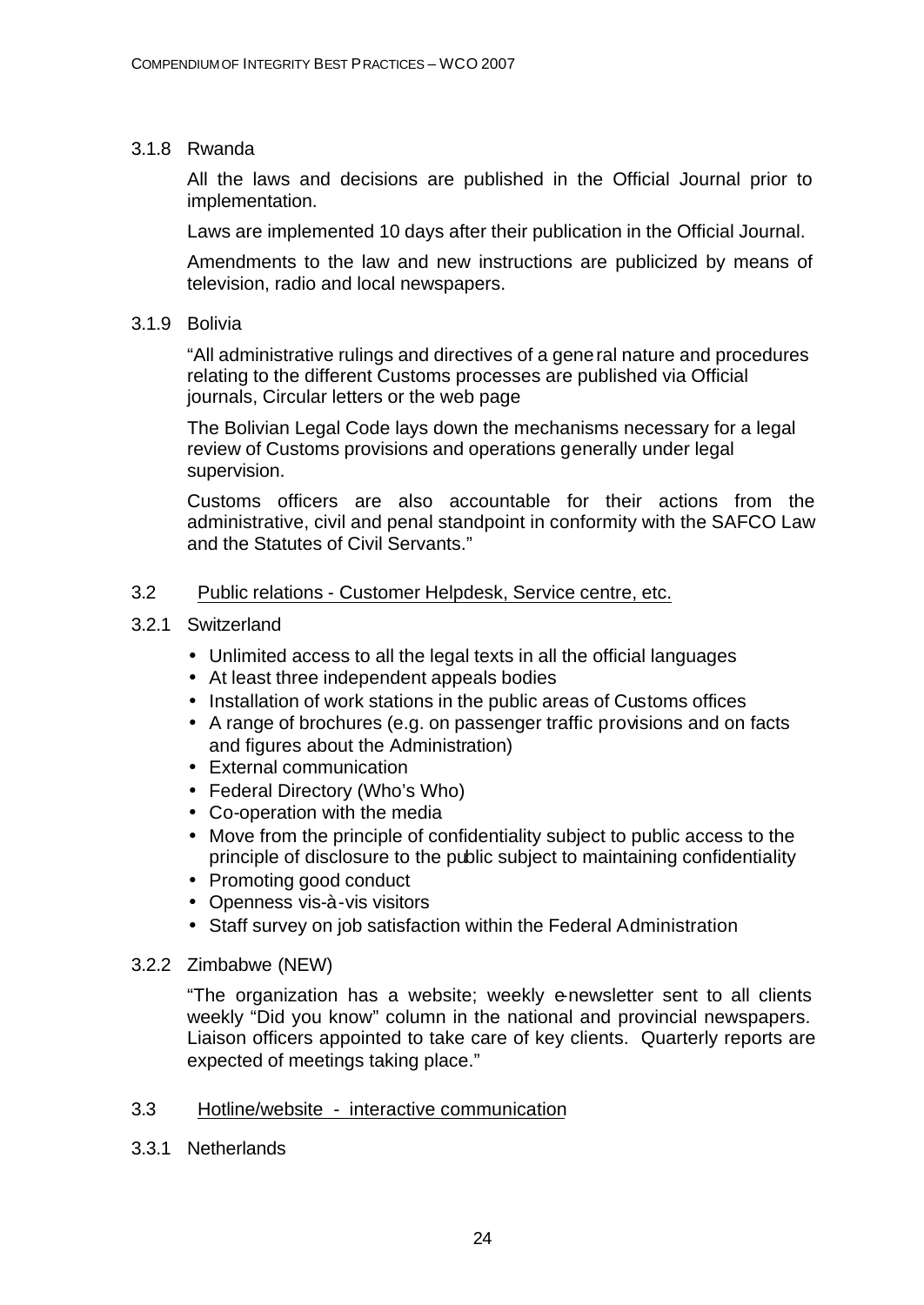### 3.1.8 Rwanda

All the laws and decisions are published in the Official Journal prior to implementation.

Laws are implemented 10 days after their publication in the Official Journal.

Amendments to the law and new instructions are publicized by means of television, radio and local newspapers.

### 3.1.9 Bolivia

"All administrative rulings and directives of a general nature and procedures relating to the different Customs processes are published via Official journals, Circular letters or the web page

The Bolivian Legal Code lays down the mechanisms necessary for a legal review of Customs provisions and operations generally under legal supervision.

Customs officers are also accountable for their actions from the administrative, civil and penal standpoint in conformity with the SAFCO Law and the Statutes of Civil Servants."

## 3.2 Public relations - Customer Helpdesk, Service centre, etc.

### 3.2.1 Switzerland

- Unlimited access to all the legal texts in all the official languages
- At least three independent appeals bodies
- Installation of work stations in the public areas of Customs offices
- A range of brochures (e.g. on passenger traffic provisions and on facts and figures about the Administration)
- External communication
- Federal Directory (Who's Who)
- Co-operation with the media
- Move from the principle of confidentiality subject to public access to the principle of disclosure to the public subject to maintaining confidentiality
- Promoting good conduct
- Openness vis-à-vis visitors
- Staff survey on job satisfaction within the Federal Administration

### 3.2.2 Zimbabwe (NEW)

"The organization has a website; weekly e-newsletter sent to all clients weekly "Did you know" column in the national and provincial newspapers. Liaison officers appointed to take care of key clients. Quarterly reports are expected of meetings taking place."

## 3.3 Hotline/website - interactive communication

### 3.3.1 Netherlands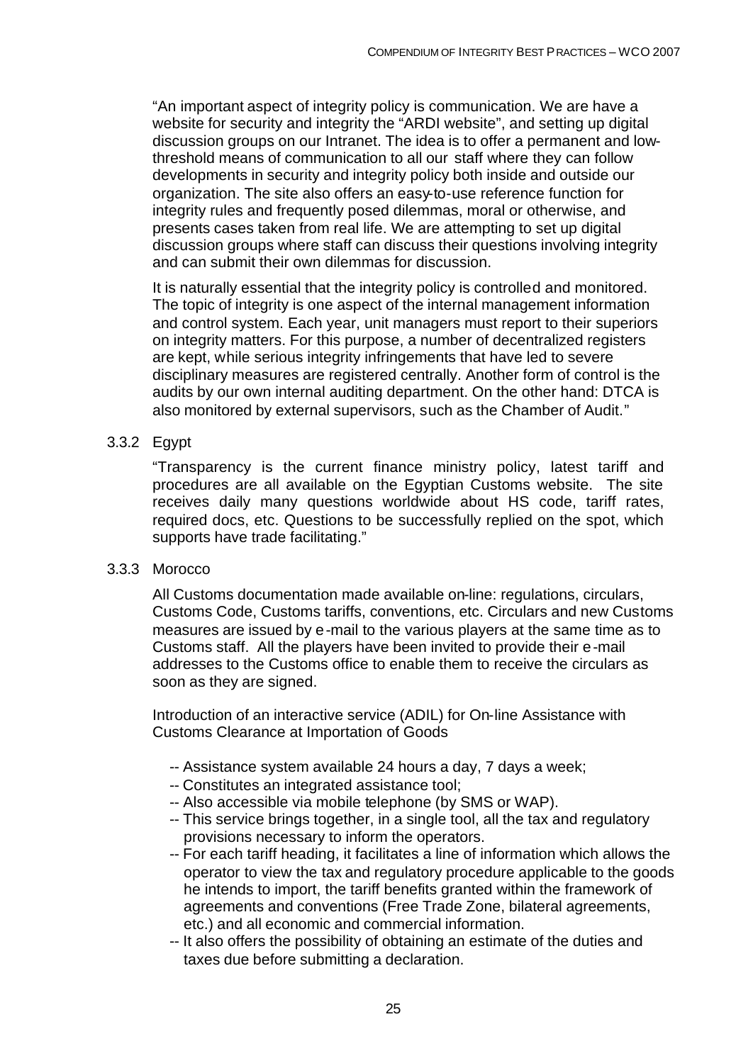"An important aspect of integrity policy is communication. We are have a website for security and integrity the "ARDI website", and setting up digital discussion groups on our Intranet. The idea is to offer a permanent and low-threshold means of communication to all our staff where they can follow developments in security and integrity policy both inside and outside our organization. The site also offers an easy-to-use reference function for integrity rules and frequently posed dilemmas, moral or otherwise, and presents cases taken from real life. We are attempting to set up digital discussion groups where staff can discuss their questions involving integrity and can submit their own dilemmas for discussion.

It is naturally essential that the integrity policy is controlled and monitored. The topic of integrity is one aspect of the internal management information and control system. Each year, unit managers must report to their superiors on integrity matters. For this purpose, a number of decentralized registers are kept, while serious integrity infringements that have led to severe disciplinary measures are registered centrally. Another form of control is the audits by our own internal auditing department. On the other hand: DTCA is also monitored by external supervisors, such as the Chamber of Audit."

### 3.3.2 Egypt

"Transparency is the current finance ministry policy, latest tariff and procedures are all available on the Egyptian Customs website. The site receives daily many questions worldwide about HS code, tariff rates, required docs, etc. Questions to be successfully replied on the spot, which supports have trade facilitating."

### 3.3.3 Morocco

All Customs documentation made available on-line: regulations, circulars, Customs Code, Customs tariffs, conventions, etc. Circulars and new Customs measures are issued by e-mail to the various players at the same time as to Customs staff. All the players have been invited to provide their e-mail addresses to the Customs office to enable them to receive the circulars as soon as they are signed.

Introduction of an interactive service (ADIL) for On-line Assistance with Customs Clearance at Importation of Goods

- Assistance system available 24 hours a day, 7 days a week;
- Constitutes an integrated assistance tool;
- Also accessible via mobile telephone (by SMS or WAP).
- This service brings together, in a single tool, all the tax and regulatory provisions necessary to inform the operators.
- For each tariff heading, it facilitates a line of information which allows the operator to view the tax and regulatory procedure applicable to the goods he intends to import, the tariff benefits granted within the framework of agreements and conventions (Free Trade Zone, bilateral agreements, etc.) and all economic and commercial information.
- It also offers the possibility of obtaining an estimate of the duties and taxes due before submitting a declaration.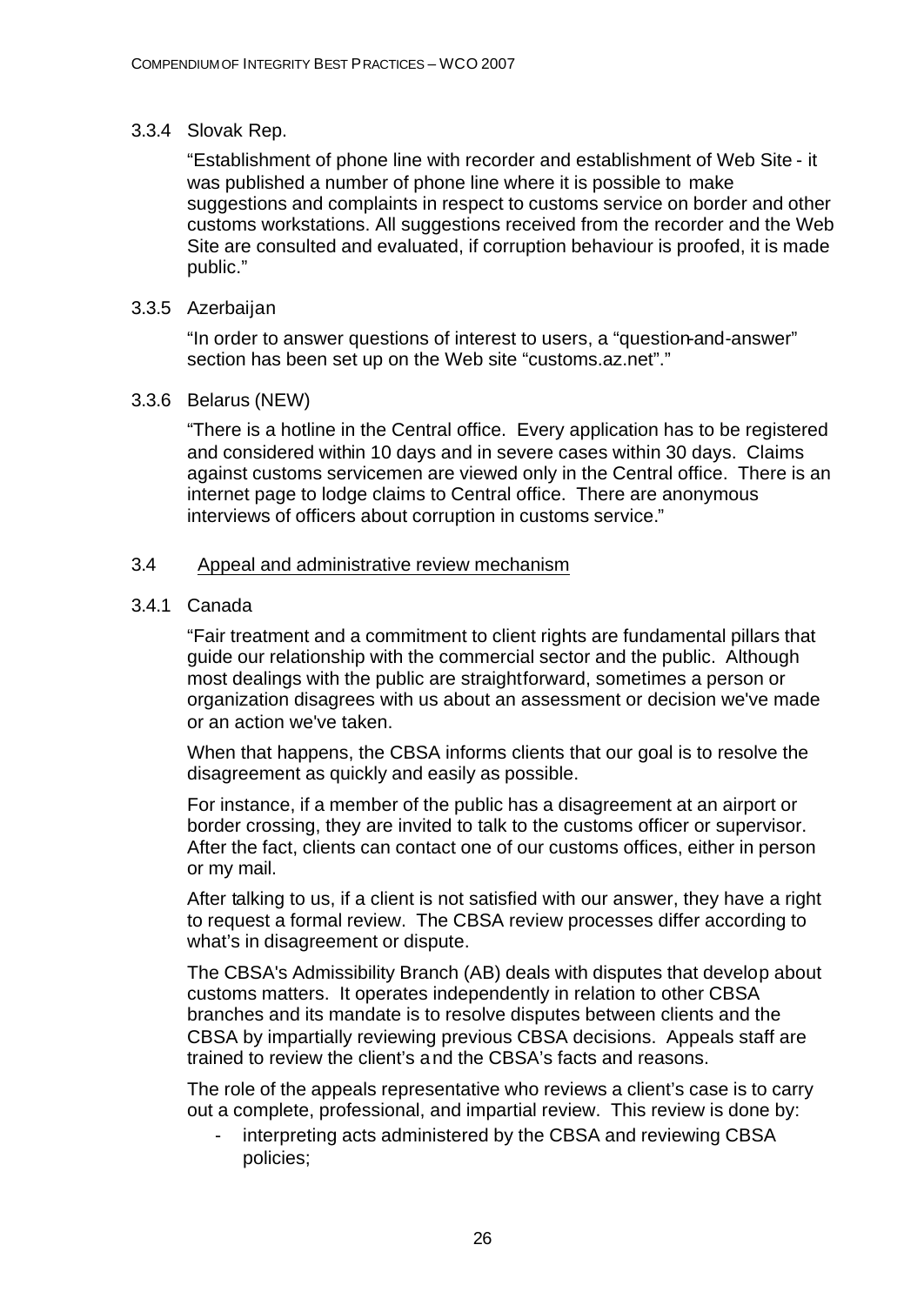### 3.3.4 Slovak Rep.

"Establishment of phone line with recorder and establishment of Web Site - it was published a number of phone line where it is possible to make suggestions and complaints in respect to customs service on border and other customs workstations. All suggestions received from the recorder and the Web Site are consulted and evaluated, if corruption behaviour is proofed, it is made public."

### 3.3.5 Azerbaijan

"In order to answer questions of interest to users, a "question-and-answer" section has been set up on the Web site "customs.az.net"."

### 3.3.6 Belarus (NEW)

"There is a hotline in the Central office. Every application has to be registered and considered within 10 days and in severe cases within 30 days. Claims against customs servicemen are viewed only in the Central office. There is an internet page to lodge claims to Central office. There are anonymous interviews of officers about corruption in customs service."

## 3.4 Appeal and administrative review mechanism

### 3.4.1 Canada

"Fair treatment and a commitment to client rights are fundamental pillars that guide our relationship with the commercial sector and the public. Although most dealings with the public are straightforward, sometimes a person or organization disagrees with us about an assessment or decision we've made or an action we've taken.

When that happens, the CBSA informs clients that our goal is to resolve the disagreement as quickly and easily as possible.

For instance, if a member of the public has a disagreement at an airport or border crossing, they are invited to talk to the customs officer or supervisor. After the fact, clients can contact one of our customs offices, either in person or my mail.

After talking to us, if a client is not satisfied with our answer, they have a right to request a formal review. The CBSA review processes differ according to what's in disagreement or dispute.

The CBSA's Admissibility Branch (AB) deals with disputes that develop about customs matters. It operates independently in relation to other CBSA branches and its mandate is to resolve disputes between clients and the CBSA by impartially reviewing previous CBSA decisions. Appeals staff are trained to review the client's and the CBSA's facts and reasons.

The role of the appeals representative who reviews a client's case is to carry out a complete, professional, and impartial review. This review is done by:

- interpreting acts administered by the CBSA and reviewing CBSA policies;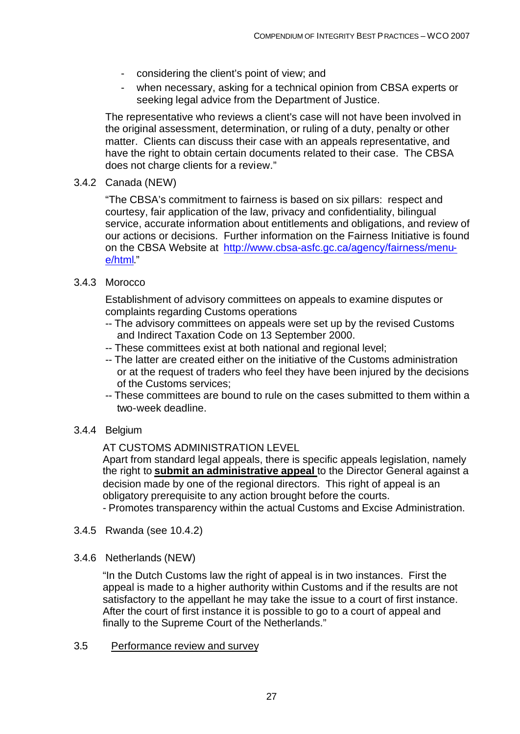- considering the client's point of view; and
- when necessary, asking for a technical opinion from CBSA experts or seeking legal advice from the Department of Justice.

The representative who reviews a client's case will not have been involved in the original assessment, determination, or ruling of a duty, penalty or other matter. Clients can discuss their case with an appeals representative, and have the right to obtain certain documents related to their case. The CBSA does not charge clients for a review."

3.4.2 Canada (NEW)

"The CBSA's commitment to fairness is based on six pillars: respect and courtesy, fair application of the law, privacy and confidentiality, bilingual service, accurate information about entitlements and obligations, and review of our actions or decisions. Further information on the Fairness Initiative is found on the CBSA Website at [http://www.cbsa-asfc.gc.ca/agency/fairness/menu-e/html](http://www.cbsa-asfc.gc.ca/agency/fairness/menu-e/html)."

3.4.3 Morocco

Establishment of advisory committees on appeals to examine disputes or complaints regarding Customs operations

-- The advisory committees on appeals were set up by the revised Customs and Indirect Taxation Code on 13 September 2000.
-- These committees exist at both national and regional level;
-- The latter are created either on the initiative of the Customs administration or at the request of traders who feel they have been injured by the decisions of the Customs services;
-- These committees are bound to rule on the cases submitted to them within a two-week deadline.

3.4.4 Belgium

AT CUSTOMS ADMINISTRATION LEVEL
Apart from standard legal appeals, there is specific appeals legislation, namely the right to **submit an administrative appeal** to the Director General against a decision made by one of the regional directors. This right of appeal is an obligatory prerequisite to any action brought before the courts.
- Promotes transparency within the actual Customs and Excise Administration.

3.4.5 Rwanda (see 10.4.2)

3.4.6 Netherlands (NEW)

"In the Dutch Customs law the right of appeal is in two instances. First the appeal is made to a higher authority within Customs and if the results are not satisfactory to the appellant he may take the issue to a court of first instance. After the court of first instance it is possible to go to a court of appeal and finally to the Supreme Court of the Netherlands."

3.5 Performance review and survey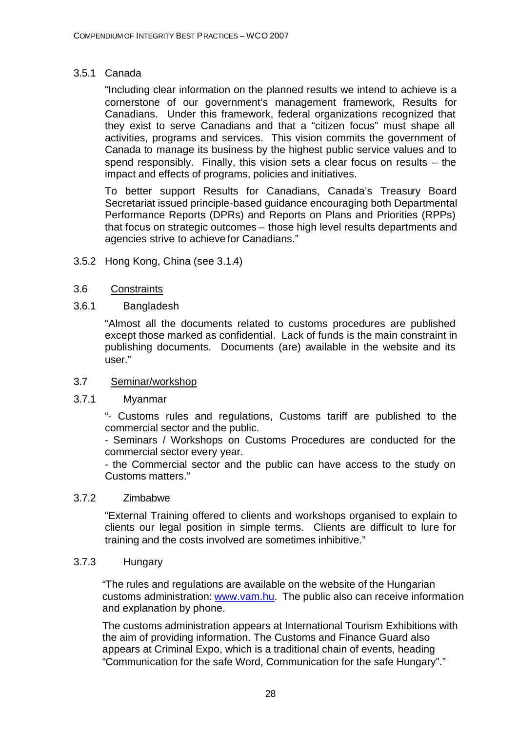3.5.1 Canada

"Including clear information on the planned results we intend to achieve is a cornerstone of our government's management framework, Results for Canadians. Under this framework, federal organizations recognized that they exist to serve Canadians and that a "citizen focus" must shape all activities, programs and services. This vision commits the government of Canada to manage its business by the highest public service values and to spend responsibly. Finally, this vision sets a clear focus on results – the impact and effects of programs, policies and initiatives.

To better support Results for Canadians, Canada's Treasury Board Secretariat issued principle-based guidance encouraging both Departmental Performance Reports (DPRs) and Reports on Plans and Priorities (RPPs) that focus on strategic outcomes – those high level results departments and agencies strive to achieve for Canadians."

3.5.2 Hong Kong, China (see 3.1.4)

3.6 Constraints

3.6.1 Bangladesh

"Almost all the documents related to customs procedures are published except those marked as confidential. Lack of funds is the main constraint in publishing documents. Documents (are) available in the website and its user."

3.7 Seminar/workshop

3.7.1 Myanmar

"- Customs rules and regulations, Customs tariff are published to the commercial sector and the public.
- Seminars / Workshops on Customs Procedures are conducted for the commercial sector every year.
- the Commercial sector and the public can have access to the study on Customs matters."

3.7.2 Zimbabwe

"External Training offered to clients and workshops organised to explain to clients our legal position in simple terms. Clients are difficult to lure for training and the costs involved are sometimes inhibitive."

3.7.3 Hungary

"The rules and regulations are available on the website of the Hungarian customs administration: [www.vam.hu](http://www.vam.hu). The public also can receive information and explanation by phone.

The customs administration appears at International Tourism Exhibitions with the aim of providing information. The Customs and Finance Guard also appears at Criminal Expo, which is a traditional chain of events, heading "Communication for the safe Word, Communication for the safe Hungary"."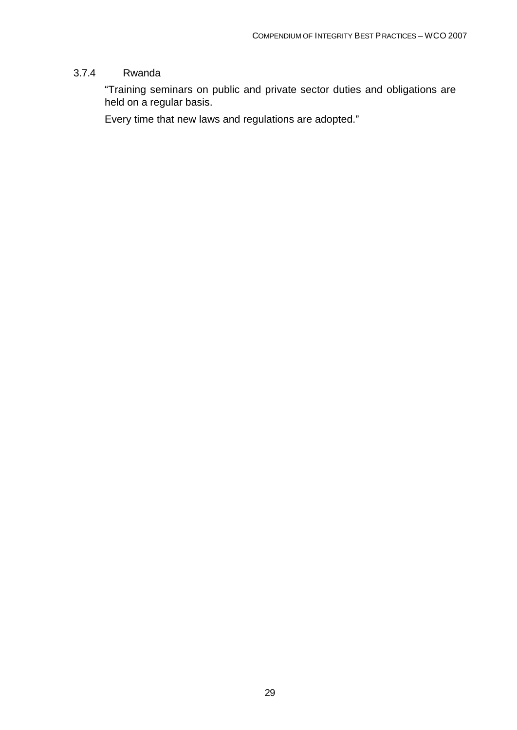### 3.7.4 Rwanda

"Training seminars on public and private sector duties and obligations are held on a regular basis.

Every time that new laws and regulations are adopted."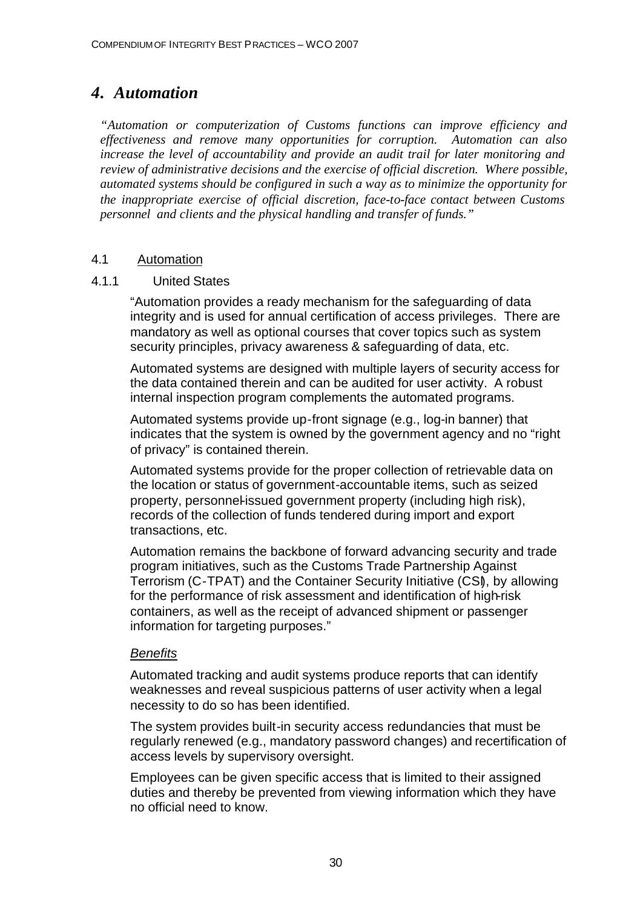# *4. Automation*

*"Automation or computerization of Customs functions can improve efficiency and effectiveness and remove many opportunities for corruption. Automation can also increase the level of accountability and provide an audit trail for later monitoring and review of administrative decisions and the exercise of official discretion. Where possible, automated systems should be configured in such a way as to minimize the opportunity for the inappropriate exercise of official discretion, face-to-face contact between Customs personnel and clients and the physical handling and transfer of funds."*

## 4.1 Automation

### 4.1.1 United States

"Automation provides a ready mechanism for the safeguarding of data integrity and is used for annual certification of access privileges. There are mandatory as well as optional courses that cover topics such as system security principles, privacy awareness & safeguarding of data, etc.

Automated systems are designed with multiple layers of security access for the data contained therein and can be audited for user activity. A robust internal inspection program complements the automated programs.

Automated systems provide up-front signage (e.g., log-in banner) that indicates that the system is owned by the government agency and no "right of privacy" is contained therein.

Automated systems provide for the proper collection of retrievable data on the location or status of government-accountable items, such as seized property, personnel-issued government property (including high risk), records of the collection of funds tendered during import and export transactions, etc.

Automation remains the backbone of forward advancing security and trade program initiatives, such as the Customs Trade Partnership Against Terrorism (C-TPAT) and the Container Security Initiative (CSI), by allowing for the performance of risk assessment and identification of high-risk containers, as well as the receipt of advanced shipment or passenger information for targeting purposes."

*Benefits*

Automated tracking and audit systems produce reports that can identify weaknesses and reveal suspicious patterns of user activity when a legal necessity to do so has been identified.

The system provides built-in security access redundancies that must be regularly renewed (e.g., mandatory password changes) and recertification of access levels by supervisory oversight.

Employees can be given specific access that is limited to their assigned duties and thereby be prevented from viewing information which they have no official need to know.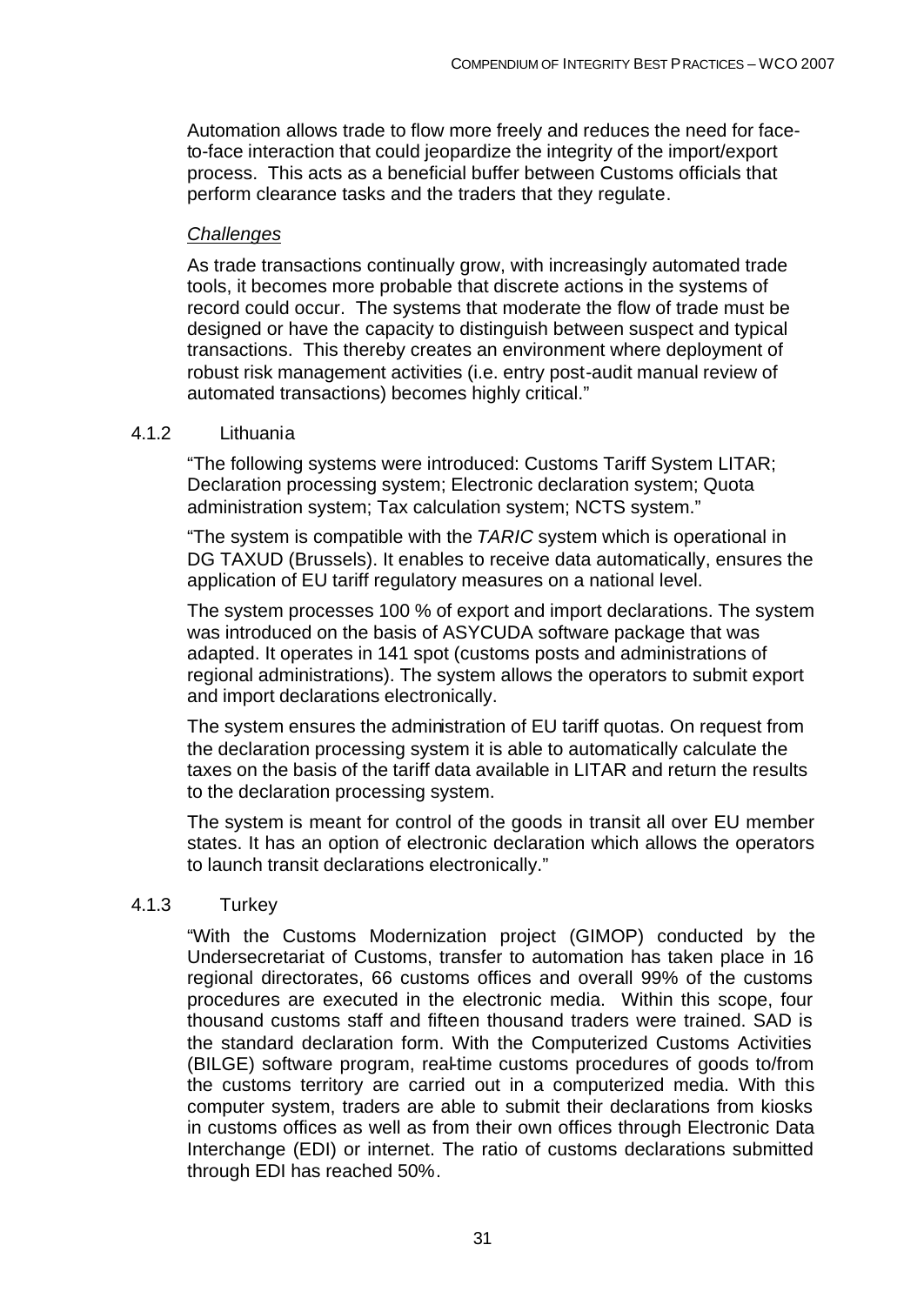Automation allows trade to flow more freely and reduces the need for face-to-face interaction that could jeopardize the integrity of the import/export process. This acts as a beneficial buffer between Customs officials that perform clearance tasks and the traders that they regulate.

*Challenges*

As trade transactions continually grow, with increasingly automated trade tools, it becomes more probable that discrete actions in the systems of record could occur. The systems that moderate the flow of trade must be designed or have the capacity to distinguish between suspect and typical transactions. This thereby creates an environment where deployment of robust risk management activities (i.e. entry post-audit manual review of automated transactions) becomes highly critical."

### 4.1.2 Lithuania

"The following systems were introduced: Customs Tariff System LITAR; Declaration processing system; Electronic declaration system; Quota administration system; Tax calculation system; NCTS system."

"The system is compatible with the *TARIC* system which is operational in DG TAXUD (Brussels). It enables to receive data automatically, ensures the application of EU tariff regulatory measures on a national level.

The system processes 100 % of export and import declarations. The system was introduced on the basis of ASYCUDA software package that was adapted. It operates in 141 spot (customs posts and administrations of regional administrations). The system allows the operators to submit export and import declarations electronically.

The system ensures the administration of EU tariff quotas. On request from the declaration processing system it is able to automatically calculate the taxes on the basis of the tariff data available in LITAR and return the results to the declaration processing system.

The system is meant for control of the goods in transit all over EU member states. It has an option of electronic declaration which allows the operators to launch transit declarations electronically."

### 4.1.3 Turkey

"With the Customs Modernization project (GIMOP) conducted by the Undersecretariat of Customs, transfer to automation has taken place in 16 regional directorates, 66 customs offices and overall 99% of the customs procedures are executed in the electronic media. Within this scope, four thousand customs staff and fifteen thousand traders were trained. SAD is the standard declaration form. With the Computerized Customs Activities (BILGE) software program, real-time customs procedures of goods to/from the customs territory are carried out in a computerized media. With this computer system, traders are able to submit their declarations from kiosks in customs offices as well as from their own offices through Electronic Data Interchange (EDI) or internet. The ratio of customs declarations submitted through EDI has reached 50%.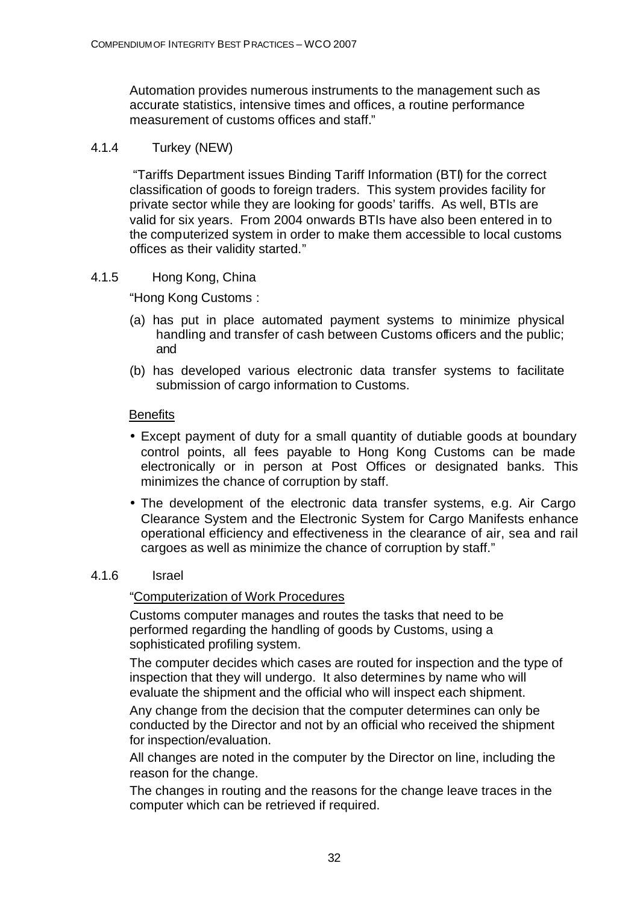Automation provides numerous instruments to the management such as accurate statistics, intensive times and offices, a routine performance measurement of customs offices and staff."

#### 4.1.4 Turkey (NEW)

"Tariffs Department issues Binding Tariff Information (BTI) for the correct classification of goods to foreign traders. This system provides facility for private sector while they are looking for goods' tariffs. As well, BTIs are valid for six years. From 2004 onwards BTIs have also been entered in to the computerized system in order to make them accessible to local customs offices as their validity started."

#### 4.1.5 Hong Kong, China

"Hong Kong Customs :

(a) has put in place automated payment systems to minimize physical handling and transfer of cash between Customs officers and the public; and

(b) has developed various electronic data transfer systems to facilitate submission of cargo information to Customs.

Benefits

- Except payment of duty for a small quantity of dutiable goods at boundary control points, all fees payable to Hong Kong Customs can be made electronically or in person at Post Offices or designated banks. This minimizes the chance of corruption by staff.
- The development of the electronic data transfer systems, e.g. Air Cargo Clearance System and the Electronic System for Cargo Manifests enhance operational efficiency and effectiveness in the clearance of air, sea and rail cargoes as well as minimize the chance of corruption by staff."

#### 4.1.6 Israel

"Computerization of Work Procedures

Customs computer manages and routes the tasks that need to be performed regarding the handling of goods by Customs, using a sophisticated profiling system.

The computer decides which cases are routed for inspection and the type of inspection that they will undergo. It also determines by name who will evaluate the shipment and the official who will inspect each shipment.

Any change from the decision that the computer determines can only be conducted by the Director and not by an official who received the shipment for inspection/evaluation.

All changes are noted in the computer by the Director on line, including the reason for the change.

The changes in routing and the reasons for the change leave traces in the computer which can be retrieved if required.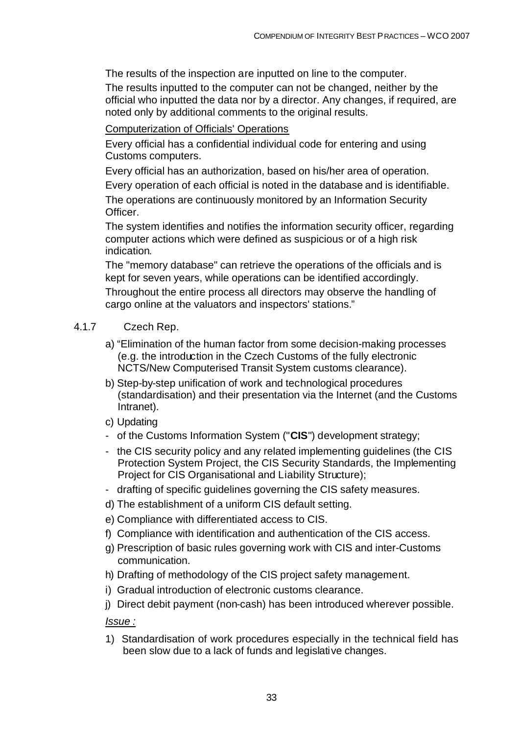The results of the inspection are inputted on line to the computer.

The results inputted to the computer can not be changed, neither by the official who inputted the data nor by a director. Any changes, if required, are noted only by additional comments to the original results.

Computerization of Officials' Operations

Every official has a confidential individual code for entering and using Customs computers.

Every official has an authorization, based on his/her area of operation.

Every operation of each official is noted in the database and is identifiable.

The operations are continuously monitored by an Information Security Officer.

The system identifies and notifies the information security officer, regarding computer actions which were defined as suspicious or of a high risk indication.

The "memory database" can retrieve the operations of the officials and is kept for seven years, while operations can be identified accordingly.

Throughout the entire process all directors may observe the handling of cargo online at the valuators and inspectors' stations."

4.1.7 Czech Rep.

a) "Elimination of the human factor from some decision-making processes (e.g. the introduction in the Czech Customs of the fully electronic NCTS/New Computerised Transit System customs clearance).

b) Step-by-step unification of work and technological procedures (standardisation) and their presentation via the Internet (and the Customs Intranet).

c) Updating

- of the Customs Information System ("**CIS**") development strategy;
- the CIS security policy and any related implementing guidelines (the CIS Protection System Project, the CIS Security Standards, the Implementing Project for CIS Organisational and Liability Structure);
- drafting of specific guidelines governing the CIS safety measures.

d) The establishment of a uniform CIS default setting.

e) Compliance with differentiated access to CIS.

f) Compliance with identification and authentication of the CIS access.

g) Prescription of basic rules governing work with CIS and inter-Customs communication.

h) Drafting of methodology of the CIS project safety management.

i) Gradual introduction of electronic customs clearance.

j) Direct debit payment (non-cash) has been introduced wherever possible.

*Issue :*

1) Standardisation of work procedures especially in the technical field has been slow due to a lack of funds and legislative changes.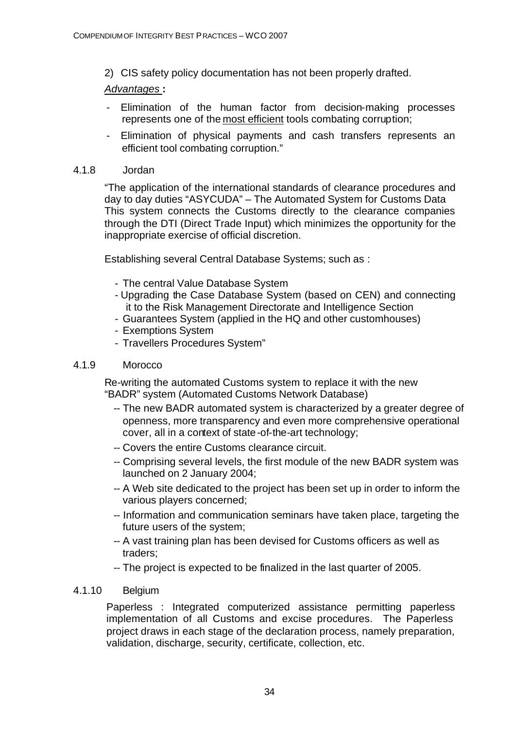2) CIS safety policy documentation has not been properly drafted.

*Advantages* **:**

- Elimination of the human factor from decision-making processes represents one of the most efficient tools combating corruption;
- Elimination of physical payments and cash transfers represents an efficient tool combating corruption."

#### 4.1.8 Jordan

"The application of the international standards of clearance procedures and day to day duties "ASYCUDA" – The Automated System for Customs Data This system connects the Customs directly to the clearance companies through the DTI (Direct Trade Input) which minimizes the opportunity for the inappropriate exercise of official discretion.

Establishing several Central Database Systems; such as :

- The central Value Database System
- Upgrading the Case Database System (based on CEN) and connecting it to the Risk Management Directorate and Intelligence Section
- Guarantees System (applied in the HQ and other customhouses)
- Exemptions System
- Travellers Procedures System"

#### 4.1.9 Morocco

Re-writing the automated Customs system to replace it with the new "BADR" system (Automated Customs Network Database)

- -- The new BADR automated system is characterized by a greater degree of openness, more transparency and even more comprehensive operational cover, all in a context of state-of-the-art technology;
- -- Covers the entire Customs clearance circuit.
- -- Comprising several levels, the first module of the new BADR system was launched on 2 January 2004;
- -- A Web site dedicated to the project has been set up in order to inform the various players concerned;
- -- Information and communication seminars have taken place, targeting the future users of the system;
- -- A vast training plan has been devised for Customs officers as well as traders;
- -- The project is expected to be finalized in the last quarter of 2005.

#### 4.1.10 Belgium

Paperless : Integrated computerized assistance permitting paperless implementation of all Customs and excise procedures. The Paperless project draws in each stage of the declaration process, namely preparation, validation, discharge, security, certificate, collection, etc.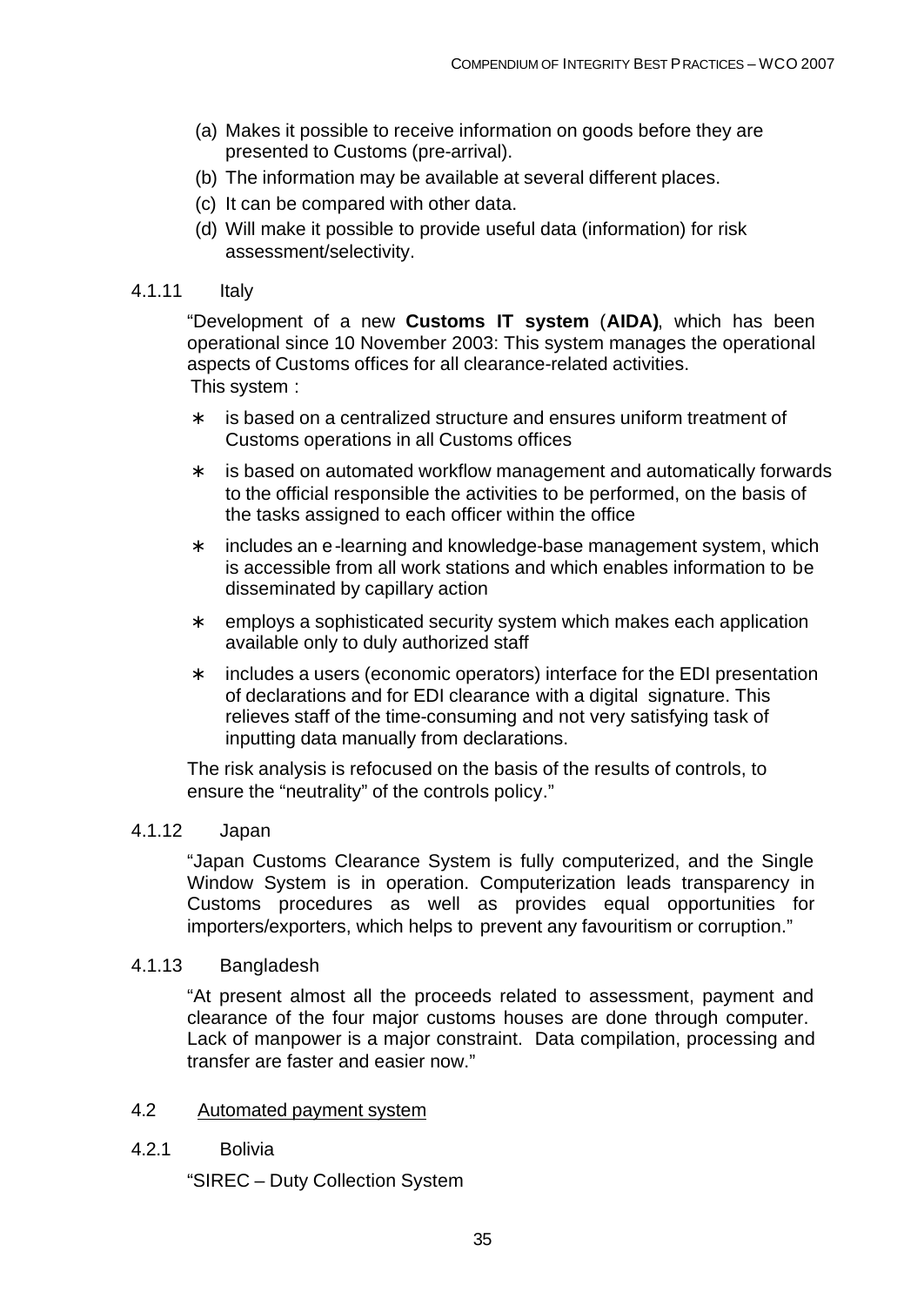(a) Makes it possible to receive information on goods before they are presented to Customs (pre-arrival).
(b) The information may be available at several different places.
(c) It can be compared with other data.
(d) Will make it possible to provide useful data (information) for risk assessment/selectivity.

4.1.11 Italy

"Development of a new **Customs IT system** (**AIDA)**, which has been operational since 10 November 2003: This system manages the operational aspects of Customs offices for all clearance-related activities.
This system :

* is based on a centralized structure and ensures uniform treatment of Customs operations in all Customs offices
* is based on automated workflow management and automatically forwards to the official responsible the activities to be performed, on the basis of the tasks assigned to each officer within the office
* includes an e-learning and knowledge-base management system, which is accessible from all work stations and which enables information to be disseminated by capillary action
* employs a sophisticated security system which makes each application available only to duly authorized staff
* includes a users (economic operators) interface for the EDI presentation of declarations and for EDI clearance with a digital signature. This relieves staff of the time-consuming and not very satisfying task of inputting data manually from declarations.

The risk analysis is refocused on the basis of the results of controls, to ensure the "neutrality" of the controls policy."

4.1.12 Japan

"Japan Customs Clearance System is fully computerized, and the Single Window System is in operation. Computerization leads transparency in Customs procedures as well as provides equal opportunities for importers/exporters, which helps to prevent any favouritism or corruption."

4.1.13 Bangladesh

"At present almost all the proceeds related to assessment, payment and clearance of the four major customs houses are done through computer. Lack of manpower is a major constraint. Data compilation, processing and transfer are faster and easier now."

4.2 Automated payment system

4.2.1 Bolivia

"SIREC – Duty Collection System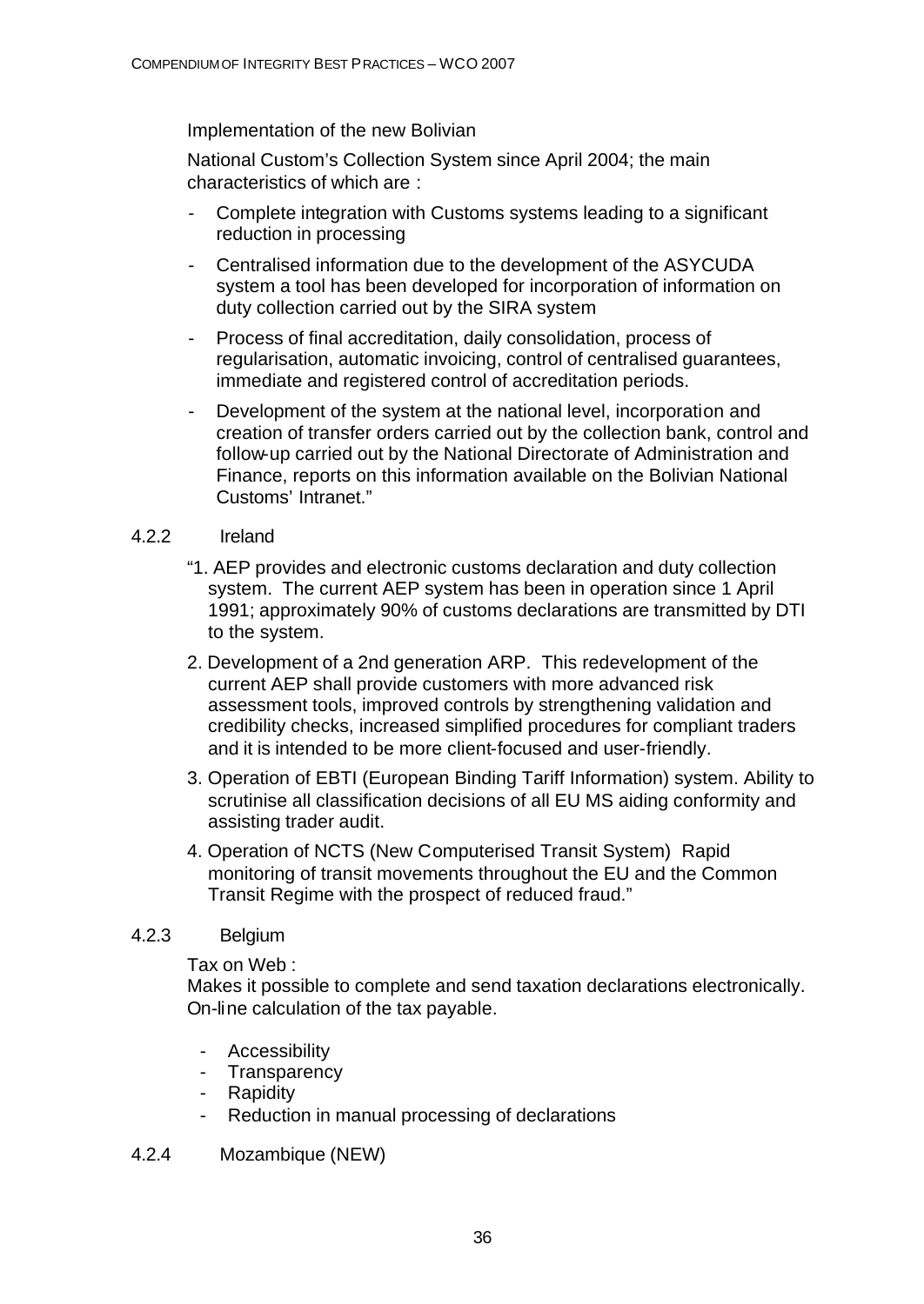Implementation of the new Bolivian

National Custom's Collection System since April 2004; the main characteristics of which are :

- Complete integration with Customs systems leading to a significant reduction in processing
- Centralised information due to the development of the ASYCUDA system a tool has been developed for incorporation of information on duty collection carried out by the SIRA system
- Process of final accreditation, daily consolidation, process of regularisation, automatic invoicing, control of centralised guarantees, immediate and registered control of accreditation periods.
- Development of the system at the national level, incorporation and creation of transfer orders carried out by the collection bank, control and follow-up carried out by the National Directorate of Administration and Finance, reports on this information available on the Bolivian National Customs' Intranet."

#### 4.2.2 Ireland

"1. AEP provides and electronic customs declaration and duty collection system. The current AEP system has been in operation since 1 April 1991; approximately 90% of customs declarations are transmitted by DTI to the system.

2. Development of a 2nd generation ARP. This redevelopment of the current AEP shall provide customers with more advanced risk assessment tools, improved controls by strengthening validation and credibility checks, increased simplified procedures for compliant traders and it is intended to be more client-focused and user-friendly.

3. Operation of EBTI (European Binding Tariff Information) system. Ability to scrutinise all classification decisions of all EU MS aiding conformity and assisting trader audit.

4. Operation of NCTS (New Computerised Transit System) Rapid monitoring of transit movements throughout the EU and the Common Transit Regime with the prospect of reduced fraud."

#### 4.2.3 Belgium

Tax on Web :
Makes it possible to complete and send taxation declarations electronically. On-line calculation of the tax payable.

- Accessibility
- Transparency
- Rapidity
- Reduction in manual processing of declarations

#### 4.2.4 Mozambique (NEW)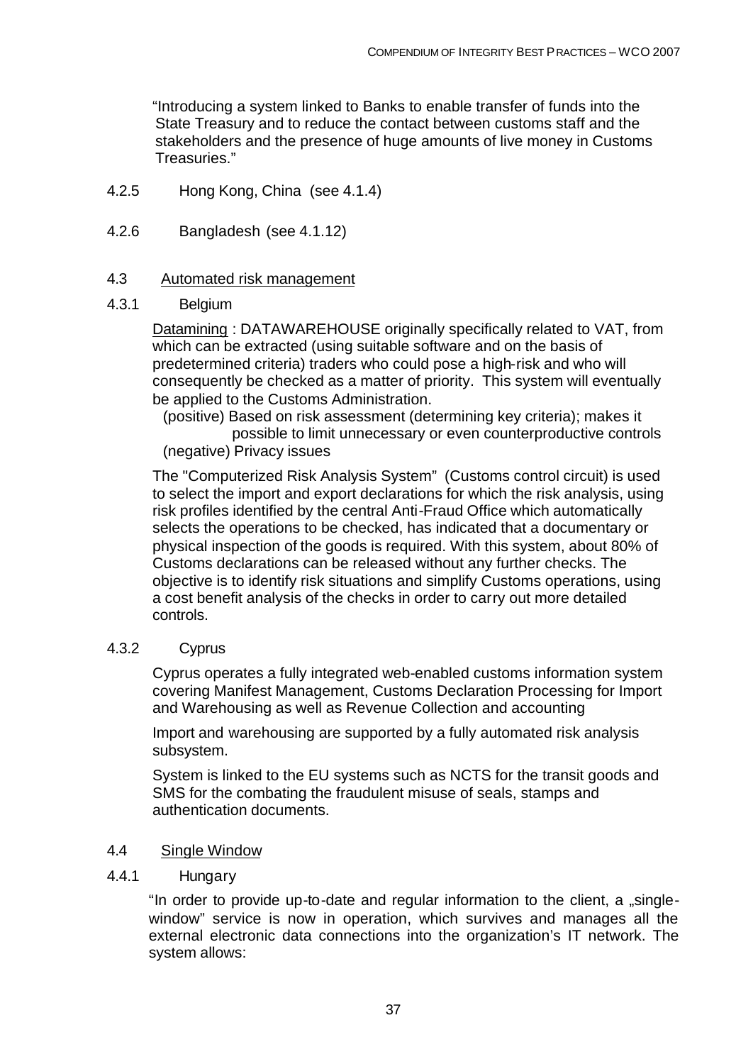"Introducing a system linked to Banks to enable transfer of funds into the State Treasury and to reduce the contact between customs staff and the stakeholders and the presence of huge amounts of live money in Customs Treasuries."

4.2.5 Hong Kong, China (see 4.1.4)

4.2.6 Bangladesh (see 4.1.12)

### 4.3 Automated risk management

#### 4.3.1 Belgium

Datamining : DATAWAREHOUSE originally specifically related to VAT, from which can be extracted (using suitable software and on the basis of predetermined criteria) traders who could pose a high-risk and who will consequently be checked as a matter of priority. This system will eventually be applied to the Customs Administration.

(positive) Based on risk assessment (determining key criteria); makes it possible to limit unnecessary or even counterproductive controls
(negative) Privacy issues

The "Computerized Risk Analysis System" (Customs control circuit) is used to select the import and export declarations for which the risk analysis, using risk profiles identified by the central Anti-Fraud Office which automatically selects the operations to be checked, has indicated that a documentary or physical inspection of the goods is required. With this system, about 80% of Customs declarations can be released without any further checks. The objective is to identify risk situations and simplify Customs operations, using a cost benefit analysis of the checks in order to carry out more detailed controls.

#### 4.3.2 Cyprus

Cyprus operates a fully integrated web-enabled customs information system covering Manifest Management, Customs Declaration Processing for Import and Warehousing as well as Revenue Collection and accounting

Import and warehousing are supported by a fully automated risk analysis subsystem.

System is linked to the EU systems such as NCTS for the transit goods and SMS for the combating the fraudulent misuse of seals, stamps and authentication documents.

### 4.4 Single Window

#### 4.4.1 Hungary

"In order to provide up-to-date and regular information to the client, a „single-window" service is now in operation, which survives and manages all the external electronic data connections into the organization's IT network. The system allows: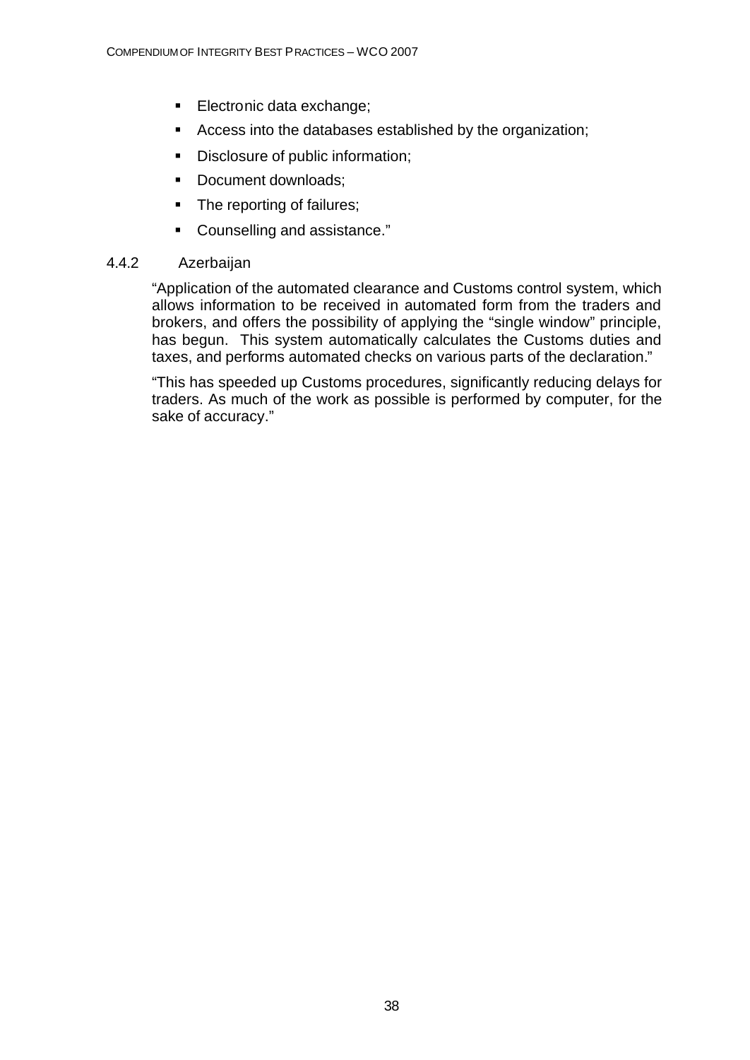- Electronic data exchange;
- Access into the databases established by the organization;
- Disclosure of public information;
- Document downloads;
- The reporting of failures;
- Counselling and assistance."

### 4.4.2 Azerbaijan

"Application of the automated clearance and Customs control system, which allows information to be received in automated form from the traders and brokers, and offers the possibility of applying the "single window" principle, has begun. This system automatically calculates the Customs duties and taxes, and performs automated checks on various parts of the declaration."

"This has speeded up Customs procedures, significantly reducing delays for traders. As much of the work as possible is performed by computer, for the sake of accuracy."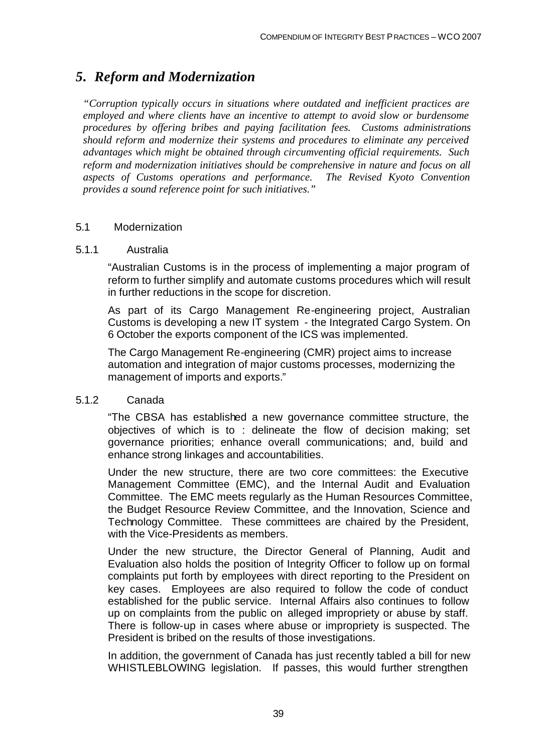# *5. Reform and Modernization*

*"Corruption typically occurs in situations where outdated and inefficient practices are employed and where clients have an incentive to attempt to avoid slow or burdensome procedures by offering bribes and paying facilitation fees. Customs administrations should reform and modernize their systems and procedures to eliminate any perceived advantages which might be obtained through circumventing official requirements. Such reform and modernization initiatives should be comprehensive in nature and focus on all aspects of Customs operations and performance. The Revised Kyoto Convention provides a sound reference point for such initiatives."*

## 5.1 Modernization

### 5.1.1 Australia

"Australian Customs is in the process of implementing a major program of reform to further simplify and automate customs procedures which will result in further reductions in the scope for discretion.

As part of its Cargo Management Re-engineering project, Australian Customs is developing a new IT system - the Integrated Cargo System. On 6 October the exports component of the ICS was implemented.

The Cargo Management Re-engineering (CMR) project aims to increase automation and integration of major customs processes, modernizing the management of imports and exports."

### 5.1.2 Canada

"The CBSA has established a new governance committee structure, the objectives of which is to : delineate the flow of decision making; set governance priorities; enhance overall communications; and, build and enhance strong linkages and accountabilities.

Under the new structure, there are two core committees: the Executive Management Committee (EMC), and the Internal Audit and Evaluation Committee. The EMC meets regularly as the Human Resources Committee, the Budget Resource Review Committee, and the Innovation, Science and Technology Committee. These committees are chaired by the President, with the Vice-Presidents as members.

Under the new structure, the Director General of Planning, Audit and Evaluation also holds the position of Integrity Officer to follow up on formal complaints put forth by employees with direct reporting to the President on key cases. Employees are also required to follow the code of conduct established for the public service. Internal Affairs also continues to follow up on complaints from the public on alleged impropriety or abuse by staff. There is follow-up in cases where abuse or impropriety is suspected. The President is bribed on the results of those investigations.

In addition, the government of Canada has just recently tabled a bill for new WHISTLEBLOWING legislation. If passes, this would further strengthen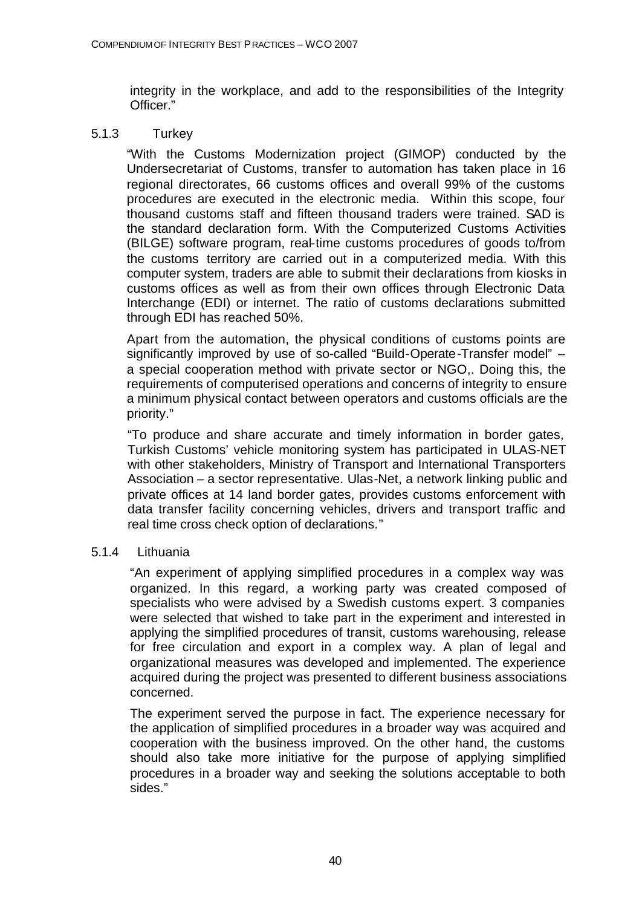integrity in the workplace, and add to the responsibilities of the Integrity Officer."

### 5.1.3 Turkey

"With the Customs Modernization project (GIMOP) conducted by the Undersecretariat of Customs, transfer to automation has taken place in 16 regional directorates, 66 customs offices and overall 99% of the customs procedures are executed in the electronic media. Within this scope, four thousand customs staff and fifteen thousand traders were trained. SAD is the standard declaration form. With the Computerized Customs Activities (BILGE) software program, real-time customs procedures of goods to/from the customs territory are carried out in a computerized media. With this computer system, traders are able to submit their declarations from kiosks in customs offices as well as from their own offices through Electronic Data Interchange (EDI) or internet. The ratio of customs declarations submitted through EDI has reached 50%.

Apart from the automation, the physical conditions of customs points are significantly improved by use of so-called "Build-Operate-Transfer model" – a special cooperation method with private sector or NGO,. Doing this, the requirements of computerised operations and concerns of integrity to ensure a minimum physical contact between operators and customs officials are the priority."

"To produce and share accurate and timely information in border gates, Turkish Customs' vehicle monitoring system has participated in ULAS-NET with other stakeholders, Ministry of Transport and International Transporters Association – a sector representative. Ulas-Net, a network linking public and private offices at 14 land border gates, provides customs enforcement with data transfer facility concerning vehicles, drivers and transport traffic and real time cross check option of declarations."

### 5.1.4 Lithuania

"An experiment of applying simplified procedures in a complex way was organized. In this regard, a working party was created composed of specialists who were advised by a Swedish customs expert. 3 companies were selected that wished to take part in the experiment and interested in applying the simplified procedures of transit, customs warehousing, release for free circulation and export in a complex way. A plan of legal and organizational measures was developed and implemented. The experience acquired during the project was presented to different business associations concerned.

The experiment served the purpose in fact. The experience necessary for the application of simplified procedures in a broader way was acquired and cooperation with the business improved. On the other hand, the customs should also take more initiative for the purpose of applying simplified procedures in a broader way and seeking the solutions acceptable to both sides."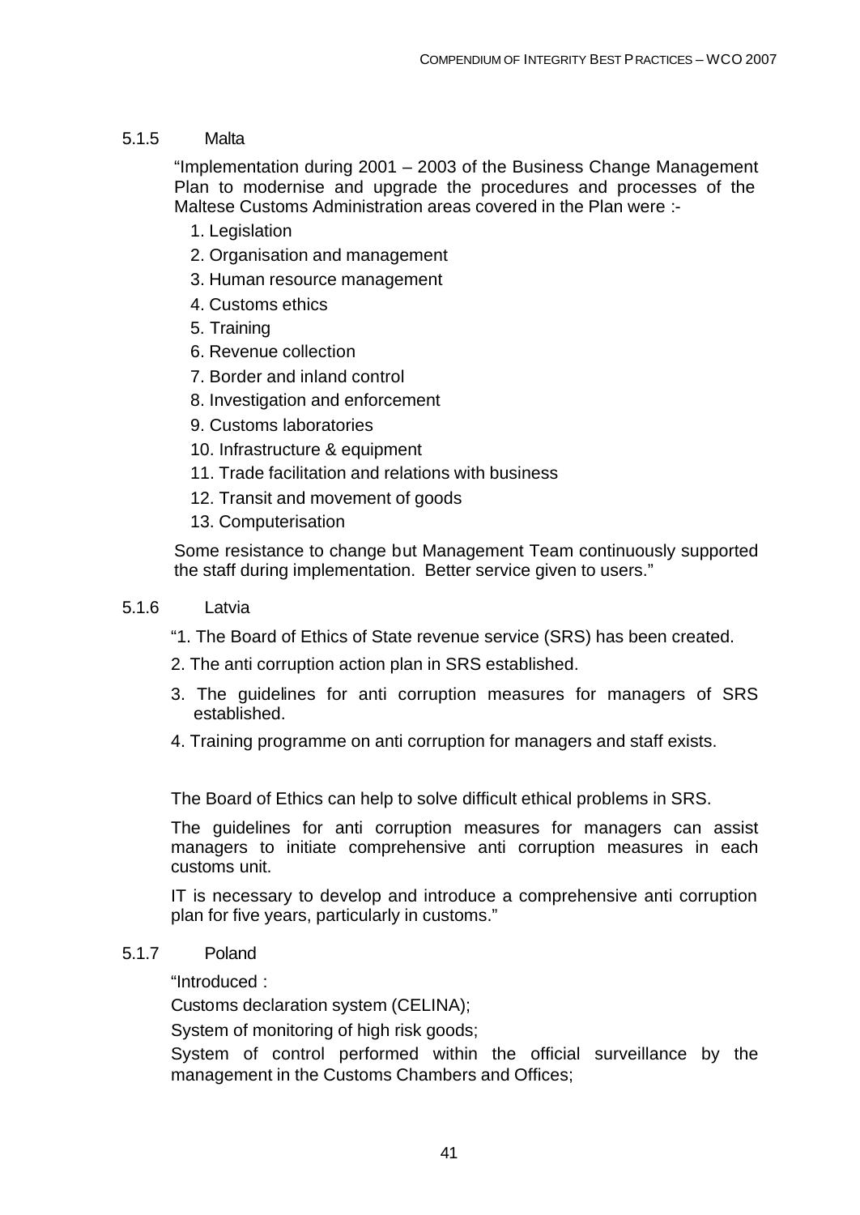#### 5.1.5 Malta

"Implementation during 2001 – 2003 of the Business Change Management Plan to modernise and upgrade the procedures and processes of the Maltese Customs Administration areas covered in the Plan were :-

1. Legislation
2. Organisation and management
3. Human resource management
4. Customs ethics
5. Training
6. Revenue collection
7. Border and inland control
8. Investigation and enforcement
9. Customs laboratories
10. Infrastructure & equipment
11. Trade facilitation and relations with business
12. Transit and movement of goods
13. Computerisation

Some resistance to change but Management Team continuously supported the staff during implementation. Better service given to users."

#### 5.1.6 Latvia

"1. The Board of Ethics of State revenue service (SRS) has been created.

2. The anti corruption action plan in SRS established.

3. The guidelines for anti corruption measures for managers of SRS established.

4. Training programme on anti corruption for managers and staff exists.

The Board of Ethics can help to solve difficult ethical problems in SRS.

The guidelines for anti corruption measures for managers can assist managers to initiate comprehensive anti corruption measures in each customs unit.

IT is necessary to develop and introduce a comprehensive anti corruption plan for five years, particularly in customs."

#### 5.1.7 Poland

"Introduced :

Customs declaration system (CELINA);

System of monitoring of high risk goods;

System of control performed within the official surveillance by the management in the Customs Chambers and Offices;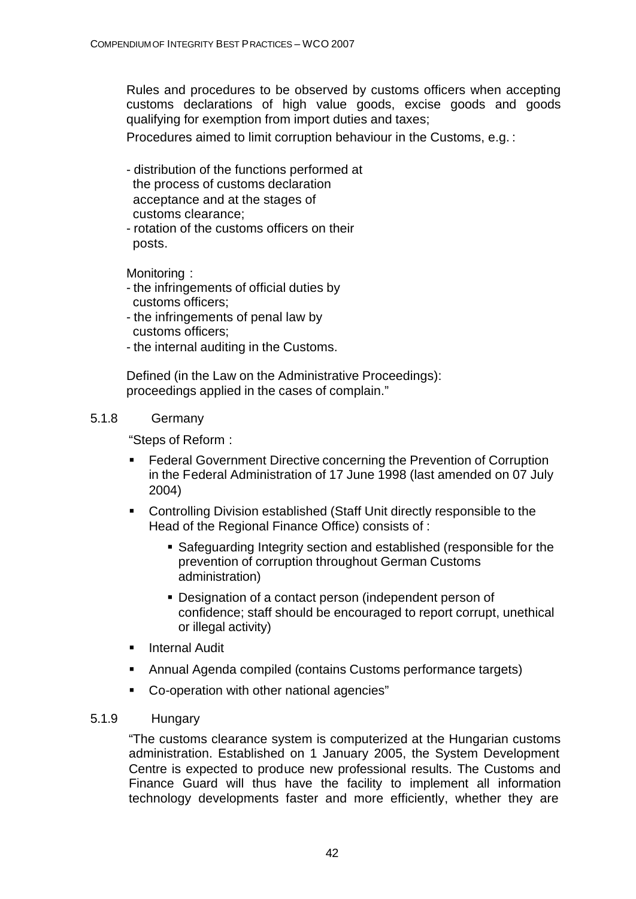Rules and procedures to be observed by customs officers when accepting customs declarations of high value goods, excise goods and goods qualifying for exemption from import duties and taxes;

Procedures aimed to limit corruption behaviour in the Customs, e.g. :

- distribution of the functions performed at the process of customs declaration acceptance and at the stages of customs clearance;
- rotation of the customs officers on their posts.

Monitoring :

- the infringements of official duties by customs officers;
- the infringements of penal law by customs officers;
- the internal auditing in the Customs.

Defined (in the Law on the Administrative Proceedings): proceedings applied in the cases of complain."

### 5.1.8 Germany

"Steps of Reform :

- Federal Government Directive concerning the Prevention of Corruption in the Federal Administration of 17 June 1998 (last amended on 07 July 2004)
- Controlling Division established (Staff Unit directly responsible to the Head of the Regional Finance Office) consists of :
  - Safeguarding Integrity section and established (responsible for the prevention of corruption throughout German Customs administration)
  - Designation of a contact person (independent person of confidence; staff should be encouraged to report corrupt, unethical or illegal activity)
- Internal Audit
- Annual Agenda compiled (contains Customs performance targets)
- Co-operation with other national agencies"

### 5.1.9 Hungary

"The customs clearance system is computerized at the Hungarian customs administration. Established on 1 January 2005, the System Development Centre is expected to produce new professional results. The Customs and Finance Guard will thus have the facility to implement all information technology developments faster and more efficiently, whether they are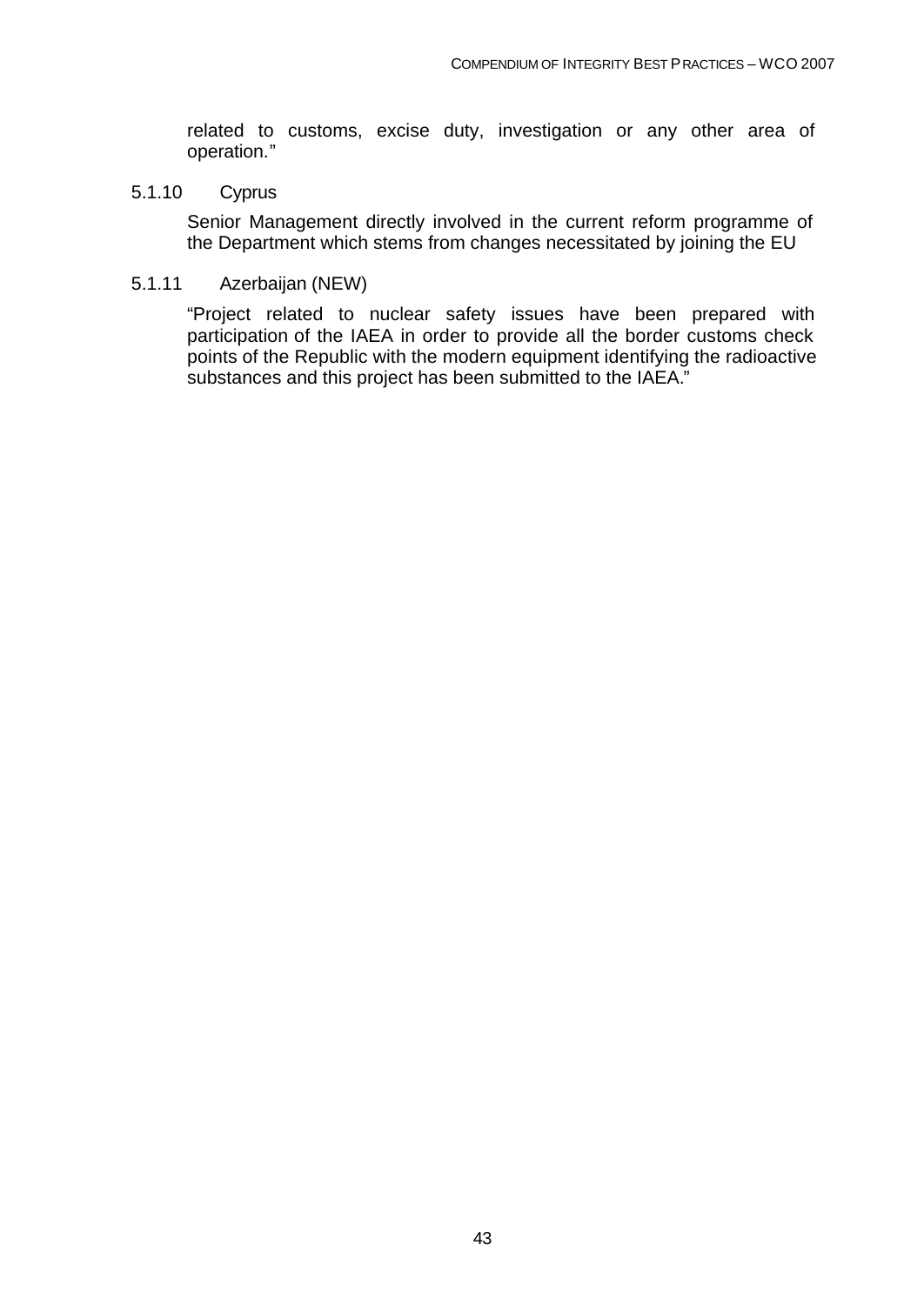related to customs, excise duty, investigation or any other area of operation."

#### 5.1.10 Cyprus

Senior Management directly involved in the current reform programme of the Department which stems from changes necessitated by joining the EU

#### 5.1.11 Azerbaijan (NEW)

"Project related to nuclear safety issues have been prepared with participation of the IAEA in order to provide all the border customs check points of the Republic with the modern equipment identifying the radioactive substances and this project has been submitted to the IAEA."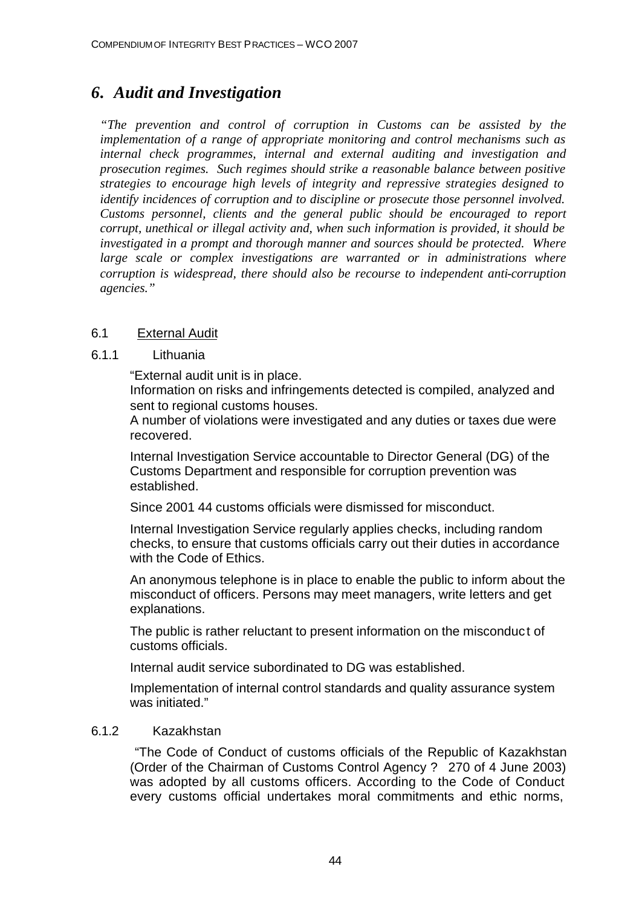## *6. Audit and Investigation*

*"The prevention and control of corruption in Customs can be assisted by the implementation of a range of appropriate monitoring and control mechanisms such as internal check programmes, internal and external auditing and investigation and prosecution regimes. Such regimes should strike a reasonable balance between positive strategies to encourage high levels of integrity and repressive strategies designed to identify incidences of corruption and to discipline or prosecute those personnel involved. Customs personnel, clients and the general public should be encouraged to report corrupt, unethical or illegal activity and, when such information is provided, it should be investigated in a prompt and thorough manner and sources should be protected. Where large scale or complex investigations are warranted or in administrations where corruption is widespread, there should also be recourse to independent anti-corruption agencies."*

### 6.1 External Audit

#### 6.1.1 Lithuania

"External audit unit is in place.
Information on risks and infringements detected is compiled, analyzed and sent to regional customs houses.
A number of violations were investigated and any duties or taxes due were recovered.

Internal Investigation Service accountable to Director General (DG) of the Customs Department and responsible for corruption prevention was established.

Since 2001 44 customs officials were dismissed for misconduct.

Internal Investigation Service regularly applies checks, including random checks, to ensure that customs officials carry out their duties in accordance with the Code of Ethics.

An anonymous telephone is in place to enable the public to inform about the misconduct of officers. Persons may meet managers, write letters and get explanations.

The public is rather reluctant to present information on the misconduct of customs officials.

Internal audit service subordinated to DG was established.

Implementation of internal control standards and quality assurance system was initiated."

#### 6.1.2 Kazakhstan

"The Code of Conduct of customs officials of the Republic of Kazakhstan (Order of the Chairman of Customs Control Agency ? 270 of 4 June 2003) was adopted by all customs officers. According to the Code of Conduct every customs official undertakes moral commitments and ethic norms,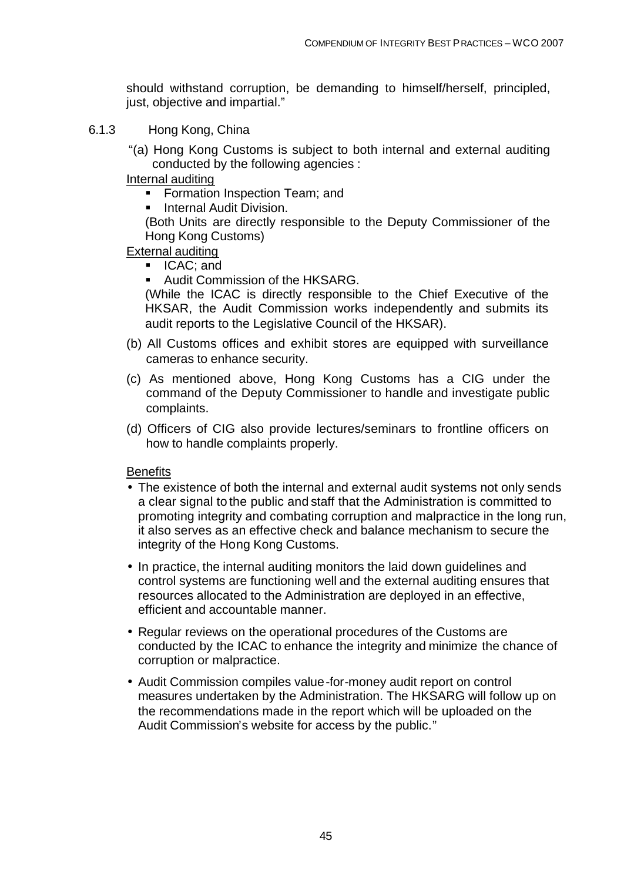should withstand corruption, be demanding to himself/herself, principled, just, objective and impartial."

6.1.3 Hong Kong, China

"(a) Hong Kong Customs is subject to both internal and external auditing conducted by the following agencies :

Internal auditing

- Formation Inspection Team; and
- Internal Audit Division.

(Both Units are directly responsible to the Deputy Commissioner of the Hong Kong Customs)

External auditing

- ICAC; and
- Audit Commission of the HKSARG.

(While the ICAC is directly responsible to the Chief Executive of the HKSAR, the Audit Commission works independently and submits its audit reports to the Legislative Council of the HKSAR).

(b) All Customs offices and exhibit stores are equipped with surveillance cameras to enhance security.

(c) As mentioned above, Hong Kong Customs has a CIG under the command of the Deputy Commissioner to handle and investigate public complaints.

(d) Officers of CIG also provide lectures/seminars to frontline officers on how to handle complaints properly.

Benefits

- The existence of both the internal and external audit systems not only sends a clear signal to the public and staff that the Administration is committed to promoting integrity and combating corruption and malpractice in the long run, it also serves as an effective check and balance mechanism to secure the integrity of the Hong Kong Customs.
- In practice, the internal auditing monitors the laid down guidelines and control systems are functioning well and the external auditing ensures that resources allocated to the Administration are deployed in an effective, efficient and accountable manner.
- Regular reviews on the operational procedures of the Customs are conducted by the ICAC to enhance the integrity and minimize the chance of corruption or malpractice.
- Audit Commission compiles value-for-money audit report on control measures undertaken by the Administration. The HKSARG will follow up on the recommendations made in the report which will be uploaded on the Audit Commission's website for access by the public."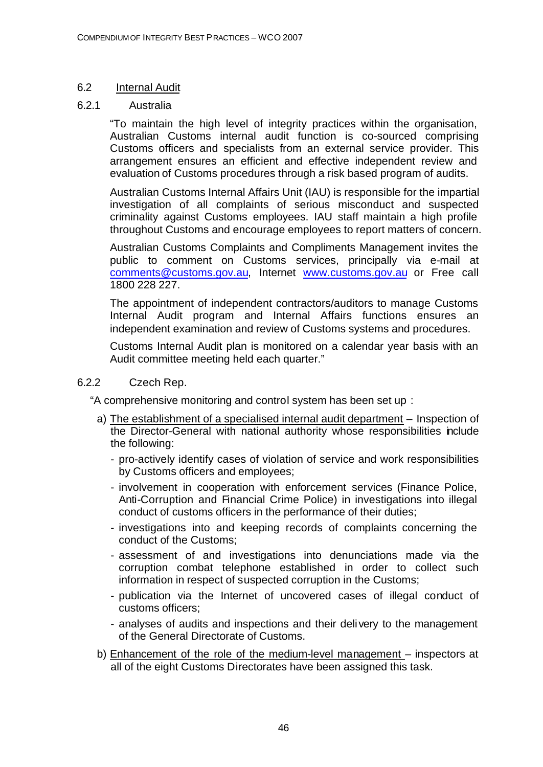## 6.2 Internal Audit

### 6.2.1 Australia

"To maintain the high level of integrity practices within the organisation, Australian Customs internal audit function is co-sourced comprising Customs officers and specialists from an external service provider. This arrangement ensures an efficient and effective independent review and evaluation of Customs procedures through a risk based program of audits.

Australian Customs Internal Affairs Unit (IAU) is responsible for the impartial investigation of all complaints of serious misconduct and suspected criminality against Customs employees. IAU staff maintain a high profile throughout Customs and encourage employees to report matters of concern.

Australian Customs Complaints and Compliments Management invites the public to comment on Customs services, principally via e-mail at comments@customs.gov.au, Internet www.customs.gov.au or Free call 1800 228 227.

The appointment of independent contractors/auditors to manage Customs Internal Audit program and Internal Affairs functions ensures an independent examination and review of Customs systems and procedures.

Customs Internal Audit plan is monitored on a calendar year basis with an Audit committee meeting held each quarter."

### 6.2.2 Czech Rep.

"A comprehensive monitoring and control system has been set up :

a) The establishment of a specialised internal audit department – Inspection of the Director-General with national authority whose responsibilities include the following:
   - pro-actively identify cases of violation of service and work responsibilities by Customs officers and employees;
   - involvement in cooperation with enforcement services (Finance Police, Anti-Corruption and Financial Crime Police) in investigations into illegal conduct of customs officers in the performance of their duties;
   - investigations into and keeping records of complaints concerning the conduct of the Customs;
   - assessment of and investigations into denunciations made via the corruption combat telephone established in order to collect such information in respect of suspected corruption in the Customs;
   - publication via the Internet of uncovered cases of illegal conduct of customs officers;
   - analyses of audits and inspections and their delivery to the management of the General Directorate of Customs.

b) Enhancement of the role of the medium-level management – inspectors at all of the eight Customs Directorates have been assigned this task.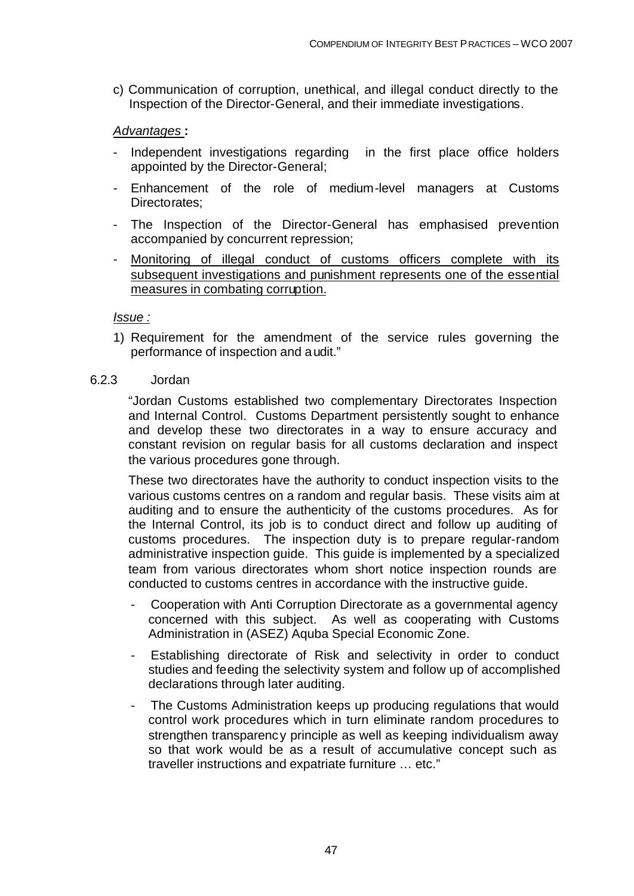c) Communication of corruption, unethical, and illegal conduct directly to the Inspection of the Director-General, and their immediate investigations.

*Advantages* **:**

- Independent investigations regarding in the first place office holders appointed by the Director-General;
- Enhancement of the role of medium-level managers at Customs Directorates;
- The Inspection of the Director-General has emphasised prevention accompanied by concurrent repression;
- Monitoring of illegal conduct of customs officers complete with its subsequent investigations and punishment represents one of the essential measures in combating corruption.

*Issue :*

1) Requirement for the amendment of the service rules governing the performance of inspection and audit."

### 6.2.3 Jordan

"Jordan Customs established two complementary Directorates Inspection and Internal Control. Customs Department persistently sought to enhance and develop these two directorates in a way to ensure accuracy and constant revision on regular basis for all customs declaration and inspect the various procedures gone through.

These two directorates have the authority to conduct inspection visits to the various customs centres on a random and regular basis. These visits aim at auditing and to ensure the authenticity of the customs procedures. As for the Internal Control, its job is to conduct direct and follow up auditing of customs procedures. The inspection duty is to prepare regular-random administrative inspection guide. This guide is implemented by a specialized team from various directorates whom short notice inspection rounds are conducted to customs centres in accordance with the instructive guide.

- Cooperation with Anti Corruption Directorate as a governmental agency concerned with this subject. As well as cooperating with Customs Administration in (ASEZ) Aquba Special Economic Zone.
- Establishing directorate of Risk and selectivity in order to conduct studies and feeding the selectivity system and follow up of accomplished declarations through later auditing.
- The Customs Administration keeps up producing regulations that would control work procedures which in turn eliminate random procedures to strengthen transparency principle as well as keeping individualism away so that work would be as a result of accumulative concept such as traveller instructions and expatriate furniture … etc."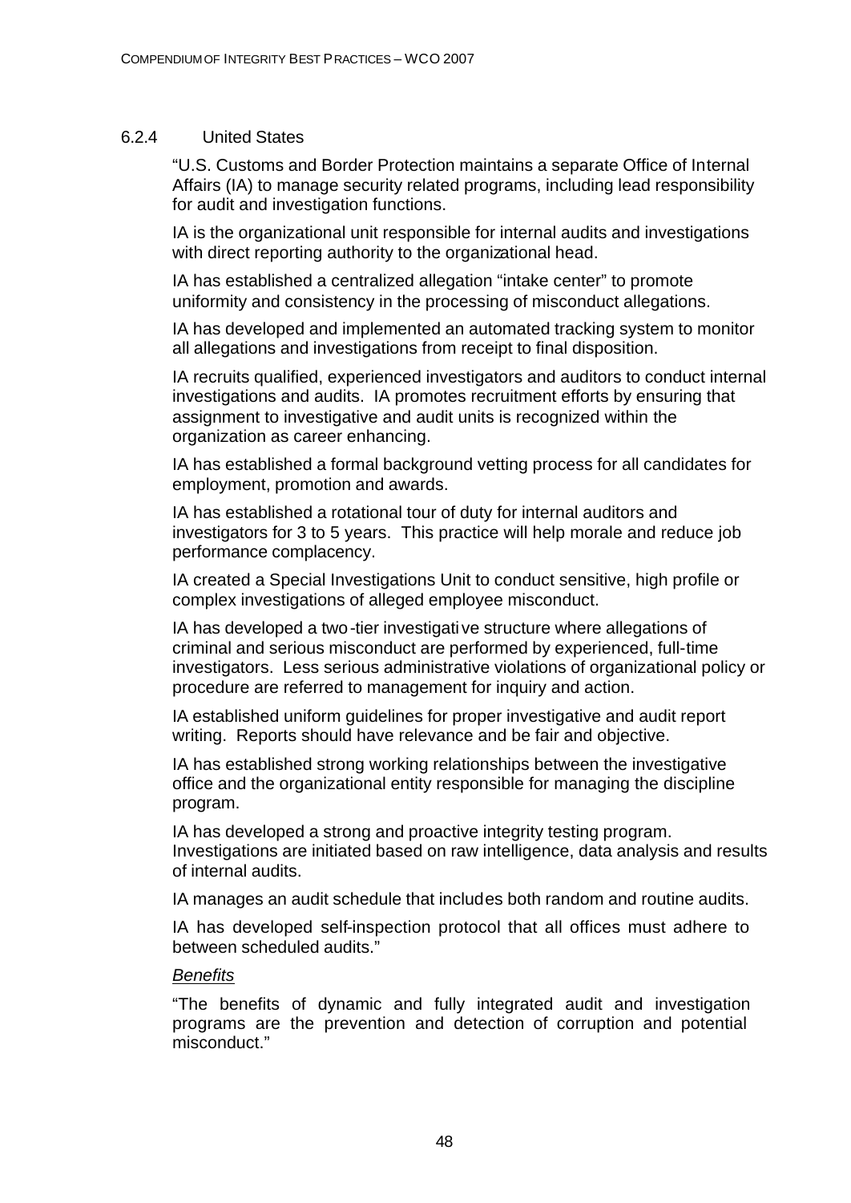### 6.2.4 United States

"U.S. Customs and Border Protection maintains a separate Office of Internal Affairs (IA) to manage security related programs, including lead responsibility for audit and investigation functions.

IA is the organizational unit responsible for internal audits and investigations with direct reporting authority to the organizational head.

IA has established a centralized allegation "intake center" to promote uniformity and consistency in the processing of misconduct allegations.

IA has developed and implemented an automated tracking system to monitor all allegations and investigations from receipt to final disposition.

IA recruits qualified, experienced investigators and auditors to conduct internal investigations and audits. IA promotes recruitment efforts by ensuring that assignment to investigative and audit units is recognized within the organization as career enhancing.

IA has established a formal background vetting process for all candidates for employment, promotion and awards.

IA has established a rotational tour of duty for internal auditors and investigators for 3 to 5 years. This practice will help morale and reduce job performance complacency.

IA created a Special Investigations Unit to conduct sensitive, high profile or complex investigations of alleged employee misconduct.

IA has developed a two-tier investigative structure where allegations of criminal and serious misconduct are performed by experienced, full-time investigators. Less serious administrative violations of organizational policy or procedure are referred to management for inquiry and action.

IA established uniform guidelines for proper investigative and audit report writing. Reports should have relevance and be fair and objective.

IA has established strong working relationships between the investigative office and the organizational entity responsible for managing the discipline program.

IA has developed a strong and proactive integrity testing program. Investigations are initiated based on raw intelligence, data analysis and results of internal audits.

IA manages an audit schedule that includes both random and routine audits.

IA has developed self-inspection protocol that all offices must adhere to between scheduled audits."

*Benefits*

"The benefits of dynamic and fully integrated audit and investigation programs are the prevention and detection of corruption and potential misconduct."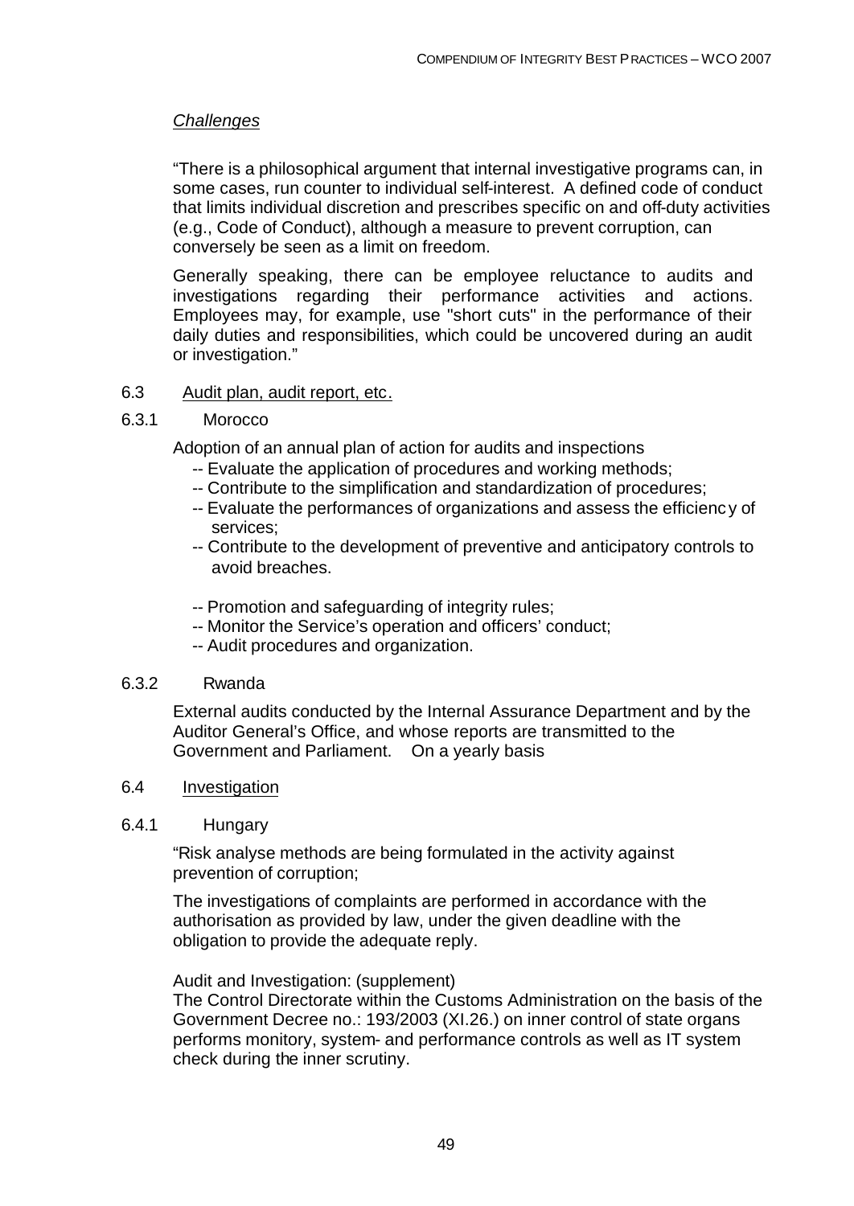*Challenges*

"There is a philosophical argument that internal investigative programs can, in some cases, run counter to individual self-interest. A defined code of conduct that limits individual discretion and prescribes specific on and off-duty activities (e.g., Code of Conduct), although a measure to prevent corruption, can conversely be seen as a limit on freedom.

Generally speaking, there can be employee reluctance to audits and investigations regarding their performance activities and actions. Employees may, for example, use "short cuts" in the performance of their daily duties and responsibilities, which could be uncovered during an audit or investigation."

### 6.3 Audit plan, audit report, etc.

#### 6.3.1 Morocco

Adoption of an annual plan of action for audits and inspections

- -- Evaluate the application of procedures and working methods;
- -- Contribute to the simplification and standardization of procedures;
- -- Evaluate the performances of organizations and assess the efficiency of services;
- -- Contribute to the development of preventive and anticipatory controls to avoid breaches.

- -- Promotion and safeguarding of integrity rules;
- -- Monitor the Service's operation and officers' conduct;
- -- Audit procedures and organization.

#### 6.3.2 Rwanda

External audits conducted by the Internal Assurance Department and by the Auditor General's Office, and whose reports are transmitted to the Government and Parliament. On a yearly basis

### 6.4 Investigation

#### 6.4.1 Hungary

"Risk analyse methods are being formulated in the activity against prevention of corruption;

The investigations of complaints are performed in accordance with the authorisation as provided by law, under the given deadline with the obligation to provide the adequate reply.

Audit and Investigation: (supplement)
The Control Directorate within the Customs Administration on the basis of the Government Decree no.: 193/2003 (XI.26.) on inner control of state organs performs monitory, system- and performance controls as well as IT system check during the inner scrutiny.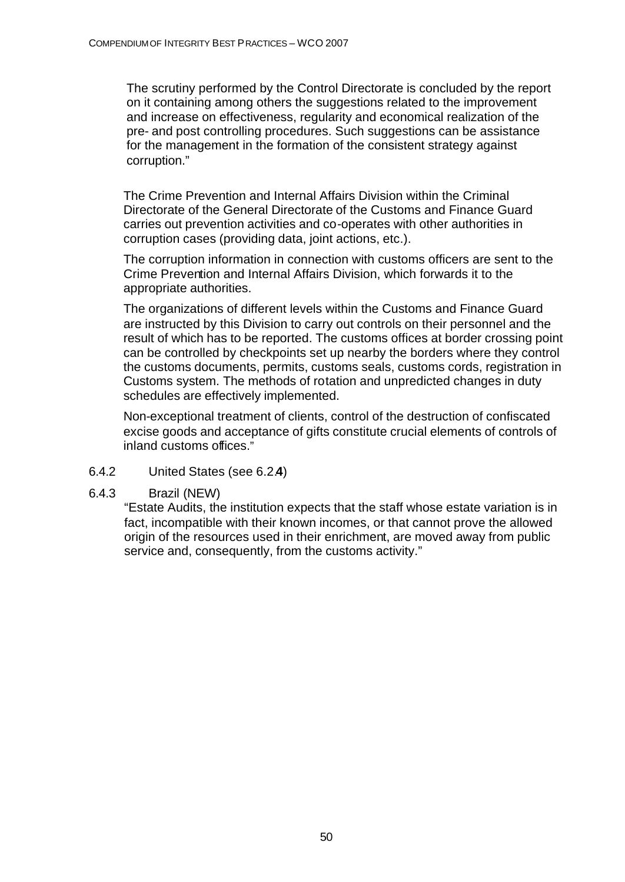The scrutiny performed by the Control Directorate is concluded by the report on it containing among others the suggestions related to the improvement and increase on effectiveness, regularity and economical realization of the pre- and post controlling procedures. Such suggestions can be assistance for the management in the formation of the consistent strategy against corruption."

The Crime Prevention and Internal Affairs Division within the Criminal Directorate of the General Directorate of the Customs and Finance Guard carries out prevention activities and co-operates with other authorities in corruption cases (providing data, joint actions, etc.).

The corruption information in connection with customs officers are sent to the Crime Prevention and Internal Affairs Division, which forwards it to the appropriate authorities.

The organizations of different levels within the Customs and Finance Guard are instructed by this Division to carry out controls on their personnel and the result of which has to be reported. The customs offices at border crossing point can be controlled by checkpoints set up nearby the borders where they control the customs documents, permits, customs seals, customs cords, registration in Customs system. The methods of rotation and unpredicted changes in duty schedules are effectively implemented.

Non-exceptional treatment of clients, control of the destruction of confiscated excise goods and acceptance of gifts constitute crucial elements of controls of inland customs offices."

6.4.2 United States (see 6.2.4)

6.4.3 Brazil (NEW)

"Estate Audits, the institution expects that the staff whose estate variation is in fact, incompatible with their known incomes, or that cannot prove the allowed origin of the resources used in their enrichment, are moved away from public service and, consequently, from the customs activity."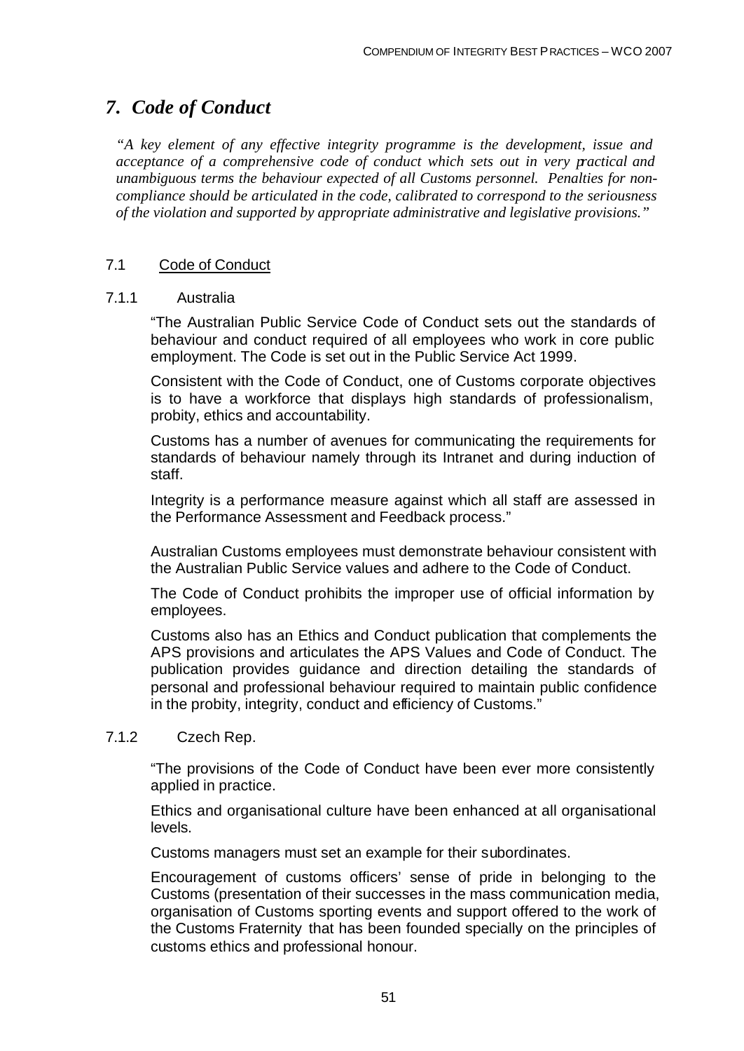# *7. Code of Conduct*

*"A key element of any effective integrity programme is the development, issue and acceptance of a comprehensive code of conduct which sets out in very practical and unambiguous terms the behaviour expected of all Customs personnel. Penalties for non-compliance should be articulated in the code, calibrated to correspond to the seriousness of the violation and supported by appropriate administrative and legislative provisions."*

## 7.1 Code of Conduct

### 7.1.1 Australia

"The Australian Public Service Code of Conduct sets out the standards of behaviour and conduct required of all employees who work in core public employment. The Code is set out in the Public Service Act 1999.

Consistent with the Code of Conduct, one of Customs corporate objectives is to have a workforce that displays high standards of professionalism, probity, ethics and accountability.

Customs has a number of avenues for communicating the requirements for standards of behaviour namely through its Intranet and during induction of staff.

Integrity is a performance measure against which all staff are assessed in the Performance Assessment and Feedback process."

Australian Customs employees must demonstrate behaviour consistent with the Australian Public Service values and adhere to the Code of Conduct.

The Code of Conduct prohibits the improper use of official information by employees.

Customs also has an Ethics and Conduct publication that complements the APS provisions and articulates the APS Values and Code of Conduct. The publication provides guidance and direction detailing the standards of personal and professional behaviour required to maintain public confidence in the probity, integrity, conduct and efficiency of Customs."

### 7.1.2 Czech Rep.

"The provisions of the Code of Conduct have been ever more consistently applied in practice.

Ethics and organisational culture have been enhanced at all organisational levels.

Customs managers must set an example for their subordinates.

Encouragement of customs officers' sense of pride in belonging to the Customs (presentation of their successes in the mass communication media, organisation of Customs sporting events and support offered to the work of the Customs Fraternity that has been founded specially on the principles of customs ethics and professional honour.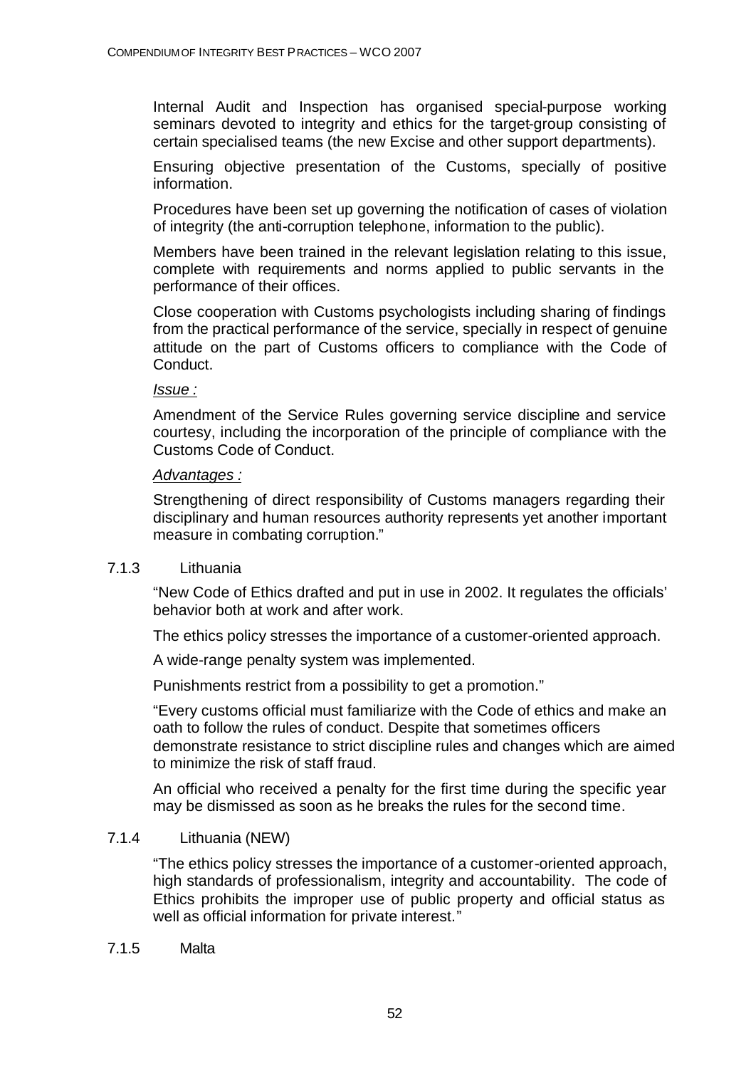Internal Audit and Inspection has organised special-purpose working seminars devoted to integrity and ethics for the target-group consisting of certain specialised teams (the new Excise and other support departments).

Ensuring objective presentation of the Customs, specially of positive information.

Procedures have been set up governing the notification of cases of violation of integrity (the anti-corruption telephone, information to the public).

Members have been trained in the relevant legislation relating to this issue, complete with requirements and norms applied to public servants in the performance of their offices.

Close cooperation with Customs psychologists including sharing of findings from the practical performance of the service, specially in respect of genuine attitude on the part of Customs officers to compliance with the Code of Conduct.

*Issue :*

Amendment of the Service Rules governing service discipline and service courtesy, including the incorporation of the principle of compliance with the Customs Code of Conduct.

*Advantages :*

Strengthening of direct responsibility of Customs managers regarding their disciplinary and human resources authority represents yet another important measure in combating corruption."

### 7.1.3 Lithuania

"New Code of Ethics drafted and put in use in 2002. It regulates the officials' behavior both at work and after work.

The ethics policy stresses the importance of a customer-oriented approach.

A wide-range penalty system was implemented.

Punishments restrict from a possibility to get a promotion."

"Every customs official must familiarize with the Code of ethics and make an oath to follow the rules of conduct. Despite that sometimes officers demonstrate resistance to strict discipline rules and changes which are aimed to minimize the risk of staff fraud.

An official who received a penalty for the first time during the specific year may be dismissed as soon as he breaks the rules for the second time.

### 7.1.4 Lithuania (NEW)

"The ethics policy stresses the importance of a customer-oriented approach, high standards of professionalism, integrity and accountability. The code of Ethics prohibits the improper use of public property and official status as well as official information for private interest."

### 7.1.5 Malta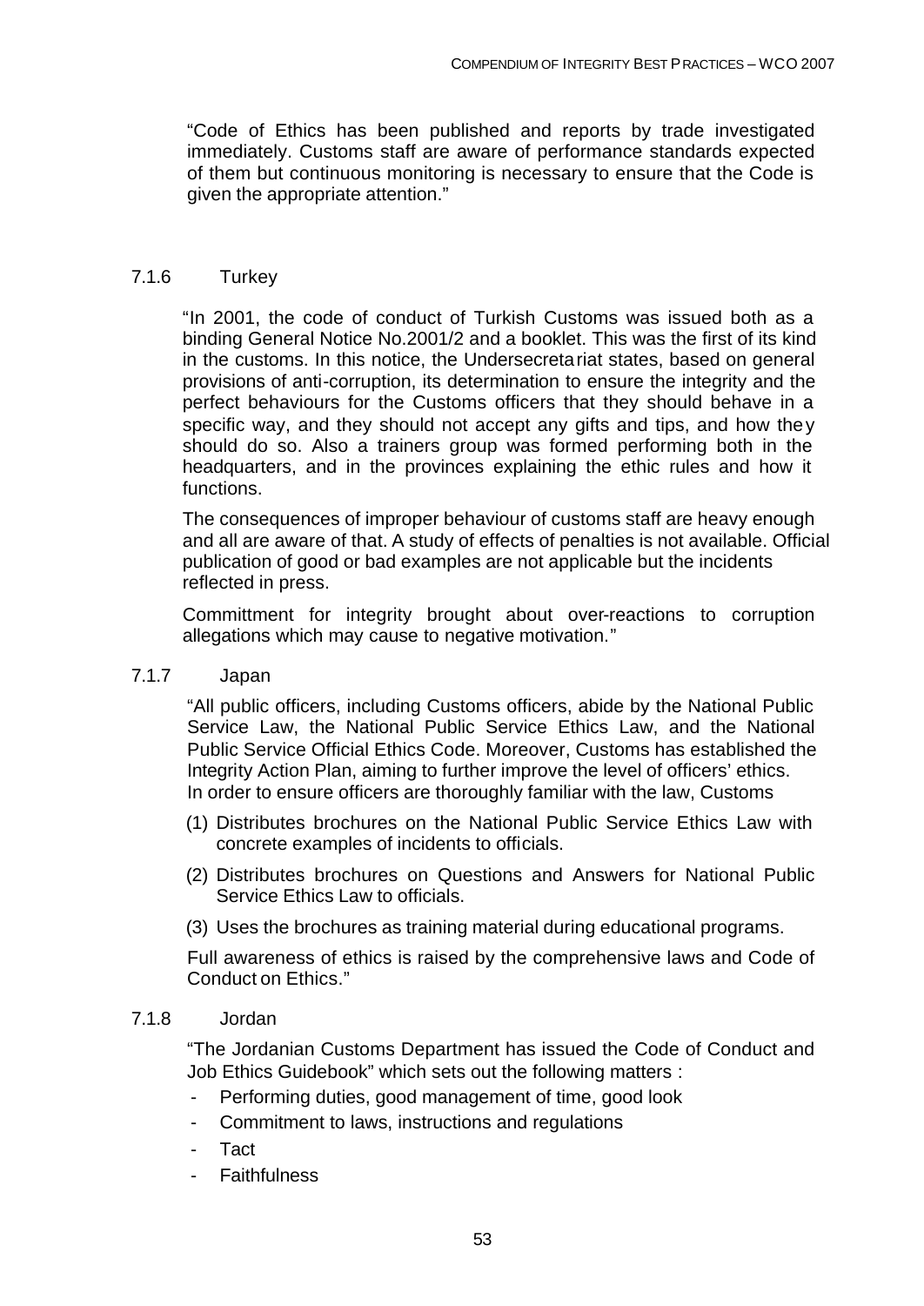"Code of Ethics has been published and reports by trade investigated immediately. Customs staff are aware of performance standards expected of them but continuous monitoring is necessary to ensure that the Code is given the appropriate attention."

### 7.1.6 Turkey

"In 2001, the code of conduct of Turkish Customs was issued both as a binding General Notice No.2001/2 and a booklet. This was the first of its kind in the customs. In this notice, the Undersecretariat states, based on general provisions of anti-corruption, its determination to ensure the integrity and the perfect behaviours for the Customs officers that they should behave in a specific way, and they should not accept any gifts and tips, and how they should do so. Also a trainers group was formed performing both in the headquarters, and in the provinces explaining the ethic rules and how it functions.

The consequences of improper behaviour of customs staff are heavy enough and all are aware of that. A study of effects of penalties is not available. Official publication of good or bad examples are not applicable but the incidents reflected in press.

Committment for integrity brought about over-reactions to corruption allegations which may cause to negative motivation."

### 7.1.7 Japan

"All public officers, including Customs officers, abide by the National Public Service Law, the National Public Service Ethics Law, and the National Public Service Official Ethics Code. Moreover, Customs has established the Integrity Action Plan, aiming to further improve the level of officers' ethics. In order to ensure officers are thoroughly familiar with the law, Customs

(1) Distributes brochures on the National Public Service Ethics Law with concrete examples of incidents to officials.

(2) Distributes brochures on Questions and Answers for National Public Service Ethics Law to officials.

(3) Uses the brochures as training material during educational programs.

Full awareness of ethics is raised by the comprehensive laws and Code of Conduct on Ethics."

### 7.1.8 Jordan

"The Jordanian Customs Department has issued the Code of Conduct and Job Ethics Guidebook" which sets out the following matters :

- Performing duties, good management of time, good look
- Commitment to laws, instructions and regulations
- Tact
- Faithfulness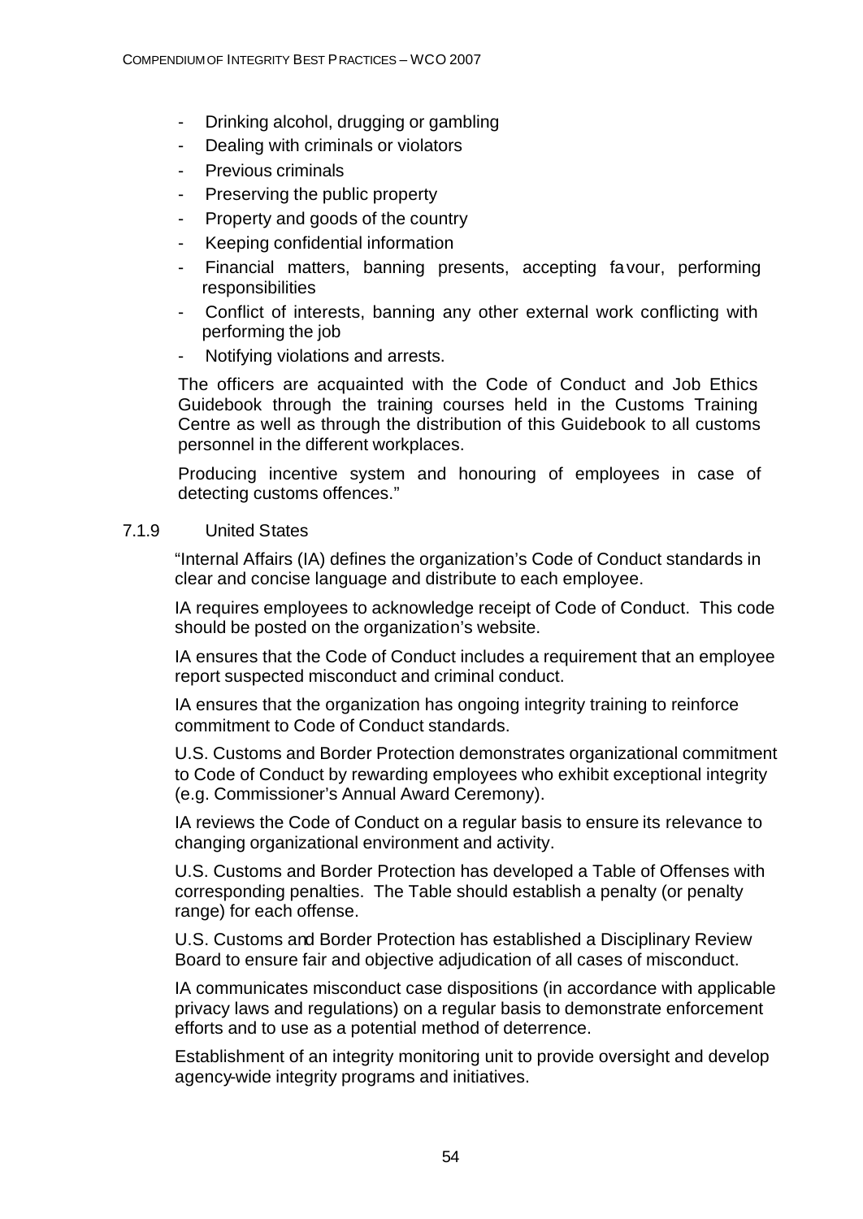- Drinking alcohol, drugging or gambling
- Dealing with criminals or violators
- Previous criminals
- Preserving the public property
- Property and goods of the country
- Keeping confidential information
- Financial matters, banning presents, accepting favour, performing responsibilities
- Conflict of interests, banning any other external work conflicting with performing the job
- Notifying violations and arrests.

The officers are acquainted with the Code of Conduct and Job Ethics Guidebook through the training courses held in the Customs Training Centre as well as through the distribution of this Guidebook to all customs personnel in the different workplaces.

Producing incentive system and honouring of employees in case of detecting customs offences."

### 7.1.9 United States

"Internal Affairs (IA) defines the organization's Code of Conduct standards in clear and concise language and distribute to each employee.

IA requires employees to acknowledge receipt of Code of Conduct. This code should be posted on the organization's website.

IA ensures that the Code of Conduct includes a requirement that an employee report suspected misconduct and criminal conduct.

IA ensures that the organization has ongoing integrity training to reinforce commitment to Code of Conduct standards.

U.S. Customs and Border Protection demonstrates organizational commitment to Code of Conduct by rewarding employees who exhibit exceptional integrity (e.g. Commissioner's Annual Award Ceremony).

IA reviews the Code of Conduct on a regular basis to ensure its relevance to changing organizational environment and activity.

U.S. Customs and Border Protection has developed a Table of Offenses with corresponding penalties. The Table should establish a penalty (or penalty range) for each offense.

U.S. Customs and Border Protection has established a Disciplinary Review Board to ensure fair and objective adjudication of all cases of misconduct.

IA communicates misconduct case dispositions (in accordance with applicable privacy laws and regulations) on a regular basis to demonstrate enforcement efforts and to use as a potential method of deterrence.

Establishment of an integrity monitoring unit to provide oversight and develop agency-wide integrity programs and initiatives.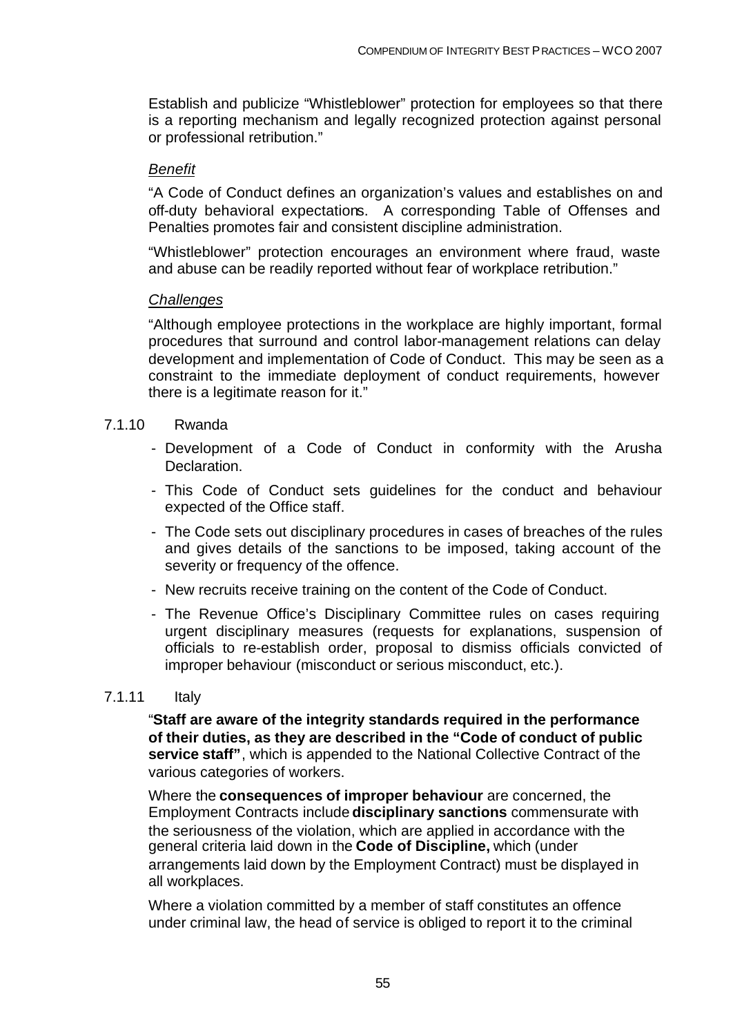Establish and publicize "Whistleblower" protection for employees so that there is a reporting mechanism and legally recognized protection against personal or professional retribution."

*Benefit*

"A Code of Conduct defines an organization's values and establishes on and off-duty behavioral expectations. A corresponding Table of Offenses and Penalties promotes fair and consistent discipline administration.

"Whistleblower" protection encourages an environment where fraud, waste and abuse can be readily reported without fear of workplace retribution."

*Challenges*

"Although employee protections in the workplace are highly important, formal procedures that surround and control labor-management relations can delay development and implementation of Code of Conduct. This may be seen as a constraint to the immediate deployment of conduct requirements, however there is a legitimate reason for it."

7.1.10 Rwanda

- Development of a Code of Conduct in conformity with the Arusha Declaration.
- This Code of Conduct sets guidelines for the conduct and behaviour expected of the Office staff.
- The Code sets out disciplinary procedures in cases of breaches of the rules and gives details of the sanctions to be imposed, taking account of the severity or frequency of the offence.
- New recruits receive training on the content of the Code of Conduct.
- The Revenue Office's Disciplinary Committee rules on cases requiring urgent disciplinary measures (requests for explanations, suspension of officials to re-establish order, proposal to dismiss officials convicted of improper behaviour (misconduct or serious misconduct, etc.).

7.1.11 Italy

"**Staff are aware of the integrity standards required in the performance of their duties, as they are described in the "Code of conduct of public service staff"**, which is appended to the National Collective Contract of the various categories of workers.

Where the **consequences of improper behaviour** are concerned, the Employment Contracts include **disciplinary sanctions** commensurate with the seriousness of the violation, which are applied in accordance with the general criteria laid down in the **Code of Discipline,** which (under arrangements laid down by the Employment Contract) must be displayed in all workplaces.

Where a violation committed by a member of staff constitutes an offence under criminal law, the head of service is obliged to report it to the criminal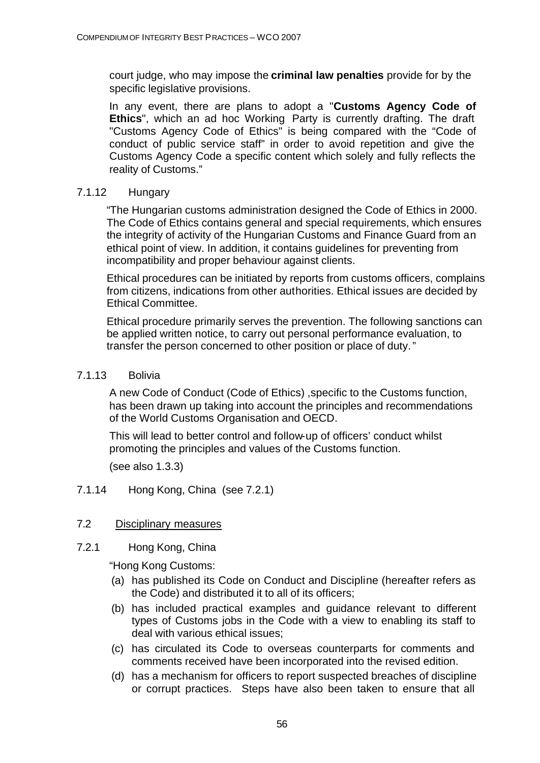court judge, who may impose the **criminal law penalties** provide for by the specific legislative provisions.

In any event, there are plans to adopt a "**Customs Agency Code of Ethics**", which an ad hoc Working Party is currently drafting. The draft "Customs Agency Code of Ethics" is being compared with the "Code of conduct of public service staff" in order to avoid repetition and give the Customs Agency Code a specific content which solely and fully reflects the reality of Customs."

### 7.1.12 Hungary

"The Hungarian customs administration designed the Code of Ethics in 2000. The Code of Ethics contains general and special requirements, which ensures the integrity of activity of the Hungarian Customs and Finance Guard from an ethical point of view. In addition, it contains guidelines for preventing from incompatibility and proper behaviour against clients.

Ethical procedures can be initiated by reports from customs officers, complains from citizens, indications from other authorities. Ethical issues are decided by Ethical Committee.

Ethical procedure primarily serves the prevention. The following sanctions can be applied written notice, to carry out personal performance evaluation, to transfer the person concerned to other position or place of duty."

### 7.1.13 Bolivia

A new Code of Conduct (Code of Ethics) ,specific to the Customs function, has been drawn up taking into account the principles and recommendations of the World Customs Organisation and OECD.

This will lead to better control and follow-up of officers' conduct whilst promoting the principles and values of the Customs function.

(see also 1.3.3)

### 7.1.14 Hong Kong, China (see 7.2.1)

## 7.2 Disciplinary measures

### 7.2.1 Hong Kong, China

"Hong Kong Customs:

(a) has published its Code on Conduct and Discipline (hereafter refers as the Code) and distributed it to all of its officers;

(b) has included practical examples and guidance relevant to different types of Customs jobs in the Code with a view to enabling its staff to deal with various ethical issues;

(c) has circulated its Code to overseas counterparts for comments and comments received have been incorporated into the revised edition.

(d) has a mechanism for officers to report suspected breaches of discipline or corrupt practices. Steps have also been taken to ensure that all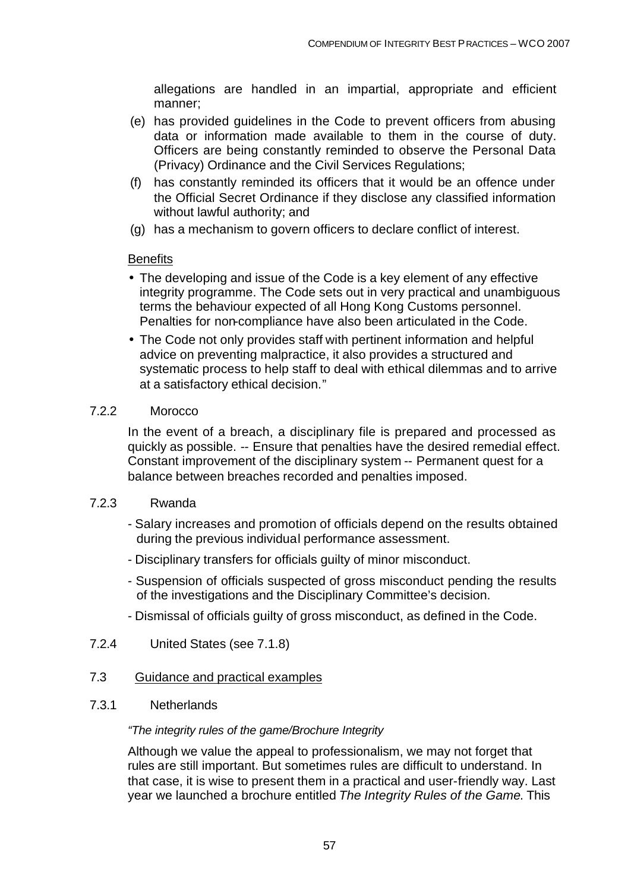allegations are handled in an impartial, appropriate and efficient manner;

(e) has provided guidelines in the Code to prevent officers from abusing data or information made available to them in the course of duty. Officers are being constantly reminded to observe the Personal Data (Privacy) Ordinance and the Civil Services Regulations;

(f) has constantly reminded its officers that it would be an offence under the Official Secret Ordinance if they disclose any classified information without lawful authority; and

(g) has a mechanism to govern officers to declare conflict of interest.

Benefits

- The developing and issue of the Code is a key element of any effective integrity programme. The Code sets out in very practical and unambiguous terms the behaviour expected of all Hong Kong Customs personnel. Penalties for non-compliance have also been articulated in the Code.
- The Code not only provides staff with pertinent information and helpful advice on preventing malpractice, it also provides a structured and systematic process to help staff to deal with ethical dilemmas and to arrive at a satisfactory ethical decision."

7.2.2 Morocco

In the event of a breach, a disciplinary file is prepared and processed as quickly as possible. -- Ensure that penalties have the desired remedial effect. Constant improvement of the disciplinary system -- Permanent quest for a balance between breaches recorded and penalties imposed.

7.2.3 Rwanda

- Salary increases and promotion of officials depend on the results obtained during the previous individual performance assessment.
- Disciplinary transfers for officials guilty of minor misconduct.
- Suspension of officials suspected of gross misconduct pending the results of the investigations and the Disciplinary Committee's decision.
- Dismissal of officials guilty of gross misconduct, as defined in the Code.

7.2.4 United States (see 7.1.8)

## 7.3 Guidance and practical examples

7.3.1 Netherlands

*"The integrity rules of the game/Brochure Integrity*

Although we value the appeal to professionalism, we may not forget that rules are still important. But sometimes rules are difficult to understand. In that case, it is wise to present them in a practical and user-friendly way. Last year we launched a brochure entitled *The Integrity Rules of the Game*. This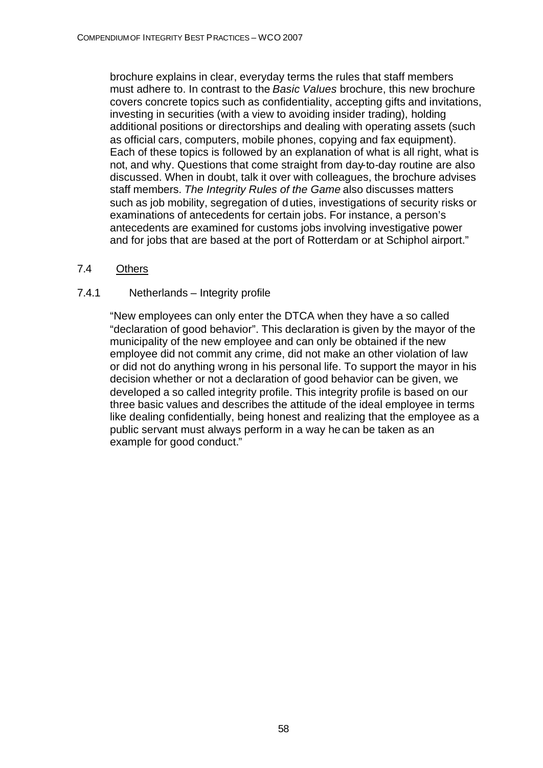brochure explains in clear, everyday terms the rules that staff members must adhere to. In contrast to the *Basic Values* brochure, this new brochure covers concrete topics such as confidentiality, accepting gifts and invitations, investing in securities (with a view to avoiding insider trading), holding additional positions or directorships and dealing with operating assets (such as official cars, computers, mobile phones, copying and fax equipment). Each of these topics is followed by an explanation of what is all right, what is not, and why. Questions that come straight from day-to-day routine are also discussed. When in doubt, talk it over with colleagues, the brochure advises staff members. *The Integrity Rules of the Game* also discusses matters such as job mobility, segregation of duties, investigations of security risks or examinations of antecedents for certain jobs. For instance, a person's antecedents are examined for customs jobs involving investigative power and for jobs that are based at the port of Rotterdam or at Schiphol airport."

## 7.4 Others

### 7.4.1 Netherlands – Integrity profile

"New employees can only enter the DTCA when they have a so called "declaration of good behavior". This declaration is given by the mayor of the municipality of the new employee and can only be obtained if the new employee did not commit any crime, did not make an other violation of law or did not do anything wrong in his personal life. To support the mayor in his decision whether or not a declaration of good behavior can be given, we developed a so called integrity profile. This integrity profile is based on our three basic values and describes the attitude of the ideal employee in terms like dealing confidentially, being honest and realizing that the employee as a public servant must always perform in a way he can be taken as an example for good conduct."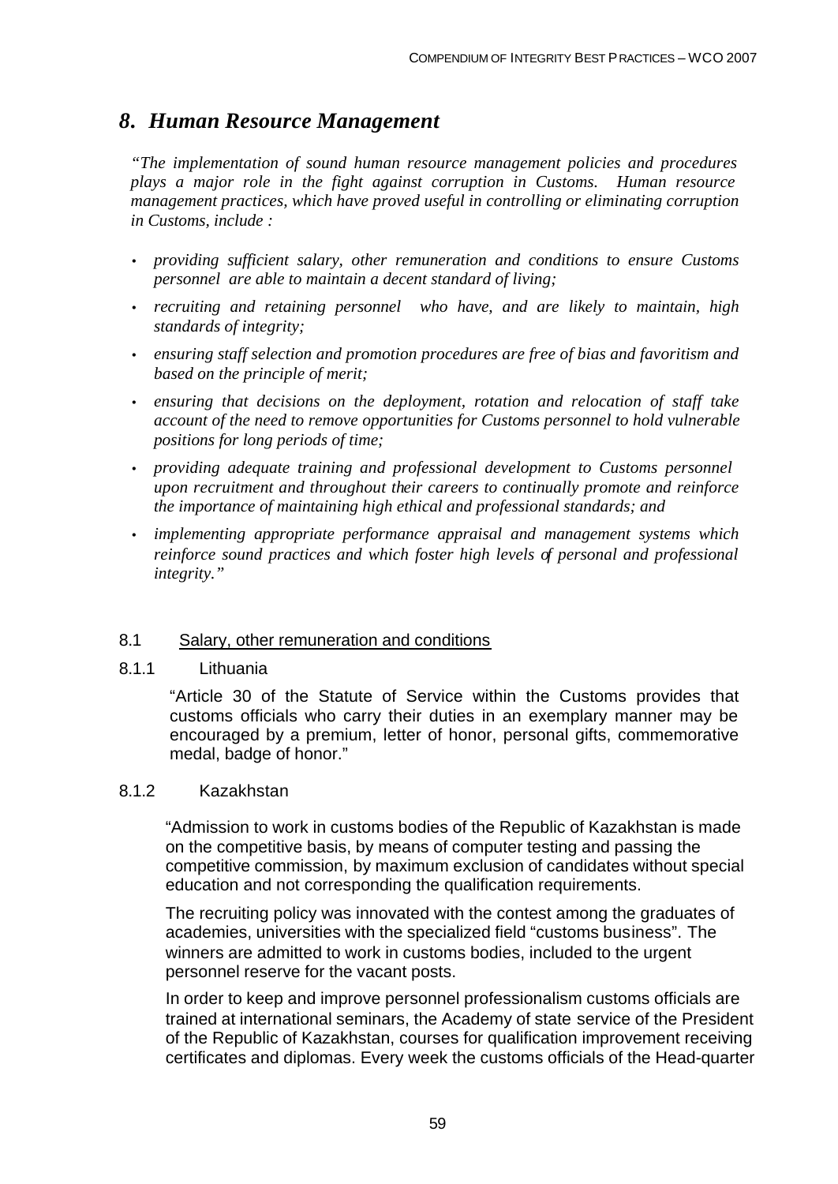# *8. Human Resource Management*

*"The implementation of sound human resource management policies and procedures plays a major role in the fight against corruption in Customs. Human resource management practices, which have proved useful in controlling or eliminating corruption in Customs, include :*

- *providing sufficient salary, other remuneration and conditions to ensure Customs personnel are able to maintain a decent standard of living;*
- *recruiting and retaining personnel who have, and are likely to maintain, high standards of integrity;*
- *ensuring staff selection and promotion procedures are free of bias and favoritism and based on the principle of merit;*
- *ensuring that decisions on the deployment, rotation and relocation of staff take account of the need to remove opportunities for Customs personnel to hold vulnerable positions for long periods of time;*
- *providing adequate training and professional development to Customs personnel upon recruitment and throughout their careers to continually promote and reinforce the importance of maintaining high ethical and professional standards; and*
- *implementing appropriate performance appraisal and management systems which reinforce sound practices and which foster high levels of personal and professional integrity."*

## 8.1 Salary, other remuneration and conditions

### 8.1.1 Lithuania

"Article 30 of the Statute of Service within the Customs provides that customs officials who carry their duties in an exemplary manner may be encouraged by a premium, letter of honor, personal gifts, commemorative medal, badge of honor."

### 8.1.2 Kazakhstan

"Admission to work in customs bodies of the Republic of Kazakhstan is made on the competitive basis, by means of computer testing and passing the competitive commission, by maximum exclusion of candidates without special education and not corresponding the qualification requirements.

The recruiting policy was innovated with the contest among the graduates of academies, universities with the specialized field "customs business". The winners are admitted to work in customs bodies, included to the urgent personnel reserve for the vacant posts.

In order to keep and improve personnel professionalism customs officials are trained at international seminars, the Academy of state service of the President of the Republic of Kazakhstan, courses for qualification improvement receiving certificates and diplomas. Every week the customs officials of the Head-quarter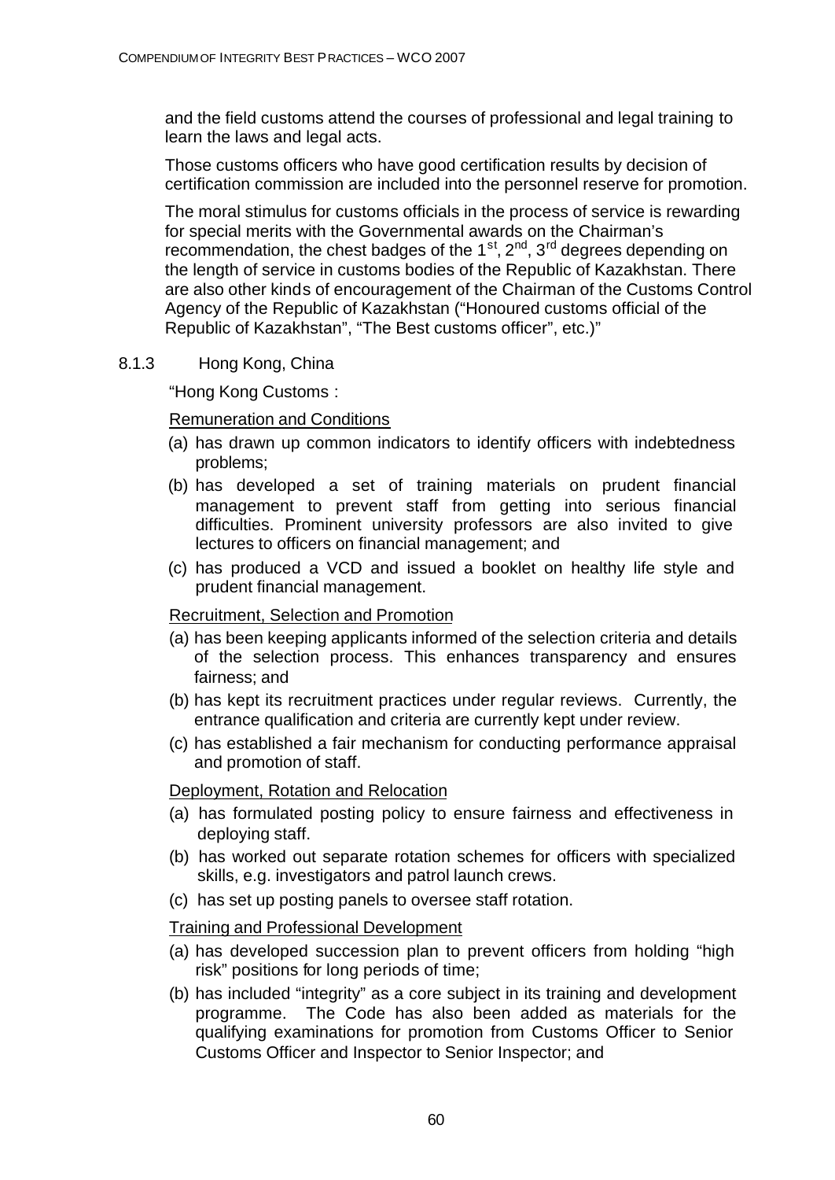and the field customs attend the courses of professional and legal training to learn the laws and legal acts.

Those customs officers who have good certification results by decision of certification commission are included into the personnel reserve for promotion.

The moral stimulus for customs officials in the process of service is rewarding for special merits with the Governmental awards on the Chairman's recommendation, the chest badges of the 1st, 2nd, 3rd degrees depending on the length of service in customs bodies of the Republic of Kazakhstan. There are also other kinds of encouragement of the Chairman of the Customs Control Agency of the Republic of Kazakhstan ("Honoured customs official of the Republic of Kazakhstan", "The Best customs officer", etc.)"

8.1.3 Hong Kong, China

"Hong Kong Customs :

Remuneration and Conditions

(a) has drawn up common indicators to identify officers with indebtedness problems;

(b) has developed a set of training materials on prudent financial management to prevent staff from getting into serious financial difficulties. Prominent university professors are also invited to give lectures to officers on financial management; and

(c) has produced a VCD and issued a booklet on healthy life style and prudent financial management.

Recruitment, Selection and Promotion

(a) has been keeping applicants informed of the selection criteria and details of the selection process. This enhances transparency and ensures fairness; and

(b) has kept its recruitment practices under regular reviews. Currently, the entrance qualification and criteria are currently kept under review.

(c) has established a fair mechanism for conducting performance appraisal and promotion of staff.

Deployment, Rotation and Relocation

(a) has formulated posting policy to ensure fairness and effectiveness in deploying staff.

(b) has worked out separate rotation schemes for officers with specialized skills, e.g. investigators and patrol launch crews.

(c) has set up posting panels to oversee staff rotation.

Training and Professional Development

(a) has developed succession plan to prevent officers from holding "high risk" positions for long periods of time;

(b) has included "integrity" as a core subject in its training and development programme. The Code has also been added as materials for the qualifying examinations for promotion from Customs Officer to Senior Customs Officer and Inspector to Senior Inspector; and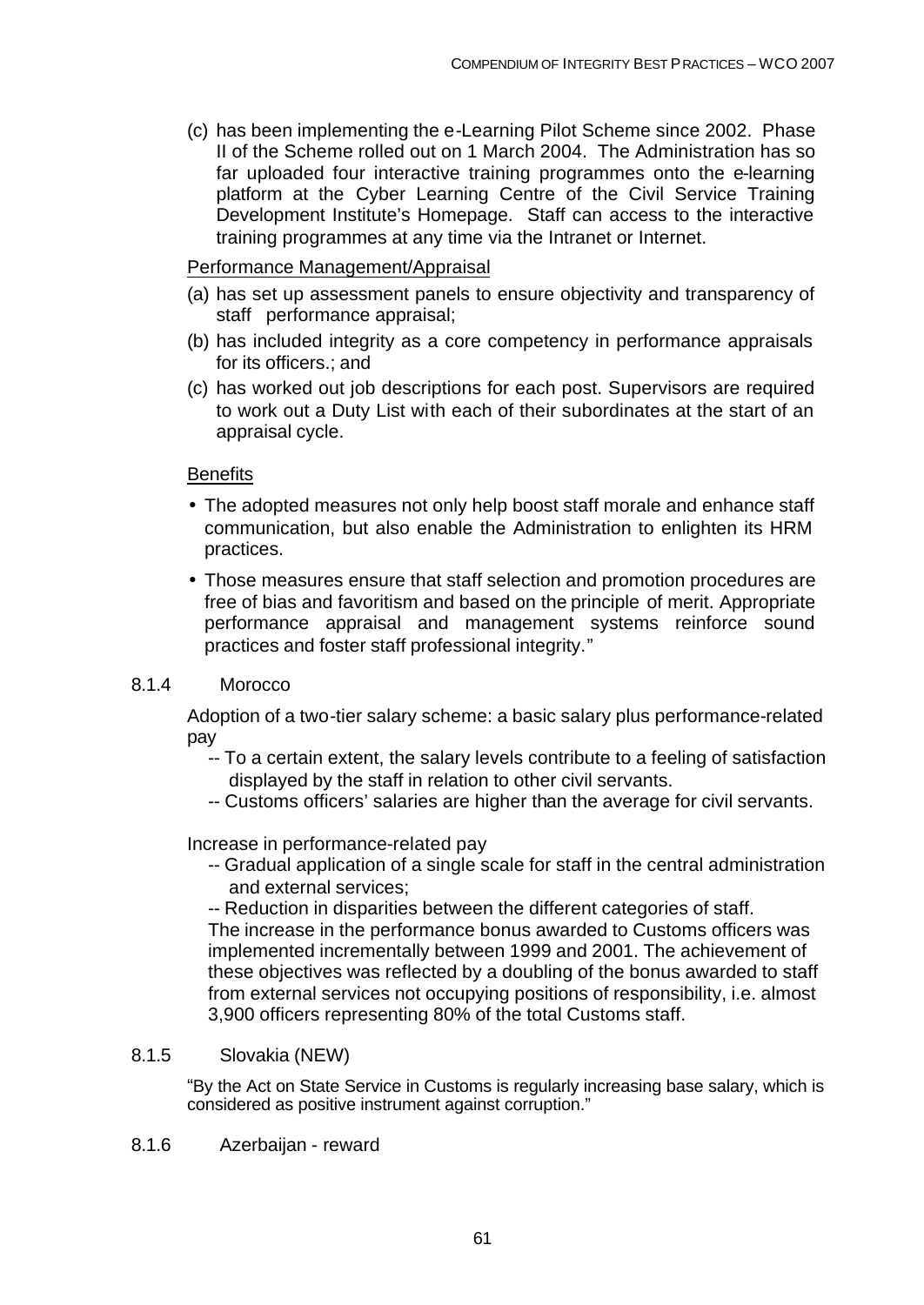(c) has been implementing the e-Learning Pilot Scheme since 2002. Phase II of the Scheme rolled out on 1 March 2004. The Administration has so far uploaded four interactive training programmes onto the e-learning platform at the Cyber Learning Centre of the Civil Service Training Development Institute's Homepage. Staff can access to the interactive training programmes at any time via the Intranet or Internet.

Performance Management/Appraisal

(a) has set up assessment panels to ensure objectivity and transparency of staff performance appraisal;

(b) has included integrity as a core competency in performance appraisals for its officers.; and

(c) has worked out job descriptions for each post. Supervisors are required to work out a Duty List with each of their subordinates at the start of an appraisal cycle.

Benefits

- The adopted measures not only help boost staff morale and enhance staff communication, but also enable the Administration to enlighten its HRM practices.
- Those measures ensure that staff selection and promotion procedures are free of bias and favoritism and based on the principle of merit. Appropriate performance appraisal and management systems reinforce sound practices and foster staff professional integrity."

8.1.4 Morocco

Adoption of a two-tier salary scheme: a basic salary plus performance-related pay

-- To a certain extent, the salary levels contribute to a feeling of satisfaction displayed by the staff in relation to other civil servants.

-- Customs officers' salaries are higher than the average for civil servants.

Increase in performance-related pay

-- Gradual application of a single scale for staff in the central administration and external services;

-- Reduction in disparities between the different categories of staff.

The increase in the performance bonus awarded to Customs officers was implemented incrementally between 1999 and 2001. The achievement of these objectives was reflected by a doubling of the bonus awarded to staff from external services not occupying positions of responsibility, i.e. almost 3,900 officers representing 80% of the total Customs staff.

8.1.5 Slovakia (NEW)

"By the Act on State Service in Customs is regularly increasing base salary, which is considered as positive instrument against corruption."

8.1.6 Azerbaijan - reward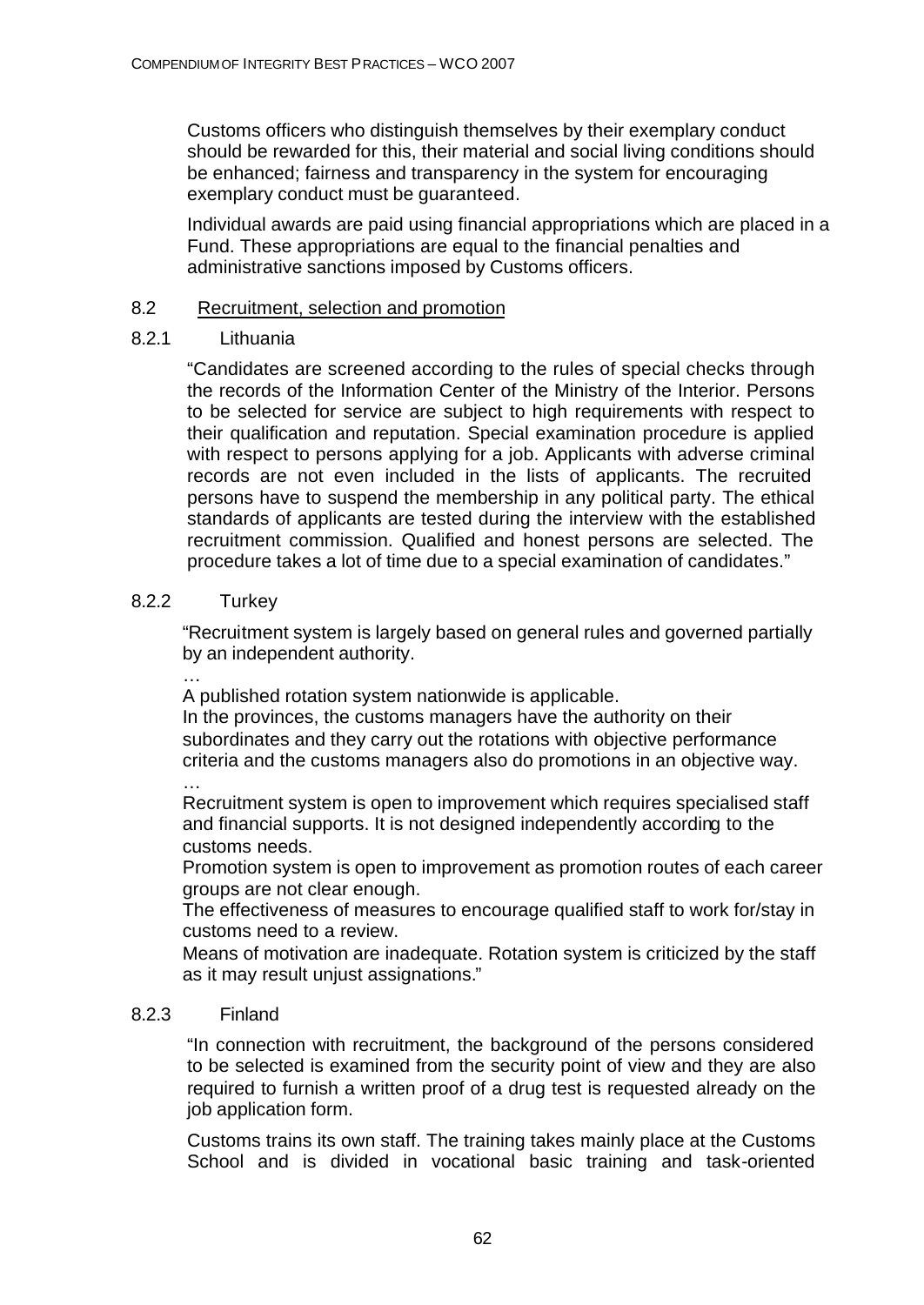Customs officers who distinguish themselves by their exemplary conduct should be rewarded for this, their material and social living conditions should be enhanced; fairness and transparency in the system for encouraging exemplary conduct must be guaranteed.

Individual awards are paid using financial appropriations which are placed in a Fund. These appropriations are equal to the financial penalties and administrative sanctions imposed by Customs officers.

## 8.2 Recruitment, selection and promotion

### 8.2.1 Lithuania

"Candidates are screened according to the rules of special checks through the records of the Information Center of the Ministry of the Interior. Persons to be selected for service are subject to high requirements with respect to their qualification and reputation. Special examination procedure is applied with respect to persons applying for a job. Applicants with adverse criminal records are not even included in the lists of applicants. The recruited persons have to suspend the membership in any political party. The ethical standards of applicants are tested during the interview with the established recruitment commission. Qualified and honest persons are selected. The procedure takes a lot of time due to a special examination of candidates."

### 8.2.2 Turkey

"Recruitment system is largely based on general rules and governed partially by an independent authority.

…

A published rotation system nationwide is applicable.
In the provinces, the customs managers have the authority on their subordinates and they carry out the rotations with objective performance criteria and the customs managers also do promotions in an objective way.

…

Recruitment system is open to improvement which requires specialised staff and financial supports. It is not designed independently according to the customs needs.
Promotion system is open to improvement as promotion routes of each career groups are not clear enough.
The effectiveness of measures to encourage qualified staff to work for/stay in customs need to a review.
Means of motivation are inadequate. Rotation system is criticized by the staff as it may result unjust assignations."

### 8.2.3 Finland

"In connection with recruitment, the background of the persons considered to be selected is examined from the security point of view and they are also required to furnish a written proof of a drug test is requested already on the job application form.

Customs trains its own staff. The training takes mainly place at the Customs School and is divided in vocational basic training and task-oriented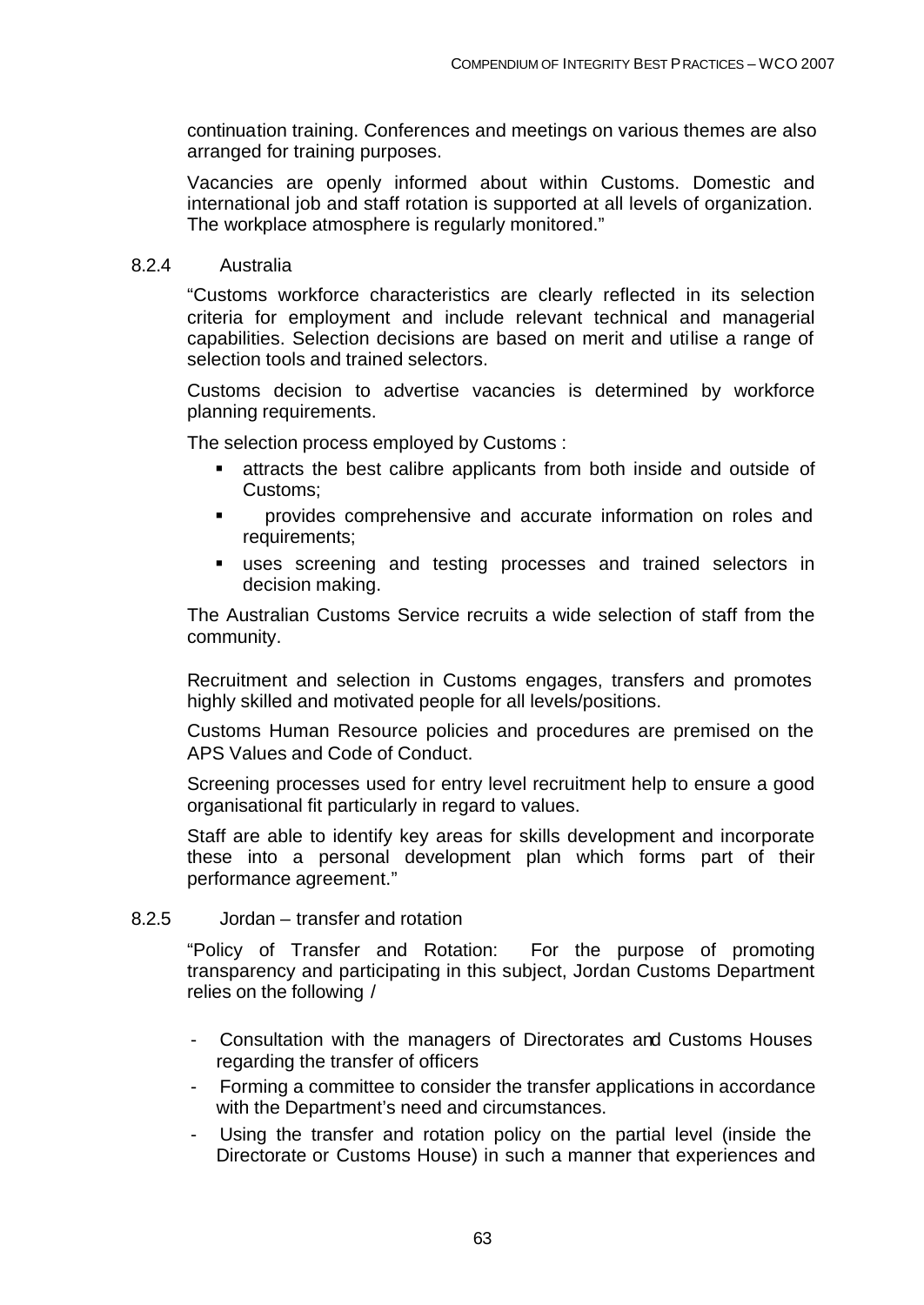continuation training. Conferences and meetings on various themes are also arranged for training purposes.

Vacancies are openly informed about within Customs. Domestic and international job and staff rotation is supported at all levels of organization. The workplace atmosphere is regularly monitored."

### 8.2.4 Australia

"Customs workforce characteristics are clearly reflected in its selection criteria for employment and include relevant technical and managerial capabilities. Selection decisions are based on merit and utilise a range of selection tools and trained selectors.

Customs decision to advertise vacancies is determined by workforce planning requirements.

The selection process employed by Customs :

- attracts the best calibre applicants from both inside and outside of Customs;
- provides comprehensive and accurate information on roles and requirements;
- uses screening and testing processes and trained selectors in decision making.

The Australian Customs Service recruits a wide selection of staff from the community.

Recruitment and selection in Customs engages, transfers and promotes highly skilled and motivated people for all levels/positions.

Customs Human Resource policies and procedures are premised on the APS Values and Code of Conduct.

Screening processes used for entry level recruitment help to ensure a good organisational fit particularly in regard to values.

Staff are able to identify key areas for skills development and incorporate these into a personal development plan which forms part of their performance agreement."

### 8.2.5 Jordan – transfer and rotation

"Policy of Transfer and Rotation: For the purpose of promoting transparency and participating in this subject, Jordan Customs Department relies on the following /

- Consultation with the managers of Directorates and Customs Houses regarding the transfer of officers
- Forming a committee to consider the transfer applications in accordance with the Department's need and circumstances.
- Using the transfer and rotation policy on the partial level (inside the Directorate or Customs House) in such a manner that experiences and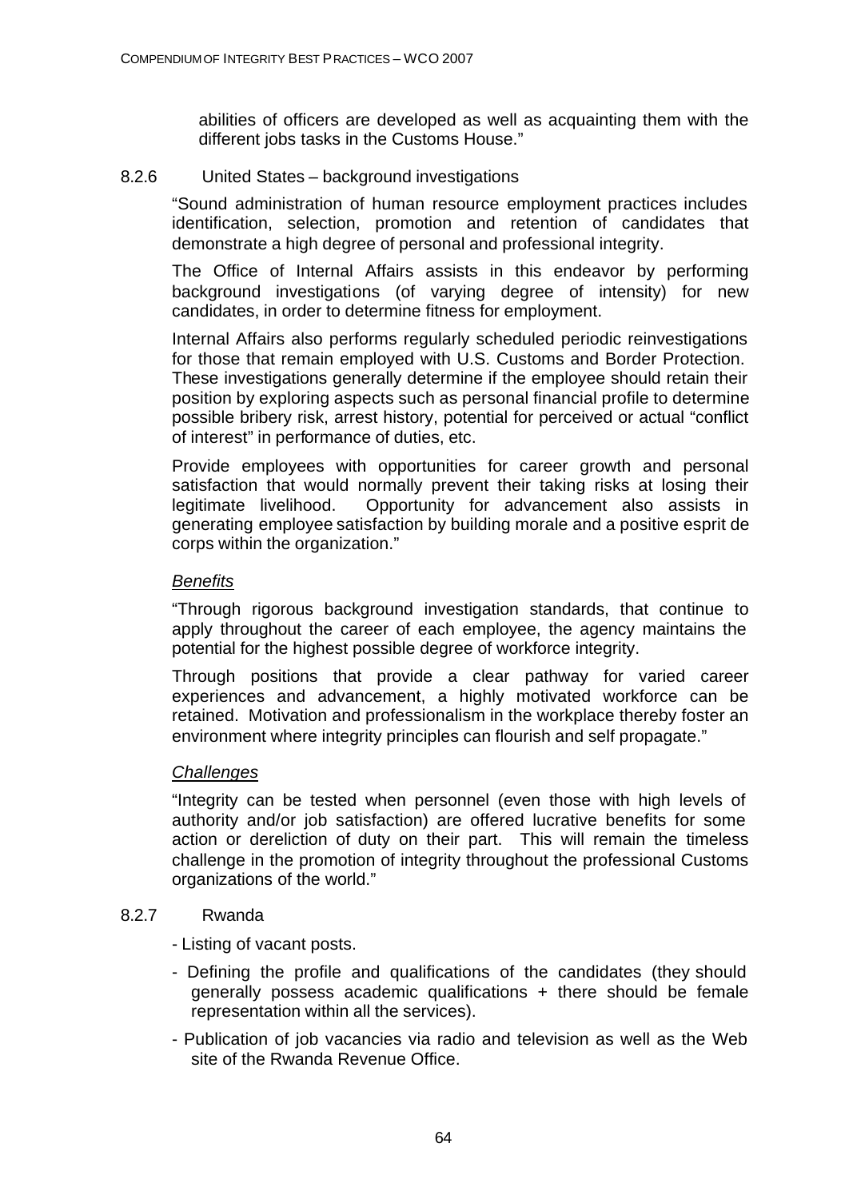abilities of officers are developed as well as acquainting them with the different jobs tasks in the Customs House."

### 8.2.6 United States – background investigations

"Sound administration of human resource employment practices includes identification, selection, promotion and retention of candidates that demonstrate a high degree of personal and professional integrity.

The Office of Internal Affairs assists in this endeavor by performing background investigations (of varying degree of intensity) for new candidates, in order to determine fitness for employment.

Internal Affairs also performs regularly scheduled periodic reinvestigations for those that remain employed with U.S. Customs and Border Protection. These investigations generally determine if the employee should retain their position by exploring aspects such as personal financial profile to determine possible bribery risk, arrest history, potential for perceived or actual "conflict of interest" in performance of duties, etc.

Provide employees with opportunities for career growth and personal satisfaction that would normally prevent their taking risks at losing their legitimate livelihood. Opportunity for advancement also assists in generating employee satisfaction by building morale and a positive esprit de corps within the organization."

*Benefits*

"Through rigorous background investigation standards, that continue to apply throughout the career of each employee, the agency maintains the potential for the highest possible degree of workforce integrity.

Through positions that provide a clear pathway for varied career experiences and advancement, a highly motivated workforce can be retained. Motivation and professionalism in the workplace thereby foster an environment where integrity principles can flourish and self propagate."

*Challenges*

"Integrity can be tested when personnel (even those with high levels of authority and/or job satisfaction) are offered lucrative benefits for some action or dereliction of duty on their part. This will remain the timeless challenge in the promotion of integrity throughout the professional Customs organizations of the world."

### 8.2.7 Rwanda

- Listing of vacant posts.
- Defining the profile and qualifications of the candidates (they should generally possess academic qualifications + there should be female representation within all the services).
- Publication of job vacancies via radio and television as well as the Web site of the Rwanda Revenue Office.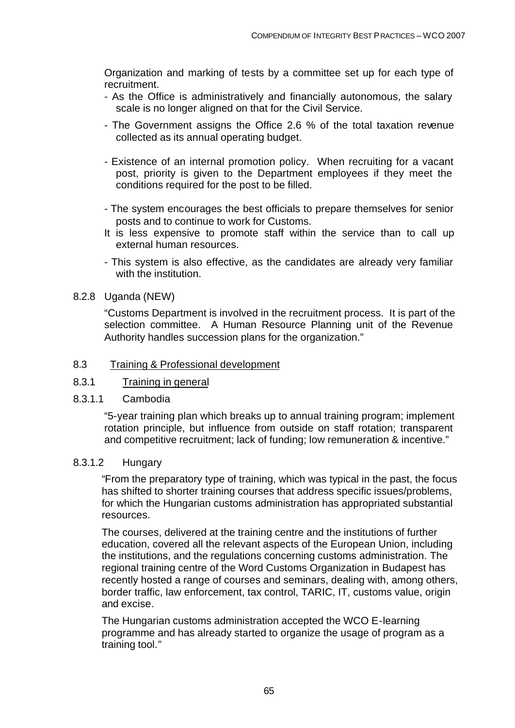Organization and marking of tests by a committee set up for each type of recruitment.

- As the Office is administratively and financially autonomous, the salary scale is no longer aligned on that for the Civil Service.
- The Government assigns the Office 2.6 % of the total taxation revenue collected as its annual operating budget.
- Existence of an internal promotion policy. When recruiting for a vacant post, priority is given to the Department employees if they meet the conditions required for the post to be filled.
- The system encourages the best officials to prepare themselves for senior posts and to continue to work for Customs.

It is less expensive to promote staff within the service than to call up external human resources.

- This system is also effective, as the candidates are already very familiar with the institution.

8.2.8 Uganda (NEW)

"Customs Department is involved in the recruitment process. It is part of the selection committee. A Human Resource Planning unit of the Revenue Authority handles succession plans for the organization."

## 8.3 Training & Professional development

### 8.3.1 Training in general

8.3.1.1 Cambodia

"5-year training plan which breaks up to annual training program; implement rotation principle, but influence from outside on staff rotation; transparent and competitive recruitment; lack of funding; low remuneration & incentive."

8.3.1.2 Hungary

"From the preparatory type of training, which was typical in the past, the focus has shifted to shorter training courses that address specific issues/problems, for which the Hungarian customs administration has appropriated substantial resources.

The courses, delivered at the training centre and the institutions of further education, covered all the relevant aspects of the European Union, including the institutions, and the regulations concerning customs administration. The regional training centre of the Word Customs Organization in Budapest has recently hosted a range of courses and seminars, dealing with, among others, border traffic, law enforcement, tax control, TARIC, IT, customs value, origin and excise.

The Hungarian customs administration accepted the WCO E-learning programme and has already started to organize the usage of program as a training tool."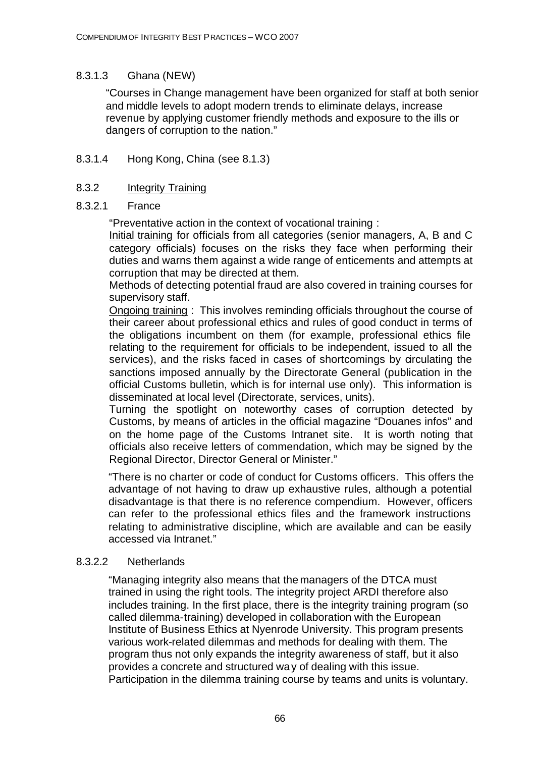8.3.1.3 Ghana (NEW)

"Courses in Change management have been organized for staff at both senior and middle levels to adopt modern trends to eliminate delays, increase revenue by applying customer friendly methods and exposure to the ills or dangers of corruption to the nation."

8.3.1.4 Hong Kong, China (see 8.1.3)

8.3.2 Integrity Training

8.3.2.1 France

"Preventative action in the context of vocational training :

Initial training for officials from all categories (senior managers, A, B and C category officials) focuses on the risks they face when performing their duties and warns them against a wide range of enticements and attempts at corruption that may be directed at them.

Methods of detecting potential fraud are also covered in training courses for supervisory staff.

Ongoing training : This involves reminding officials throughout the course of their career about professional ethics and rules of good conduct in terms of the obligations incumbent on them (for example, professional ethics file relating to the requirement for officials to be independent, issued to all the services), and the risks faced in cases of shortcomings by circulating the sanctions imposed annually by the Directorate General (publication in the official Customs bulletin, which is for internal use only). This information is disseminated at local level (Directorate, services, units).

Turning the spotlight on noteworthy cases of corruption detected by Customs, by means of articles in the official magazine "Douanes infos" and on the home page of the Customs Intranet site. It is worth noting that officials also receive letters of commendation, which may be signed by the Regional Director, Director General or Minister."

"There is no charter or code of conduct for Customs officers. This offers the advantage of not having to draw up exhaustive rules, although a potential disadvantage is that there is no reference compendium. However, officers can refer to the professional ethics files and the framework instructions relating to administrative discipline, which are available and can be easily accessed via Intranet."

8.3.2.2 Netherlands

"Managing integrity also means that the managers of the DTCA must trained in using the right tools. The integrity project ARDI therefore also includes training. In the first place, there is the integrity training program (so called dilemma-training) developed in collaboration with the European Institute of Business Ethics at Nyenrode University. This program presents various work-related dilemmas and methods for dealing with them. The program thus not only expands the integrity awareness of staff, but it also provides a concrete and structured way of dealing with this issue. Participation in the dilemma training course by teams and units is voluntary.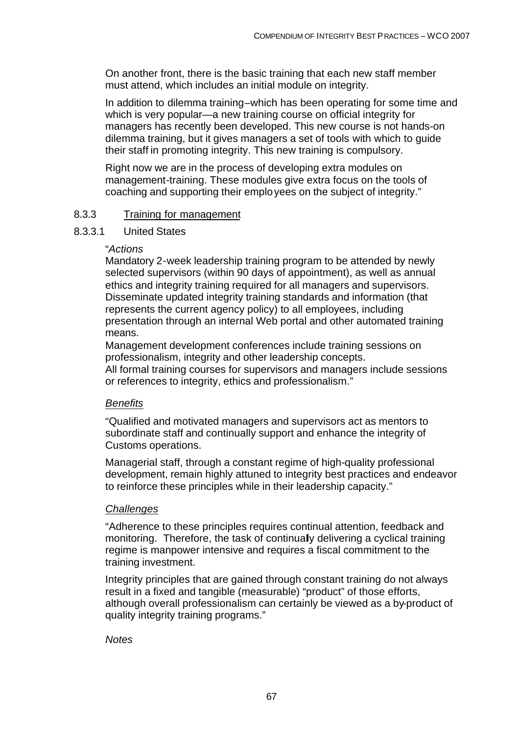On another front, there is the basic training that each new staff member must attend, which includes an initial module on integrity.

In addition to dilemma training–which has been operating for some time and which is very popular—a new training course on official integrity for managers has recently been developed. This new course is not hands-on dilemma training, but it gives managers a set of tools with which to guide their staff in promoting integrity. This new training is compulsory.

Right now we are in the process of developing extra modules on management-training. These modules give extra focus on the tools of coaching and supporting their employees on the subject of integrity."

### 8.3.3 Training for management

#### 8.3.3.1 United States

"*Actions*
Mandatory 2-week leadership training program to be attended by newly selected supervisors (within 90 days of appointment), as well as annual ethics and integrity training required for all managers and supervisors.
Disseminate updated integrity training standards and information (that represents the current agency policy) to all employees, including presentation through an internal Web portal and other automated training means.
Management development conferences include training sessions on professionalism, integrity and other leadership concepts.
All formal training courses for supervisors and managers include sessions or references to integrity, ethics and professionalism."

*Benefits*

"Qualified and motivated managers and supervisors act as mentors to subordinate staff and continually support and enhance the integrity of Customs operations.

Managerial staff, through a constant regime of high-quality professional development, remain highly attuned to integrity best practices and endeavor to reinforce these principles while in their leadership capacity."

*Challenges*

"Adherence to these principles requires continual attention, feedback and monitoring. Therefore, the task of continually delivering a cyclical training regime is manpower intensive and requires a fiscal commitment to the training investment.

Integrity principles that are gained through constant training do not always result in a fixed and tangible (measurable) "product" of those efforts, although overall professionalism can certainly be viewed as a by-product of quality integrity training programs."

*Notes*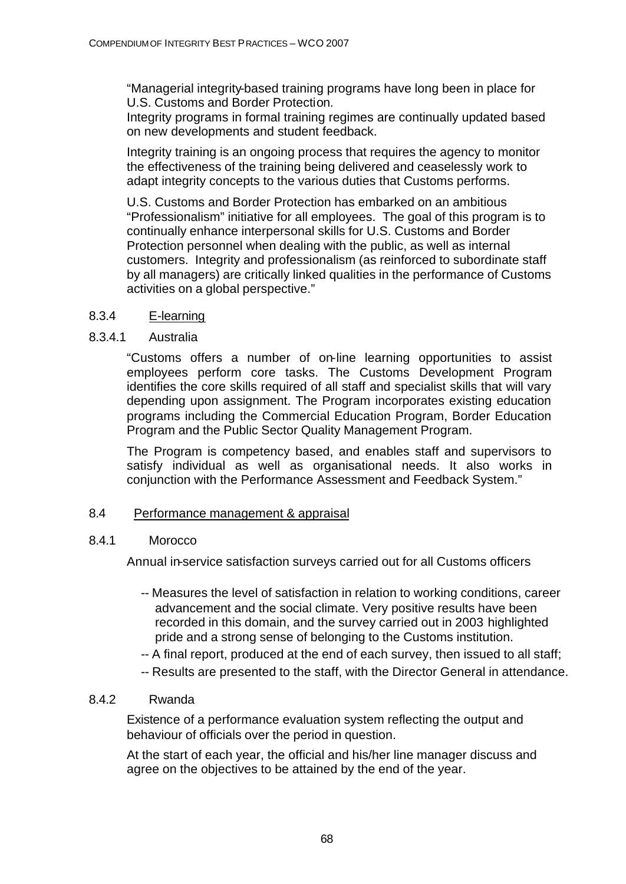"Managerial integrity-based training programs have long been in place for U.S. Customs and Border Protection.
Integrity programs in formal training regimes are continually updated based on new developments and student feedback.

Integrity training is an ongoing process that requires the agency to monitor the effectiveness of the training being delivered and ceaselessly work to adapt integrity concepts to the various duties that Customs performs.

U.S. Customs and Border Protection has embarked on an ambitious "Professionalism" initiative for all employees. The goal of this program is to continually enhance interpersonal skills for U.S. Customs and Border Protection personnel when dealing with the public, as well as internal customers. Integrity and professionalism (as reinforced to subordinate staff by all managers) are critically linked qualities in the performance of Customs activities on a global perspective."

8.3.4 E-learning

8.3.4.1 Australia

"Customs offers a number of on-line learning opportunities to assist employees perform core tasks. The Customs Development Program identifies the core skills required of all staff and specialist skills that will vary depending upon assignment. The Program incorporates existing education programs including the Commercial Education Program, Border Education Program and the Public Sector Quality Management Program.

The Program is competency based, and enables staff and supervisors to satisfy individual as well as organisational needs. It also works in conjunction with the Performance Assessment and Feedback System."

8.4 Performance management & appraisal

8.4.1 Morocco

Annual in-service satisfaction surveys carried out for all Customs officers

- -- Measures the level of satisfaction in relation to working conditions, career advancement and the social climate. Very positive results have been recorded in this domain, and the survey carried out in 2003 highlighted pride and a strong sense of belonging to the Customs institution.
- -- A final report, produced at the end of each survey, then issued to all staff;
- -- Results are presented to the staff, with the Director General in attendance.

8.4.2 Rwanda

Existence of a performance evaluation system reflecting the output and behaviour of officials over the period in question.

At the start of each year, the official and his/her line manager discuss and agree on the objectives to be attained by the end of the year.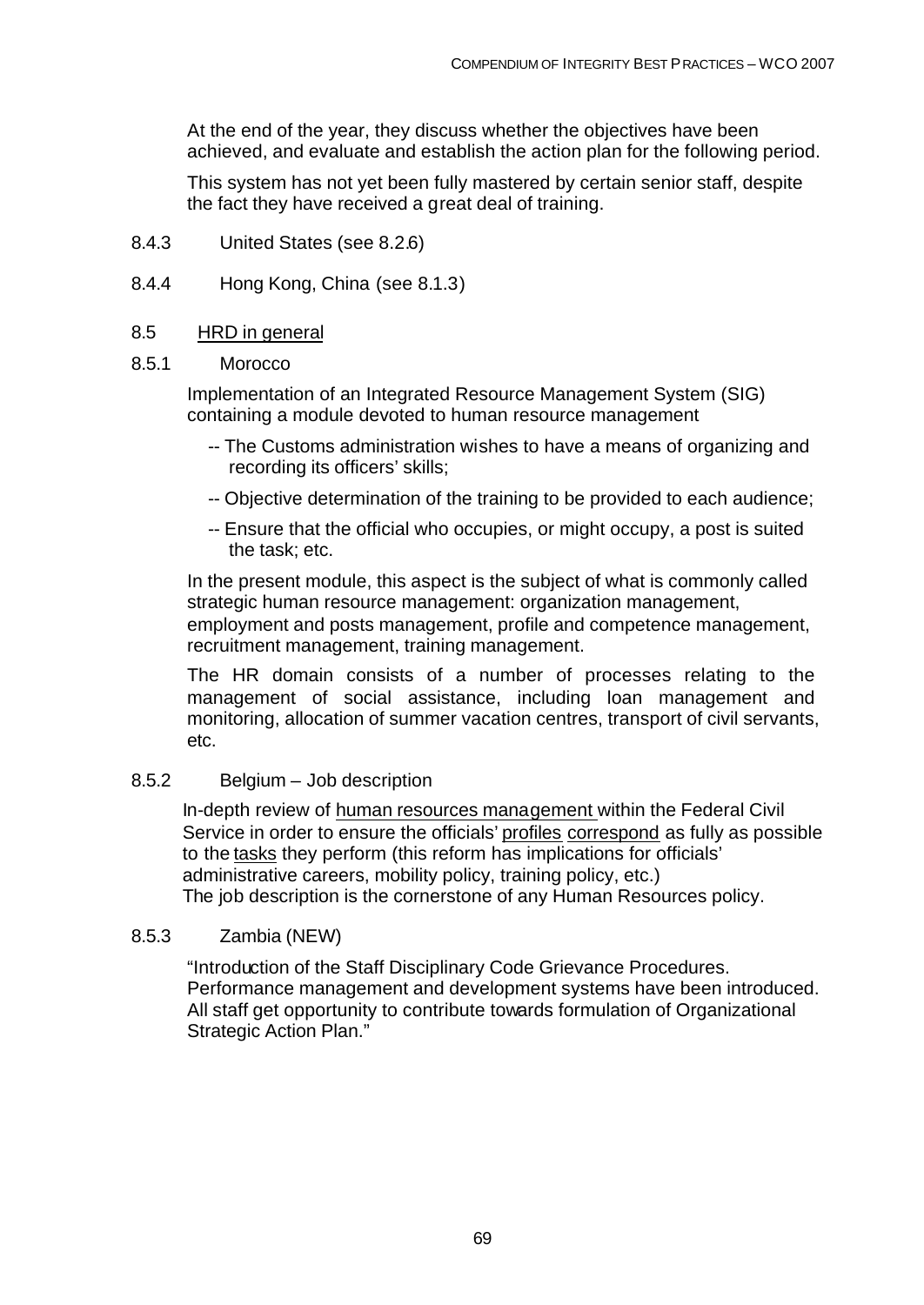At the end of the year, they discuss whether the objectives have been achieved, and evaluate and establish the action plan for the following period.

This system has not yet been fully mastered by certain senior staff, despite the fact they have received a great deal of training.

8.4.3 United States (see 8.2.6)

8.4.4 Hong Kong, China (see 8.1.3)

8.5 HRD in general

8.5.1 Morocco

Implementation of an Integrated Resource Management System (SIG) containing a module devoted to human resource management

- -- The Customs administration wishes to have a means of organizing and recording its officers' skills;
- -- Objective determination of the training to be provided to each audience;
- -- Ensure that the official who occupies, or might occupy, a post is suited the task; etc.

In the present module, this aspect is the subject of what is commonly called strategic human resource management: organization management, employment and posts management, profile and competence management, recruitment management, training management.

The HR domain consists of a number of processes relating to the management of social assistance, including loan management and monitoring, allocation of summer vacation centres, transport of civil servants, etc.

8.5.2 Belgium – Job description

In-depth review of human resources management within the Federal Civil Service in order to ensure the officials' profiles correspond as fully as possible to the tasks they perform (this reform has implications for officials' administrative careers, mobility policy, training policy, etc.)
The job description is the cornerstone of any Human Resources policy.

8.5.3 Zambia (NEW)

"Introduction of the Staff Disciplinary Code Grievance Procedures. Performance management and development systems have been introduced. All staff get opportunity to contribute towards formulation of Organizational Strategic Action Plan."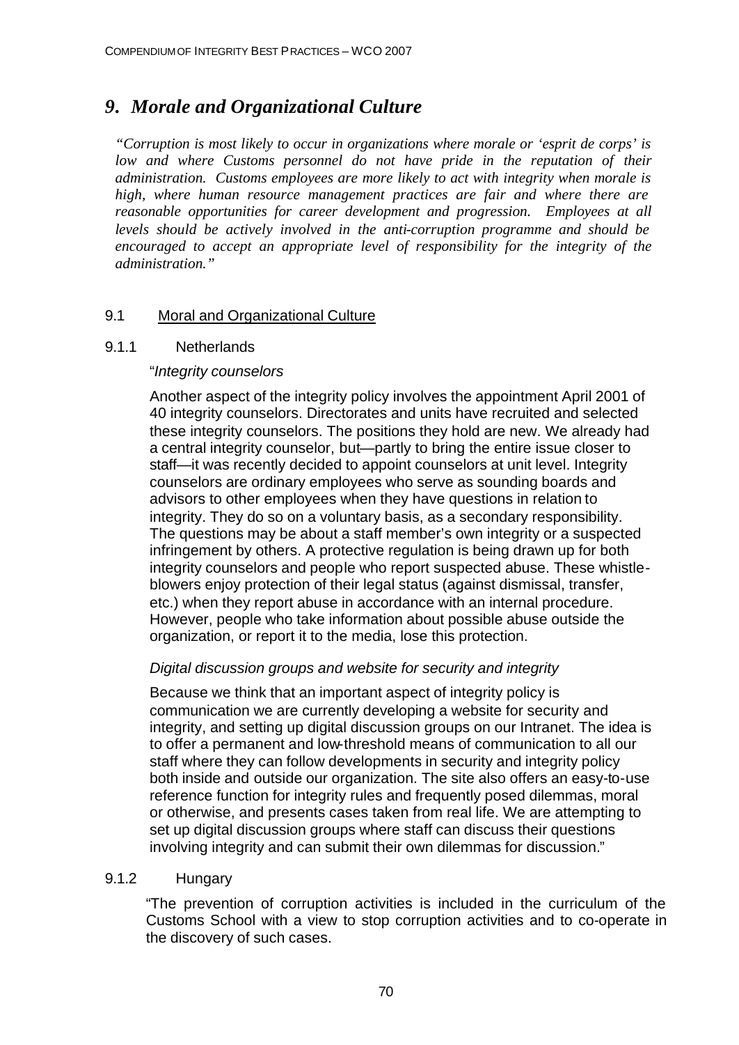# *9. Morale and Organizational Culture*

*"Corruption is most likely to occur in organizations where morale or 'esprit de corps' is low and where Customs personnel do not have pride in the reputation of their administration. Customs employees are more likely to act with integrity when morale is high, where human resource management practices are fair and where there are reasonable opportunities for career development and progression. Employees at all levels should be actively involved in the anti-corruption programme and should be encouraged to accept an appropriate level of responsibility for the integrity of the administration."*

## 9.1 Moral and Organizational Culture

### 9.1.1 Netherlands

"*Integrity counselors*

Another aspect of the integrity policy involves the appointment April 2001 of 40 integrity counselors. Directorates and units have recruited and selected these integrity counselors. The positions they hold are new. We already had a central integrity counselor, but—partly to bring the entire issue closer to staff—it was recently decided to appoint counselors at unit level. Integrity counselors are ordinary employees who serve as sounding boards and advisors to other employees when they have questions in relation to integrity. They do so on a voluntary basis, as a secondary responsibility. The questions may be about a staff member's own integrity or a suspected infringement by others. A protective regulation is being drawn up for both integrity counselors and people who report suspected abuse. These whistle-blowers enjoy protection of their legal status (against dismissal, transfer, etc.) when they report abuse in accordance with an internal procedure. However, people who take information about possible abuse outside the organization, or report it to the media, lose this protection.

*Digital discussion groups and website for security and integrity*

Because we think that an important aspect of integrity policy is communication we are currently developing a website for security and integrity, and setting up digital discussion groups on our Intranet. The idea is to offer a permanent and low-threshold means of communication to all our staff where they can follow developments in security and integrity policy both inside and outside our organization. The site also offers an easy-to-use reference function for integrity rules and frequently posed dilemmas, moral or otherwise, and presents cases taken from real life. We are attempting to set up digital discussion groups where staff can discuss their questions involving integrity and can submit their own dilemmas for discussion."

### 9.1.2 Hungary

"The prevention of corruption activities is included in the curriculum of the Customs School with a view to stop corruption activities and to co-operate in the discovery of such cases.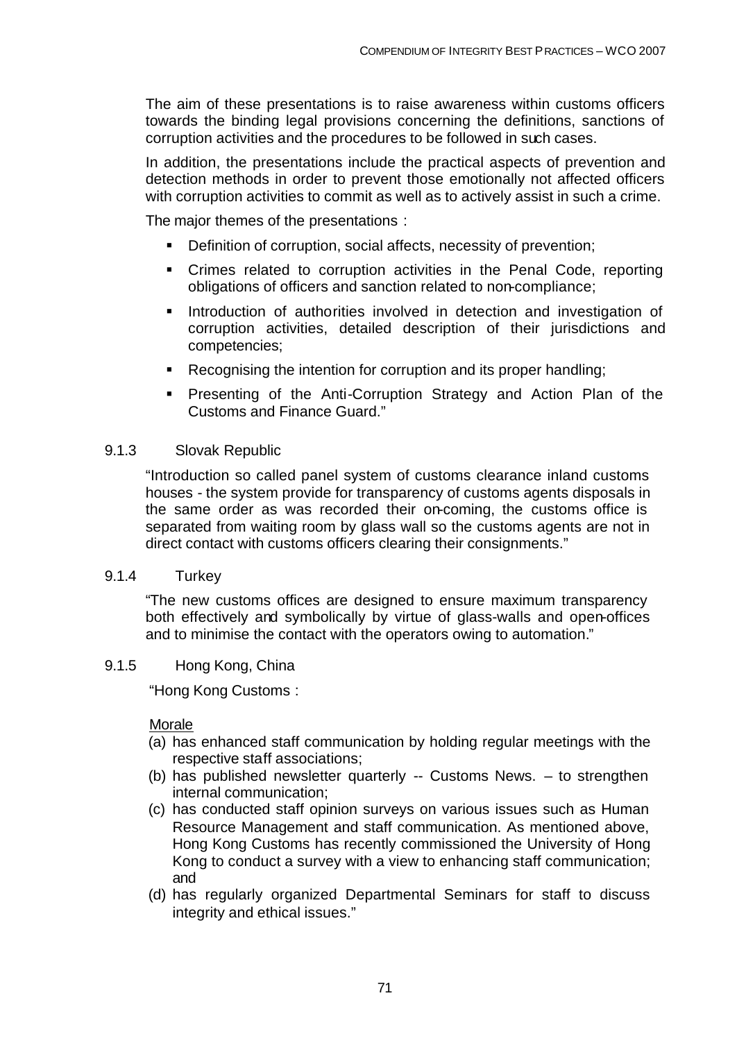The aim of these presentations is to raise awareness within customs officers towards the binding legal provisions concerning the definitions, sanctions of corruption activities and the procedures to be followed in such cases.

In addition, the presentations include the practical aspects of prevention and detection methods in order to prevent those emotionally not affected officers with corruption activities to commit as well as to actively assist in such a crime.

The major themes of the presentations :

- Definition of corruption, social affects, necessity of prevention;
- Crimes related to corruption activities in the Penal Code, reporting obligations of officers and sanction related to non-compliance;
- Introduction of authorities involved in detection and investigation of corruption activities, detailed description of their jurisdictions and competencies;
- Recognising the intention for corruption and its proper handling;
- Presenting of the Anti-Corruption Strategy and Action Plan of the Customs and Finance Guard."

9.1.3 Slovak Republic

"Introduction so called panel system of customs clearance inland customs houses - the system provide for transparency of customs agents disposals in the same order as was recorded their on-coming, the customs office is separated from waiting room by glass wall so the customs agents are not in direct contact with customs officers clearing their consignments."

9.1.4 Turkey

"The new customs offices are designed to ensure maximum transparency both effectively and symbolically by virtue of glass-walls and open-offices and to minimise the contact with the operators owing to automation."

9.1.5 Hong Kong, China

"Hong Kong Customs :

Morale

(a) has enhanced staff communication by holding regular meetings with the respective staff associations;
(b) has published newsletter quarterly -- Customs News. – to strengthen internal communication;
(c) has conducted staff opinion surveys on various issues such as Human Resource Management and staff communication. As mentioned above, Hong Kong Customs has recently commissioned the University of Hong Kong to conduct a survey with a view to enhancing staff communication; and
(d) has regularly organized Departmental Seminars for staff to discuss integrity and ethical issues."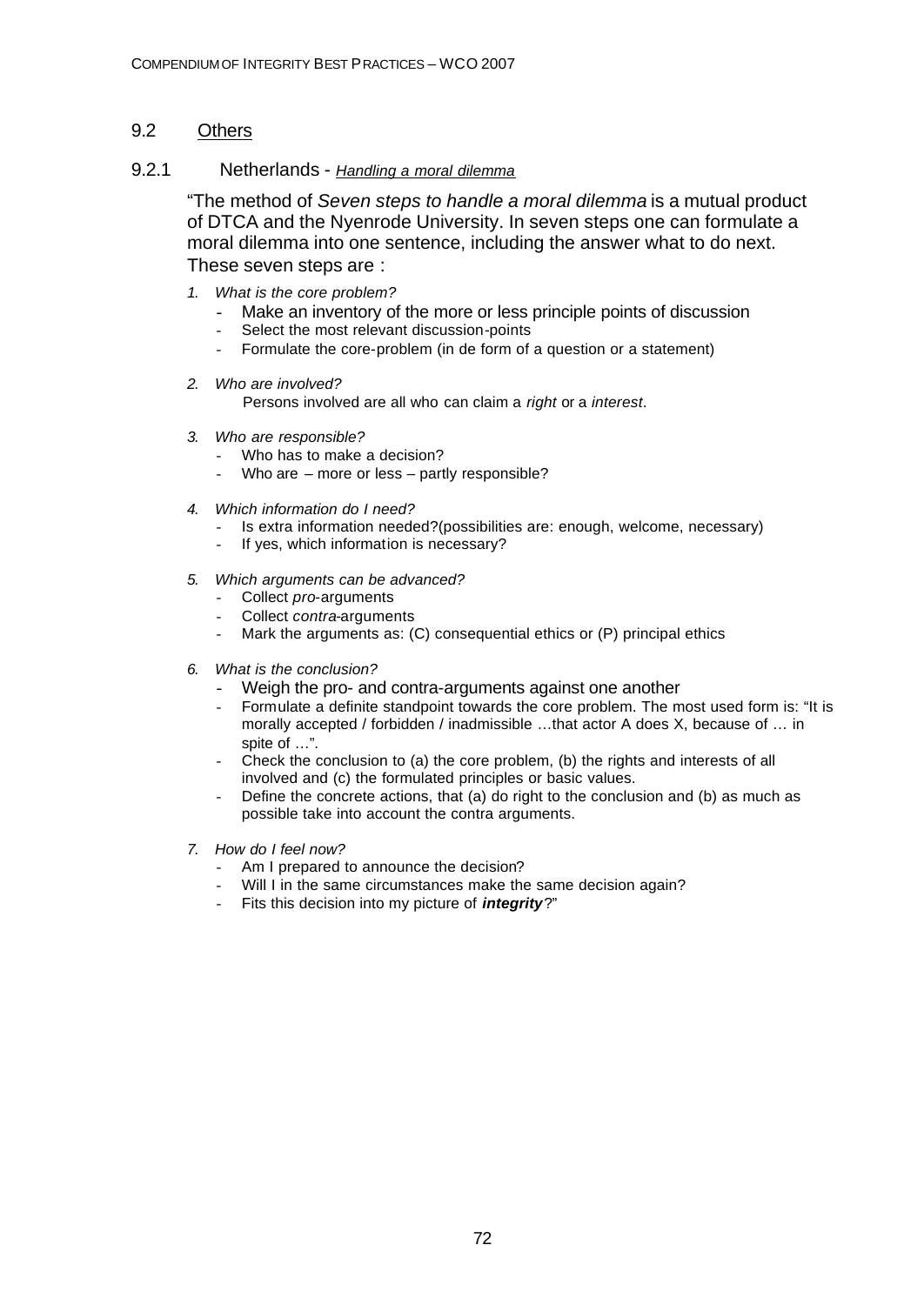## 9.2 Others

### 9.2.1 Netherlands - *Handling a moral dilemma*

"The method of *Seven steps to handle a moral dilemma* is a mutual product of DTCA and the Nyenrode University. In seven steps one can formulate a moral dilemma into one sentence, including the answer what to do next. These seven steps are :

1. *What is the core problem?*
   - Make an inventory of the more or less principle points of discussion
   - Select the most relevant discussion-points
   - Formulate the core-problem (in de form of a question or a statement)

2. *Who are involved?*

   Persons involved are all who can claim a *right* or a *interest*.

3. *Who are responsible?*
   - Who has to make a decision?
   - Who are – more or less – partly responsible?

4. *Which information do I need?*
   - Is extra information needed?(possibilities are: enough, welcome, necessary)
   - If yes, which information is necessary?

5. *Which arguments can be advanced?*
   - Collect *pro*-arguments
   - Collect *contra*-arguments
   - Mark the arguments as: (C) consequential ethics or (P) principal ethics

6. *What is the conclusion?*
   - Weigh the pro- and contra-arguments against one another
   - Formulate a definite standpoint towards the core problem. The most used form is: "It is morally accepted / forbidden / inadmissible …that actor A does X, because of … in spite of …".
   - Check the conclusion to (a) the core problem, (b) the rights and interests of all involved and (c) the formulated principles or basic values.
   - Define the concrete actions, that (a) do right to the conclusion and (b) as much as possible take into account the contra arguments.

7. *How do I feel now?*
   - Am I prepared to announce the decision?
   - Will I in the same circumstances make the same decision again?
   - Fits this decision into my picture of ***integrity***?"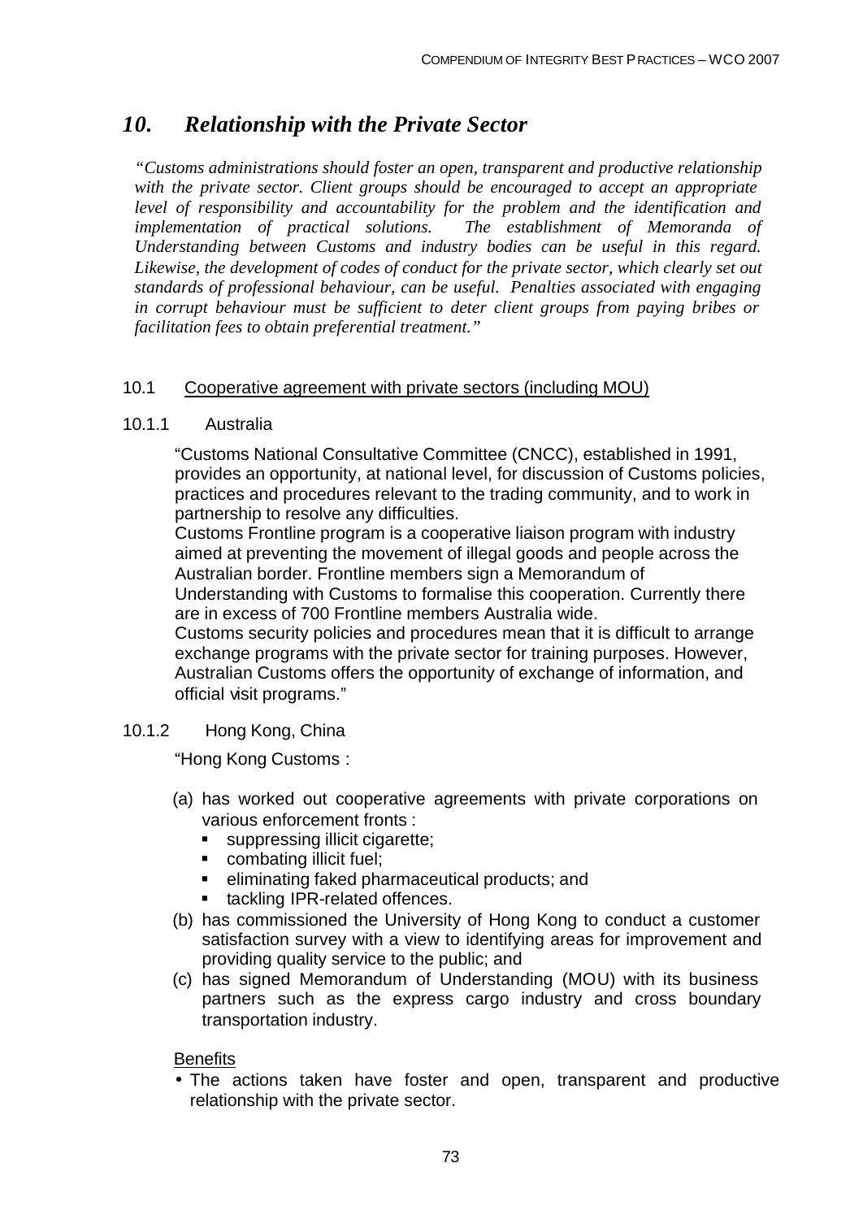## *10. Relationship with the Private Sector*

*"Customs administrations should foster an open, transparent and productive relationship with the private sector. Client groups should be encouraged to accept an appropriate level of responsibility and accountability for the problem and the identification and implementation of practical solutions. The establishment of Memoranda of Understanding between Customs and industry bodies can be useful in this regard. Likewise, the development of codes of conduct for the private sector, which clearly set out standards of professional behaviour, can be useful. Penalties associated with engaging in corrupt behaviour must be sufficient to deter client groups from paying bribes or facilitation fees to obtain preferential treatment."*

### 10.1 Cooperative agreement with private sectors (including MOU)

#### 10.1.1 Australia

"Customs National Consultative Committee (CNCC), established in 1991, provides an opportunity, at national level, for discussion of Customs policies, practices and procedures relevant to the trading community, and to work in partnership to resolve any difficulties.

Customs Frontline program is a cooperative liaison program with industry aimed at preventing the movement of illegal goods and people across the Australian border. Frontline members sign a Memorandum of Understanding with Customs to formalise this cooperation. Currently there are in excess of 700 Frontline members Australia wide.

Customs security policies and procedures mean that it is difficult to arrange exchange programs with the private sector for training purposes. However, Australian Customs offers the opportunity of exchange of information, and official visit programs."

#### 10.1.2 Hong Kong, China

"Hong Kong Customs :

(a) has worked out cooperative agreements with private corporations on various enforcement fronts :
   - suppressing illicit cigarette;
   - combating illicit fuel;
   - eliminating faked pharmaceutical products; and
   - tackling IPR-related offences.
(b) has commissioned the University of Hong Kong to conduct a customer satisfaction survey with a view to identifying areas for improvement and providing quality service to the public; and
(c) has signed Memorandum of Understanding (MOU) with its business partners such as the express cargo industry and cross boundary transportation industry.

Benefits

- The actions taken have foster and open, transparent and productive relationship with the private sector.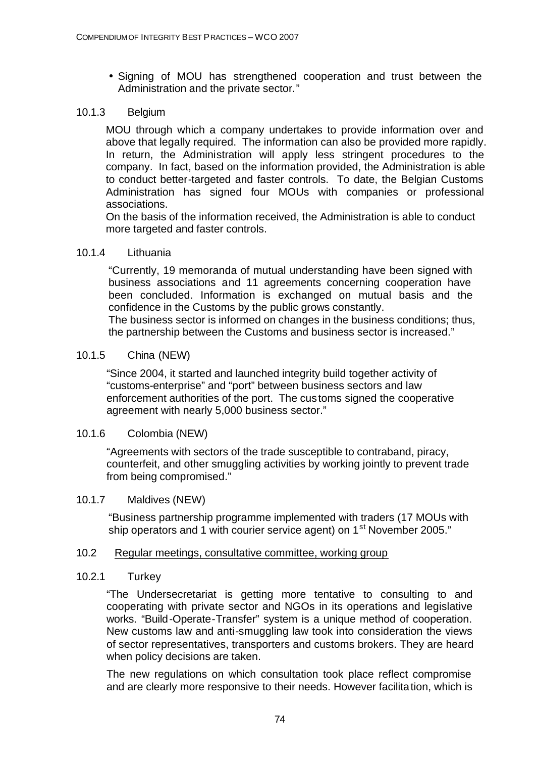- Signing of MOU has strengthened cooperation and trust between the Administration and the private sector."

#### 10.1.3 Belgium

MOU through which a company undertakes to provide information over and above that legally required. The information can also be provided more rapidly. In return, the Administration will apply less stringent procedures to the company. In fact, based on the information provided, the Administration is able to conduct better-targeted and faster controls. To date, the Belgian Customs Administration has signed four MOUs with companies or professional associations.

On the basis of the information received, the Administration is able to conduct more targeted and faster controls.

#### 10.1.4 Lithuania

"Currently, 19 memoranda of mutual understanding have been signed with business associations and 11 agreements concerning cooperation have been concluded. Information is exchanged on mutual basis and the confidence in the Customs by the public grows constantly.

The business sector is informed on changes in the business conditions; thus, the partnership between the Customs and business sector is increased."

#### 10.1.5 China (NEW)

"Since 2004, it started and launched integrity build together activity of "customs-enterprise" and "port" between business sectors and law enforcement authorities of the port. The customs signed the cooperative agreement with nearly 5,000 business sector."

#### 10.1.6 Colombia (NEW)

"Agreements with sectors of the trade susceptible to contraband, piracy, counterfeit, and other smuggling activities by working jointly to prevent trade from being compromised."

#### 10.1.7 Maldives (NEW)

"Business partnership programme implemented with traders (17 MOUs with ship operators and 1 with courier service agent) on 1st November 2005."

### 10.2 Regular meetings, consultative committee, working group

#### 10.2.1 Turkey

"The Undersecretariat is getting more tentative to consulting to and cooperating with private sector and NGOs in its operations and legislative works. "Build-Operate-Transfer" system is a unique method of cooperation. New customs law and anti-smuggling law took into consideration the views of sector representatives, transporters and customs brokers. They are heard when policy decisions are taken.

The new regulations on which consultation took place reflect compromise and are clearly more responsive to their needs. However facilitation, which is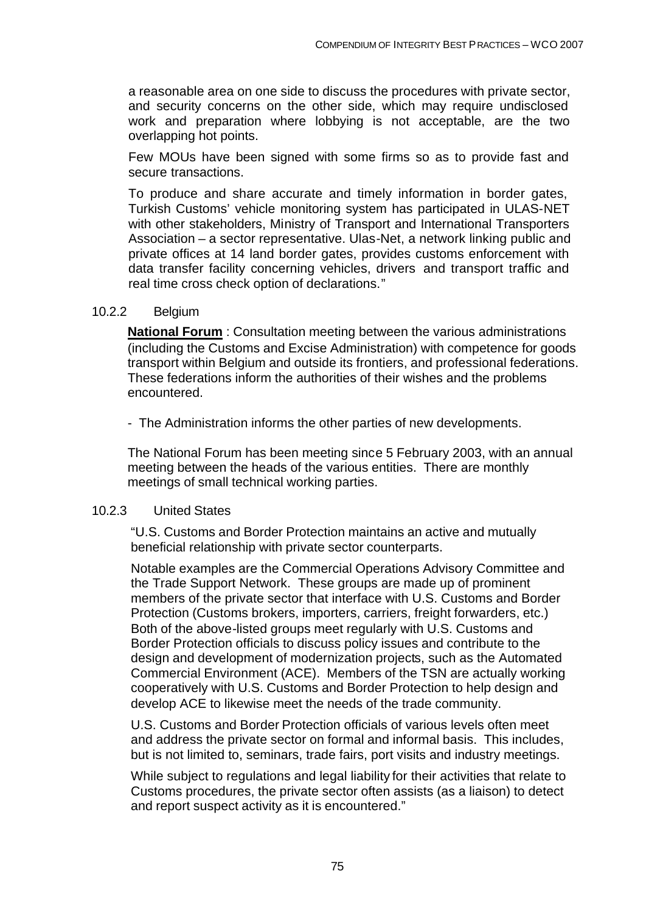a reasonable area on one side to discuss the procedures with private sector, and security concerns on the other side, which may require undisclosed work and preparation where lobbying is not acceptable, are the two overlapping hot points.

Few MOUs have been signed with some firms so as to provide fast and secure transactions.

To produce and share accurate and timely information in border gates, Turkish Customs' vehicle monitoring system has participated in ULAS-NET with other stakeholders, Ministry of Transport and International Transporters Association – a sector representative. Ulas-Net, a network linking public and private offices at 14 land border gates, provides customs enforcement with data transfer facility concerning vehicles, drivers and transport traffic and real time cross check option of declarations."

10.2.2 Belgium

**National Forum** : Consultation meeting between the various administrations (including the Customs and Excise Administration) with competence for goods transport within Belgium and outside its frontiers, and professional federations. These federations inform the authorities of their wishes and the problems encountered.

- The Administration informs the other parties of new developments.

The National Forum has been meeting since 5 February 2003, with an annual meeting between the heads of the various entities. There are monthly meetings of small technical working parties.

10.2.3 United States

"U.S. Customs and Border Protection maintains an active and mutually beneficial relationship with private sector counterparts.

Notable examples are the Commercial Operations Advisory Committee and the Trade Support Network. These groups are made up of prominent members of the private sector that interface with U.S. Customs and Border Protection (Customs brokers, importers, carriers, freight forwarders, etc.) Both of the above-listed groups meet regularly with U.S. Customs and Border Protection officials to discuss policy issues and contribute to the design and development of modernization projects, such as the Automated Commercial Environment (ACE). Members of the TSN are actually working cooperatively with U.S. Customs and Border Protection to help design and develop ACE to likewise meet the needs of the trade community.

U.S. Customs and Border Protection officials of various levels often meet and address the private sector on formal and informal basis. This includes, but is not limited to, seminars, trade fairs, port visits and industry meetings.

While subject to regulations and legal liability for their activities that relate to Customs procedures, the private sector often assists (as a liaison) to detect and report suspect activity as it is encountered."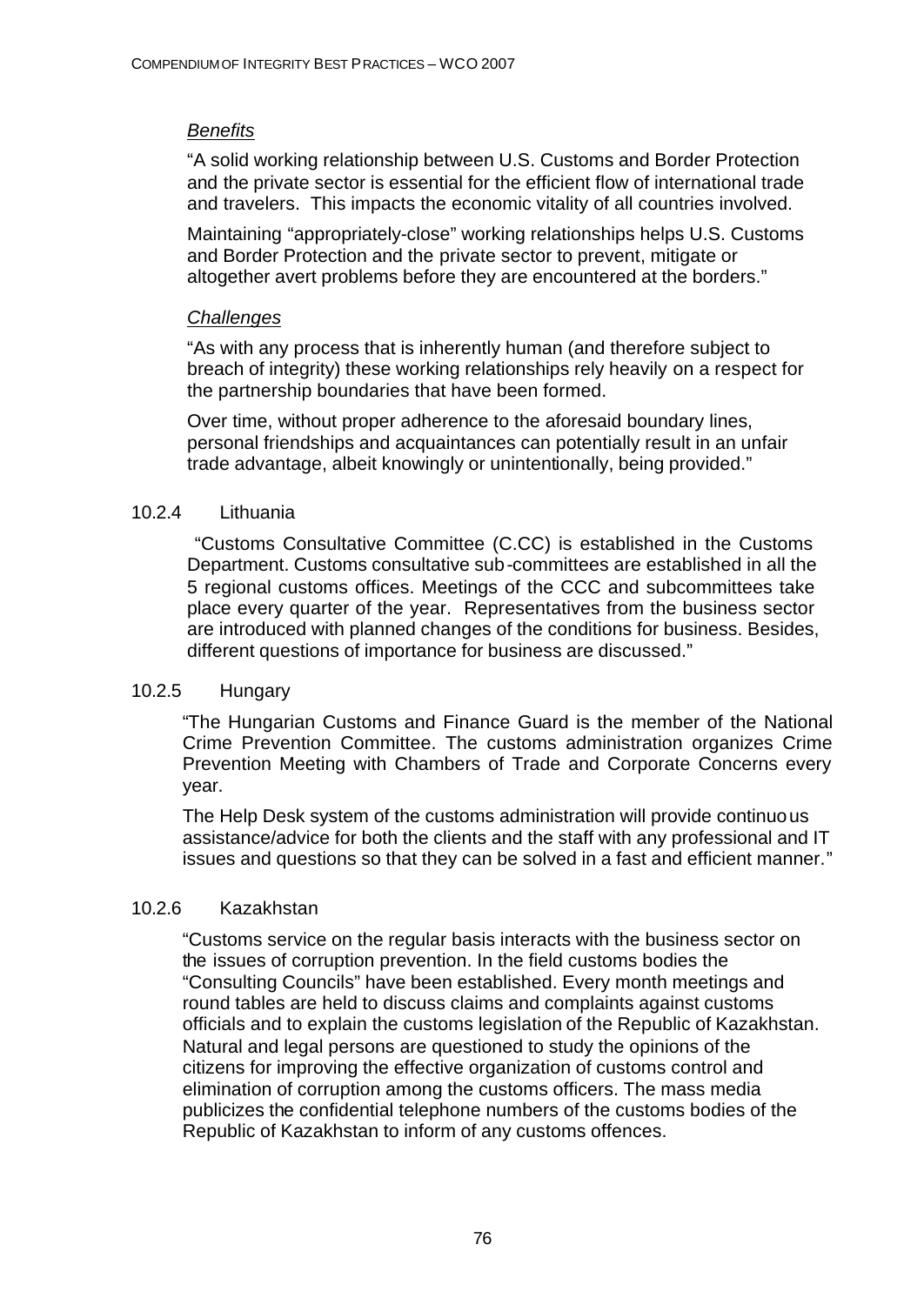*Benefits*

"A solid working relationship between U.S. Customs and Border Protection and the private sector is essential for the efficient flow of international trade and travelers. This impacts the economic vitality of all countries involved.

Maintaining "appropriately-close" working relationships helps U.S. Customs and Border Protection and the private sector to prevent, mitigate or altogether avert problems before they are encountered at the borders."

*Challenges*

"As with any process that is inherently human (and therefore subject to breach of integrity) these working relationships rely heavily on a respect for the partnership boundaries that have been formed.

Over time, without proper adherence to the aforesaid boundary lines, personal friendships and acquaintances can potentially result in an unfair trade advantage, albeit knowingly or unintentionally, being provided."

### 10.2.4 Lithuania

"Customs Consultative Committee (C.CC) is established in the Customs Department. Customs consultative sub-committees are established in all the 5 regional customs offices. Meetings of the CCC and subcommittees take place every quarter of the year. Representatives from the business sector are introduced with planned changes of the conditions for business. Besides, different questions of importance for business are discussed."

### 10.2.5 Hungary

"The Hungarian Customs and Finance Guard is the member of the National Crime Prevention Committee. The customs administration organizes Crime Prevention Meeting with Chambers of Trade and Corporate Concerns every year.

The Help Desk system of the customs administration will provide continuous assistance/advice for both the clients and the staff with any professional and IT issues and questions so that they can be solved in a fast and efficient manner."

### 10.2.6 Kazakhstan

"Customs service on the regular basis interacts with the business sector on the issues of corruption prevention. In the field customs bodies the "Consulting Councils" have been established. Every month meetings and round tables are held to discuss claims and complaints against customs officials and to explain the customs legislation of the Republic of Kazakhstan. Natural and legal persons are questioned to study the opinions of the citizens for improving the effective organization of customs control and elimination of corruption among the customs officers. The mass media publicizes the confidential telephone numbers of the customs bodies of the Republic of Kazakhstan to inform of any customs offences.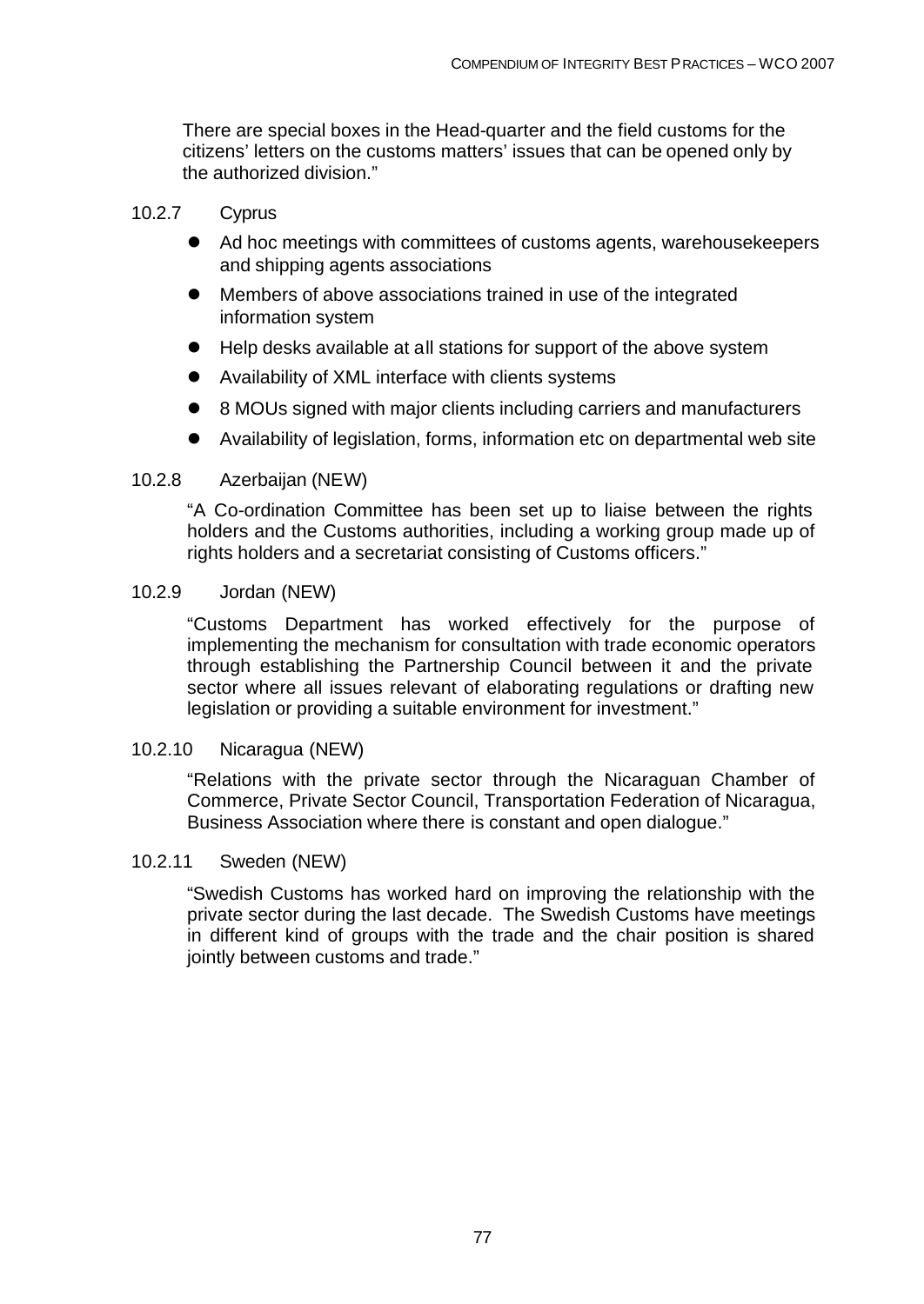There are special boxes in the Head-quarter and the field customs for the citizens' letters on the customs matters' issues that can be opened only by the authorized division."

### 10.2.7 Cyprus

- Ad hoc meetings with committees of customs agents, warehousekeepers and shipping agents associations
- Members of above associations trained in use of the integrated information system
- Help desks available at all stations for support of the above system
- Availability of XML interface with clients systems
- 8 MOUs signed with major clients including carriers and manufacturers
- Availability of legislation, forms, information etc on departmental web site

### 10.2.8 Azerbaijan (NEW)

"A Co-ordination Committee has been set up to liaise between the rights holders and the Customs authorities, including a working group made up of rights holders and a secretariat consisting of Customs officers."

### 10.2.9 Jordan (NEW)

"Customs Department has worked effectively for the purpose of implementing the mechanism for consultation with trade economic operators through establishing the Partnership Council between it and the private sector where all issues relevant of elaborating regulations or drafting new legislation or providing a suitable environment for investment."

### 10.2.10 Nicaragua (NEW)

"Relations with the private sector through the Nicaraguan Chamber of Commerce, Private Sector Council, Transportation Federation of Nicaragua, Business Association where there is constant and open dialogue."

### 10.2.11 Sweden (NEW)

"Swedish Customs has worked hard on improving the relationship with the private sector during the last decade. The Swedish Customs have meetings in different kind of groups with the trade and the chair position is shared jointly between customs and trade."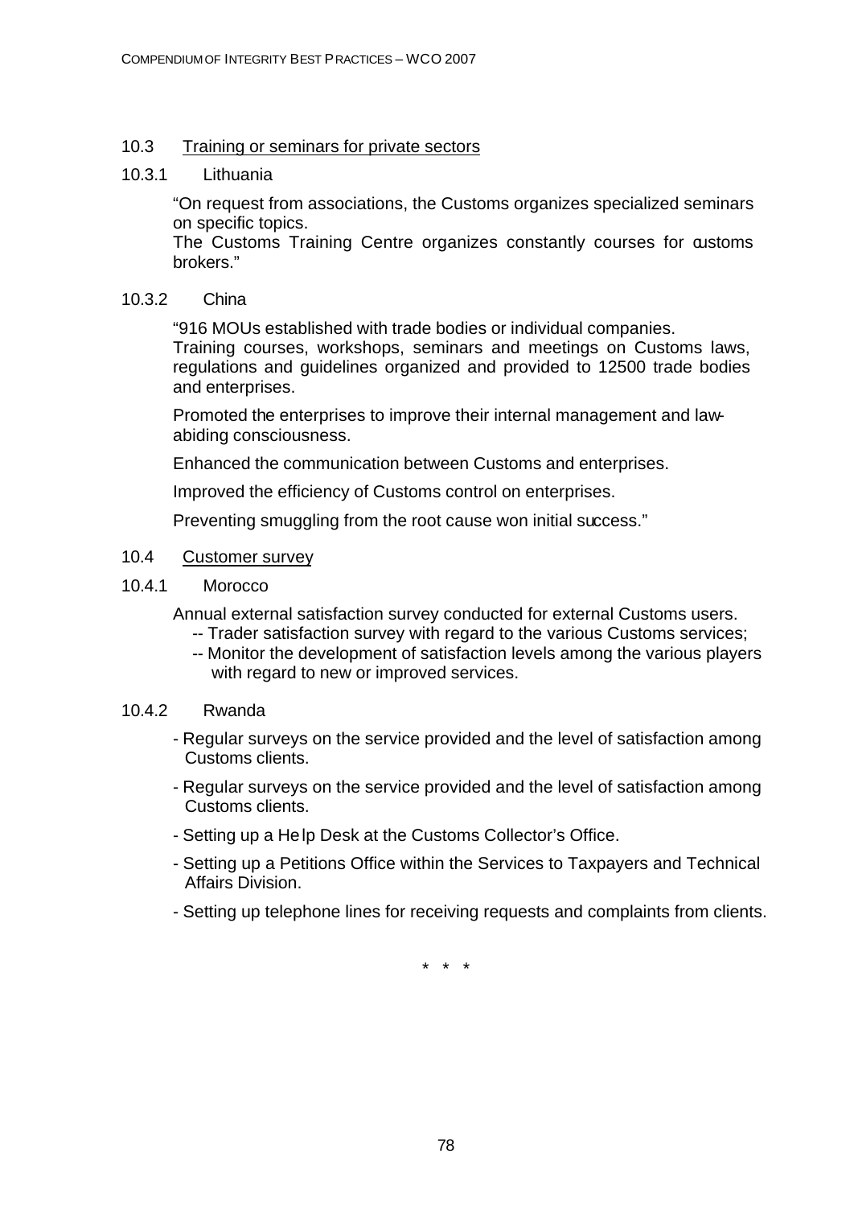## 10.3 Training or seminars for private sectors

### 10.3.1 Lithuania

"On request from associations, the Customs organizes specialized seminars on specific topics.
The Customs Training Centre organizes constantly courses for customs brokers."

### 10.3.2 China

"916 MOUs established with trade bodies or individual companies.
Training courses, workshops, seminars and meetings on Customs laws, regulations and guidelines organized and provided to 12500 trade bodies and enterprises.

Promoted the enterprises to improve their internal management and law-abiding consciousness.

Enhanced the communication between Customs and enterprises.

Improved the efficiency of Customs control on enterprises.

Preventing smuggling from the root cause won initial success."

## 10.4 Customer survey

### 10.4.1 Morocco

Annual external satisfaction survey conducted for external Customs users.

- -- Trader satisfaction survey with regard to the various Customs services;
- -- Monitor the development of satisfaction levels among the various players with regard to new or improved services.

### 10.4.2 Rwanda

- Regular surveys on the service provided and the level of satisfaction among Customs clients.
- Regular surveys on the service provided and the level of satisfaction among Customs clients.
- Setting up a Help Desk at the Customs Collector's Office.
- Setting up a Petitions Office within the Services to Taxpayers and Technical Affairs Division.
- Setting up telephone lines for receiving requests and complaints from clients.

\* \* \*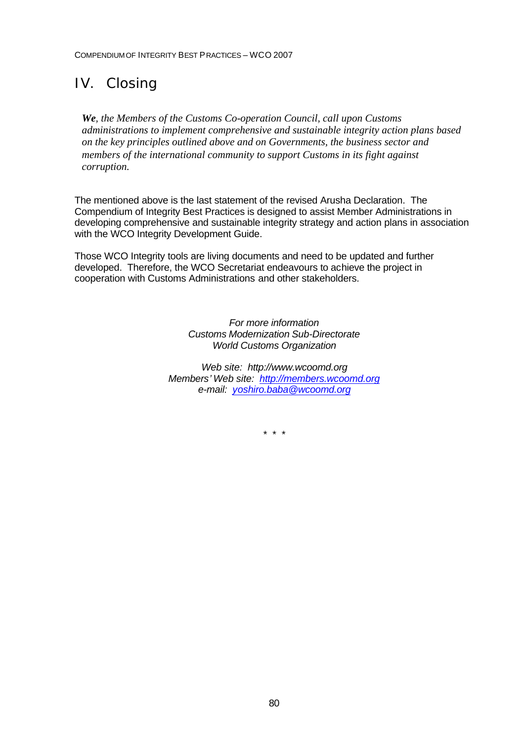# IV. Closing

> ***We**, the Members of the Customs Co-operation Council, call upon Customs administrations to implement comprehensive and sustainable integrity action plans based on the key principles outlined above and on Governments, the business sector and members of the international community to support Customs in its fight against corruption.*

The mentioned above is the last statement of the revised Arusha Declaration. The Compendium of Integrity Best Practices is designed to assist Member Administrations in developing comprehensive and sustainable integrity strategy and action plans in association with the WCO Integrity Development Guide.

Those WCO Integrity tools are living documents and need to be updated and further developed. Therefore, the WCO Secretariat endeavours to achieve the project in cooperation with Customs Administrations and other stakeholders.

*For more information*
*Customs Modernization Sub-Directorate*
*World Customs Organization*

*Web site: http://www.wcoomd.org*
*Members' Web site: http://members.wcoomd.org*
*e-mail: yoshiro.baba@wcoomd.org*

\* \* \*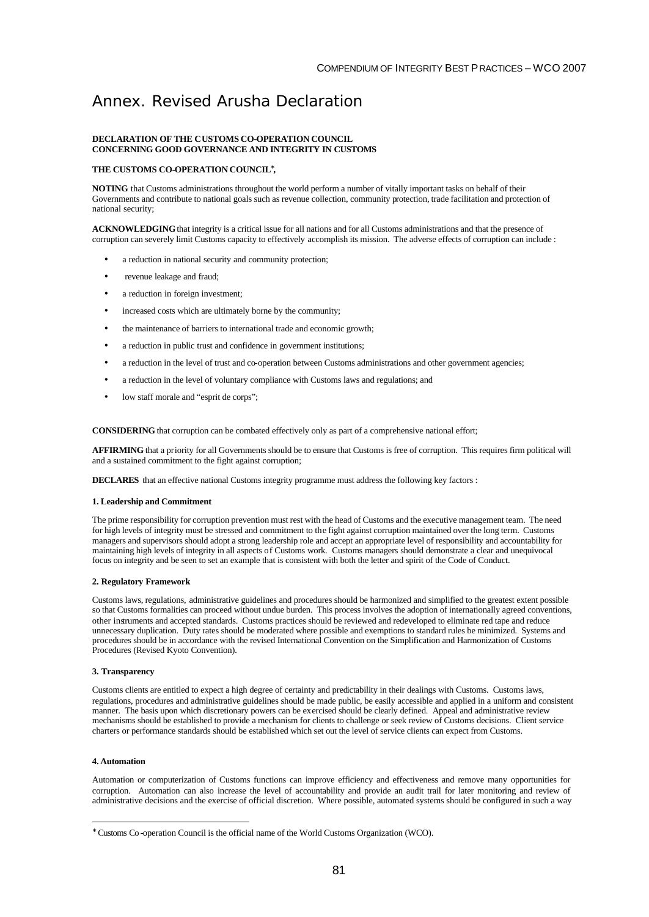# Annex. Revised Arusha Declaration

**DECLARATION OF THE CUSTOMS CO-OPERATION COUNCIL CONCERNING GOOD GOVERNANCE AND INTEGRITY IN CUSTOMS**

**THE CUSTOMS CO-OPERATION COUNCIL***,

**NOTING** that Customs administrations throughout the world perform a number of vitally important tasks on behalf of their Governments and contribute to national goals such as revenue collection, community protection, trade facilitation and protection of national security;

**ACKNOWLEDGING** that integrity is a critical issue for all nations and for all Customs administrations and that the presence of corruption can severely limit Customs capacity to effectively accomplish its mission. The adverse effects of corruption can include :

- a reduction in national security and community protection;
- revenue leakage and fraud;
- a reduction in foreign investment;
- increased costs which are ultimately borne by the community;
- the maintenance of barriers to international trade and economic growth;
- a reduction in public trust and confidence in government institutions;
- a reduction in the level of trust and co-operation between Customs administrations and other government agencies;
- a reduction in the level of voluntary compliance with Customs laws and regulations; and
- low staff morale and "esprit de corps";

**CONSIDERING** that corruption can be combated effectively only as part of a comprehensive national effort;

**AFFIRMING** that a priority for all Governments should be to ensure that Customs is free of corruption. This requires firm political will and a sustained commitment to the fight against corruption;

**DECLARES** that an effective national Customs integrity programme must address the following key factors :

#### 1. Leadership and Commitment

The prime responsibility for corruption prevention must rest with the head of Customs and the executive management team. The need for high levels of integrity must be stressed and commitment to the fight against corruption maintained over the long term. Customs managers and supervisors should adopt a strong leadership role and accept an appropriate level of responsibility and accountability for maintaining high levels of integrity in all aspects of Customs work. Customs managers should demonstrate a clear and unequivocal focus on integrity and be seen to set an example that is consistent with both the letter and spirit of the Code of Conduct.

#### 2. Regulatory Framework

Customs laws, regulations, administrative guidelines and procedures should be harmonized and simplified to the greatest extent possible so that Customs formalities can proceed without undue burden. This process involves the adoption of internationally agreed conventions, other instruments and accepted standards. Customs practices should be reviewed and redeveloped to eliminate red tape and reduce unnecessary duplication. Duty rates should be moderated where possible and exemptions to standard rules be minimized. Systems and procedures should be in accordance with the revised International Convention on the Simplification and Harmonization of Customs Procedures (Revised Kyoto Convention).

#### 3. Transparency

Customs clients are entitled to expect a high degree of certainty and predictability in their dealings with Customs. Customs laws, regulations, procedures and administrative guidelines should be made public, be easily accessible and applied in a uniform and consistent manner. The basis upon which discretionary powers can be exercised should be clearly defined. Appeal and administrative review mechanisms should be established to provide a mechanism for clients to challenge or seek review of Customs decisions. Client service charters or performance standards should be established which set out the level of service clients can expect from Customs.

#### 4. Automation

Automation or computerization of Customs functions can improve efficiency and effectiveness and remove many opportunities for corruption. Automation can also increase the level of accountability and provide an audit trail for later monitoring and review of administrative decisions and the exercise of official discretion. Where possible, automated systems should be configured in such a way

---

* Customs Co-operation Council is the official name of the World Customs Organization (WCO).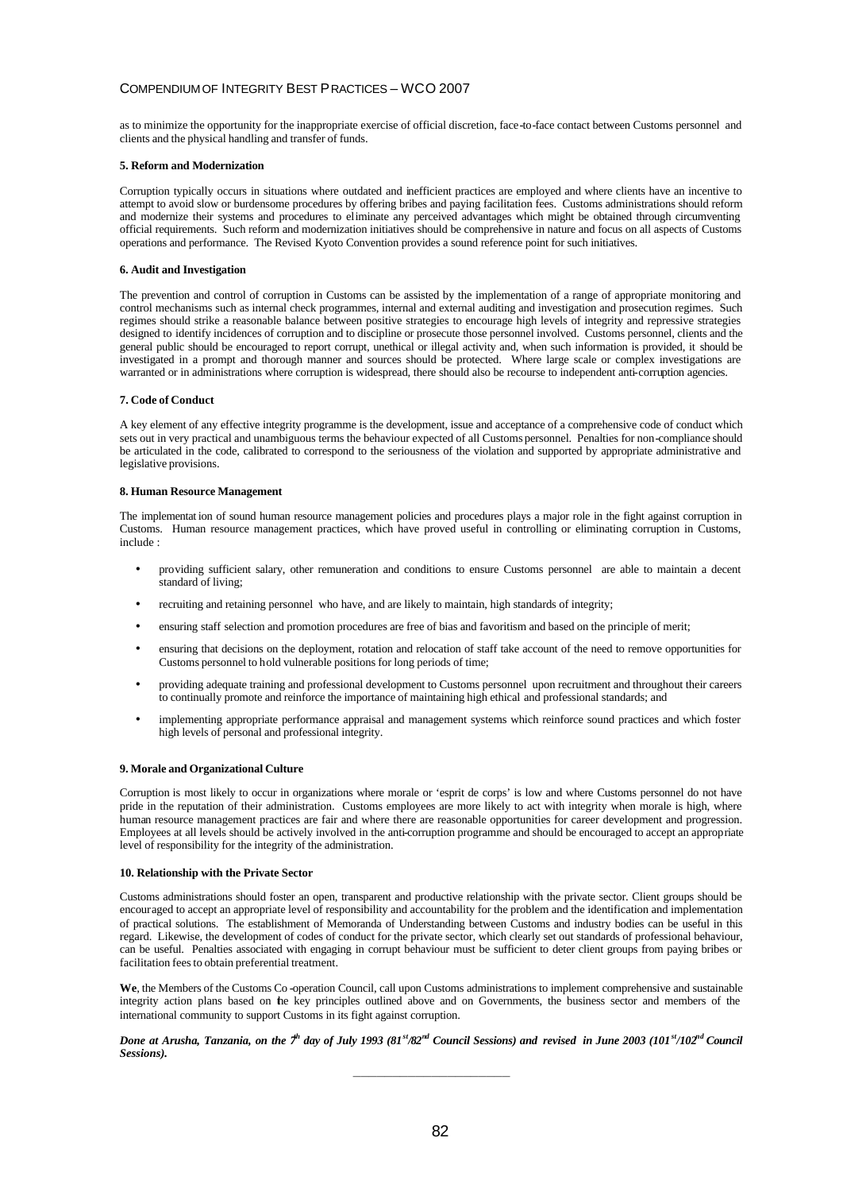as to minimize the opportunity for the inappropriate exercise of official discretion, face-to-face contact between Customs personnel and clients and the physical handling and transfer of funds.

**5. Reform and Modernization**

Corruption typically occurs in situations where outdated and inefficient practices are employed and where clients have an incentive to attempt to avoid slow or burdensome procedures by offering bribes and paying facilitation fees. Customs administrations should reform and modernize their systems and procedures to eliminate any perceived advantages which might be obtained through circumventing official requirements. Such reform and modernization initiatives should be comprehensive in nature and focus on all aspects of Customs operations and performance. The Revised Kyoto Convention provides a sound reference point for such initiatives.

**6. Audit and Investigation**

The prevention and control of corruption in Customs can be assisted by the implementation of a range of appropriate monitoring and control mechanisms such as internal check programmes, internal and external auditing and investigation and prosecution regimes. Such regimes should strike a reasonable balance between positive strategies to encourage high levels of integrity and repressive strategies designed to identify incidences of corruption and to discipline or prosecute those personnel involved. Customs personnel, clients and the general public should be encouraged to report corrupt, unethical or illegal activity and, when such information is provided, it should be investigated in a prompt and thorough manner and sources should be protected. Where large scale or complex investigations are warranted or in administrations where corruption is widespread, there should also be recourse to independent anti-corruption agencies.

**7. Code of Conduct**

A key element of any effective integrity programme is the development, issue and acceptance of a comprehensive code of conduct which sets out in very practical and unambiguous terms the behaviour expected of all Customs personnel. Penalties for non-compliance should be articulated in the code, calibrated to correspond to the seriousness of the violation and supported by appropriate administrative and legislative provisions.

**8. Human Resource Management**

The implementation of sound human resource management policies and procedures plays a major role in the fight against corruption in Customs. Human resource management practices, which have proved useful in controlling or eliminating corruption in Customs, include :

- providing sufficient salary, other remuneration and conditions to ensure Customs personnel are able to maintain a decent standard of living;
- recruiting and retaining personnel who have, and are likely to maintain, high standards of integrity;
- ensuring staff selection and promotion procedures are free of bias and favoritism and based on the principle of merit;
- ensuring that decisions on the deployment, rotation and relocation of staff take account of the need to remove opportunities for Customs personnel to hold vulnerable positions for long periods of time;
- providing adequate training and professional development to Customs personnel upon recruitment and throughout their careers to continually promote and reinforce the importance of maintaining high ethical and professional standards; and
- implementing appropriate performance appraisal and management systems which reinforce sound practices and which foster high levels of personal and professional integrity.

**9. Morale and Organizational Culture**

Corruption is most likely to occur in organizations where morale or 'esprit de corps' is low and where Customs personnel do not have pride in the reputation of their administration. Customs employees are more likely to act with integrity when morale is high, where human resource management practices are fair and where there are reasonable opportunities for career development and progression. Employees at all levels should be actively involved in the anti-corruption programme and should be encouraged to accept an appropriate level of responsibility for the integrity of the administration.

**10. Relationship with the Private Sector**

Customs administrations should foster an open, transparent and productive relationship with the private sector. Client groups should be encouraged to accept an appropriate level of responsibility and accountability for the problem and the identification and implementation of practical solutions. The establishment of Memoranda of Understanding between Customs and industry bodies can be useful in this regard. Likewise, the development of codes of conduct for the private sector, which clearly set out standards of professional behaviour, can be useful. Penalties associated with engaging in corrupt behaviour must be sufficient to deter client groups from paying bribes or facilitation fees to obtain preferential treatment.

**We**, the Members of the Customs Co-operation Council, call upon Customs administrations to implement comprehensive and sustainable integrity action plans based on the key principles outlined above and on Governments, the business sector and members of the international community to support Customs in its fight against corruption.

***Done at Arusha, Tanzania, on the 7th day of July 1993 (81st/82nd Council Sessions) and revised in June 2003 (101st/102nd Council Sessions).***

---